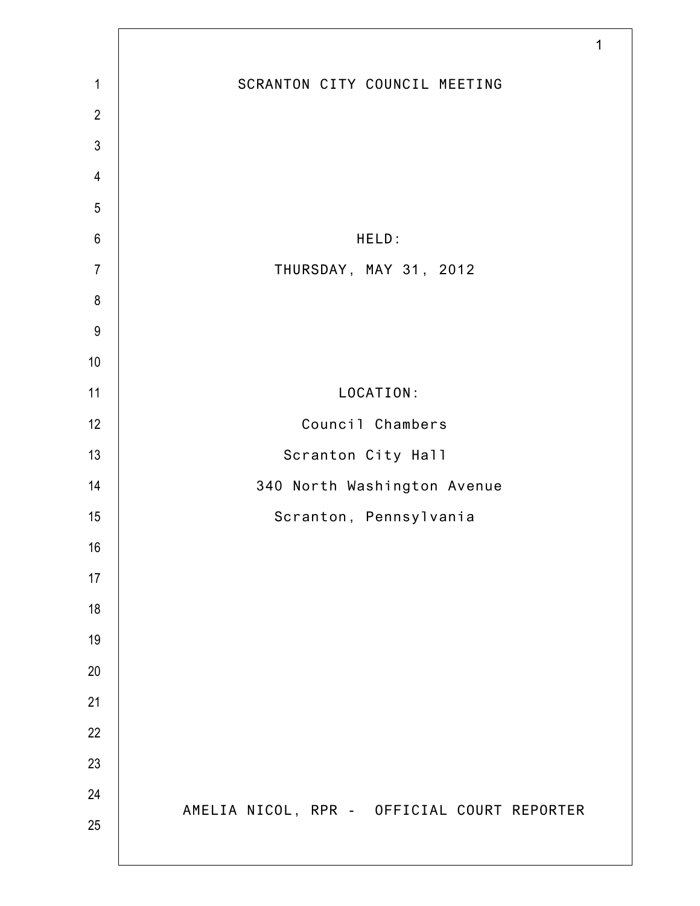# SCRANTON CITY COUNCIL MEETING

HELD:

THURSDAY, MAY 31, 2012

LOCATION:

Council Chambers

Scranton City Hall

340 North Washington Avenue

Scranton, Pennsylvania

AMELIA NICOL, RPR - OFFICIAL COURT REPORTER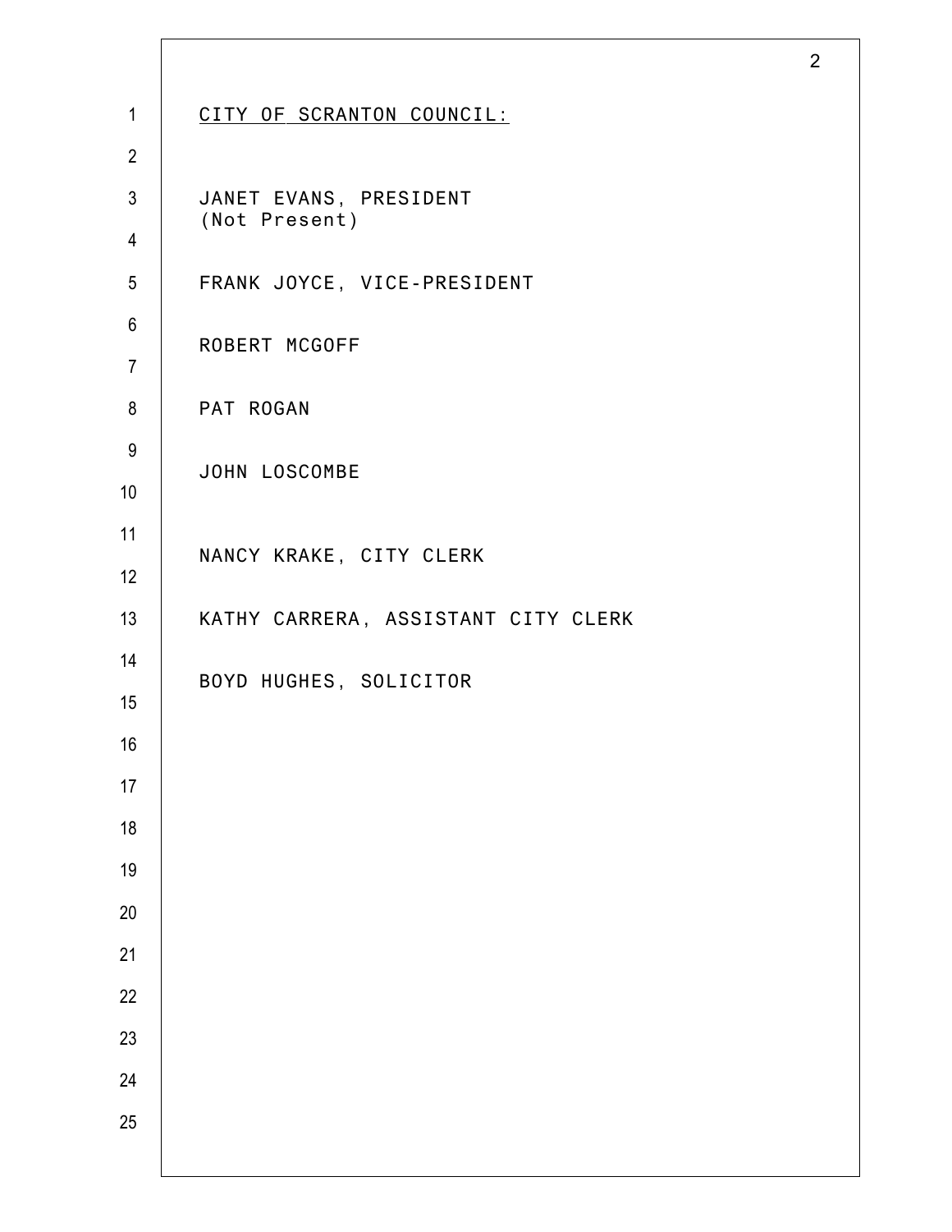<u>CITY OF SCRANTON COUNCIL:</u>

JANET EVANS, PRESIDENT
(Not Present)

FRANK JOYCE, VICE-PRESIDENT

ROBERT MCGOFF

PAT ROGAN

JOHN LOSCOMBE

NANCY KRAKE, CITY CLERK

KATHY CARRERA, ASSISTANT CITY CLERK

BOYD HUGHES, SOLICITOR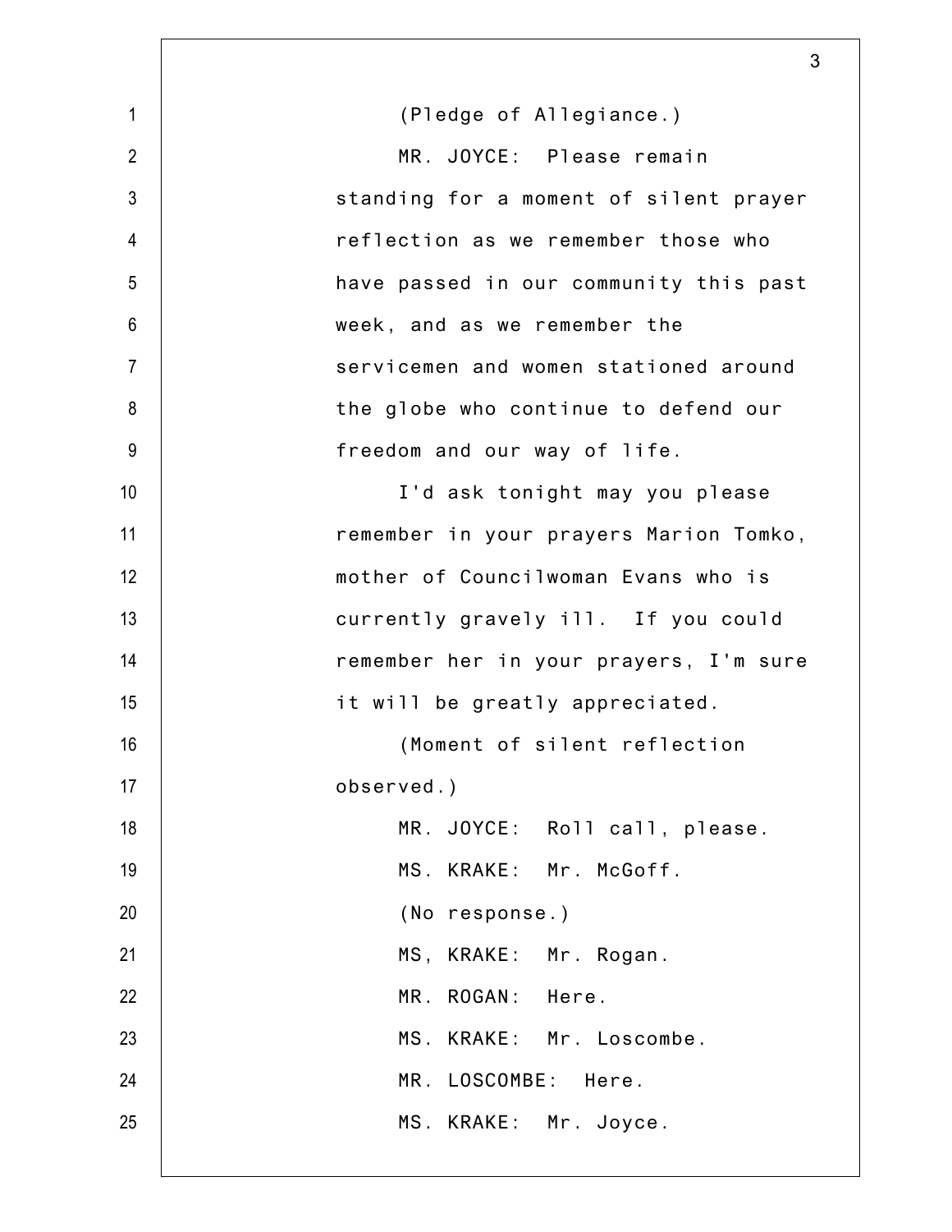(Pledge of Allegiance.)

MR. JOYCE: Please remain standing for a moment of silent prayer reflection as we remember those who have passed in our community this past week, and as we remember the servicemen and women stationed around the globe who continue to defend our freedom and our way of life.

I'd ask tonight may you please remember in your prayers Marion Tomko, mother of Councilwoman Evans who is currently gravely ill. If you could remember her in your prayers, I'm sure it will be greatly appreciated.

(Moment of silent reflection observed.)

MR. JOYCE: Roll call, please.

MS. KRAKE: Mr. McGoff.

(No response.)

MS, KRAKE: Mr. Rogan.

MR. ROGAN: Here.

MS. KRAKE: Mr. Loscombe.

MR. LOSCOMBE: Here.

MS. KRAKE: Mr. Joyce.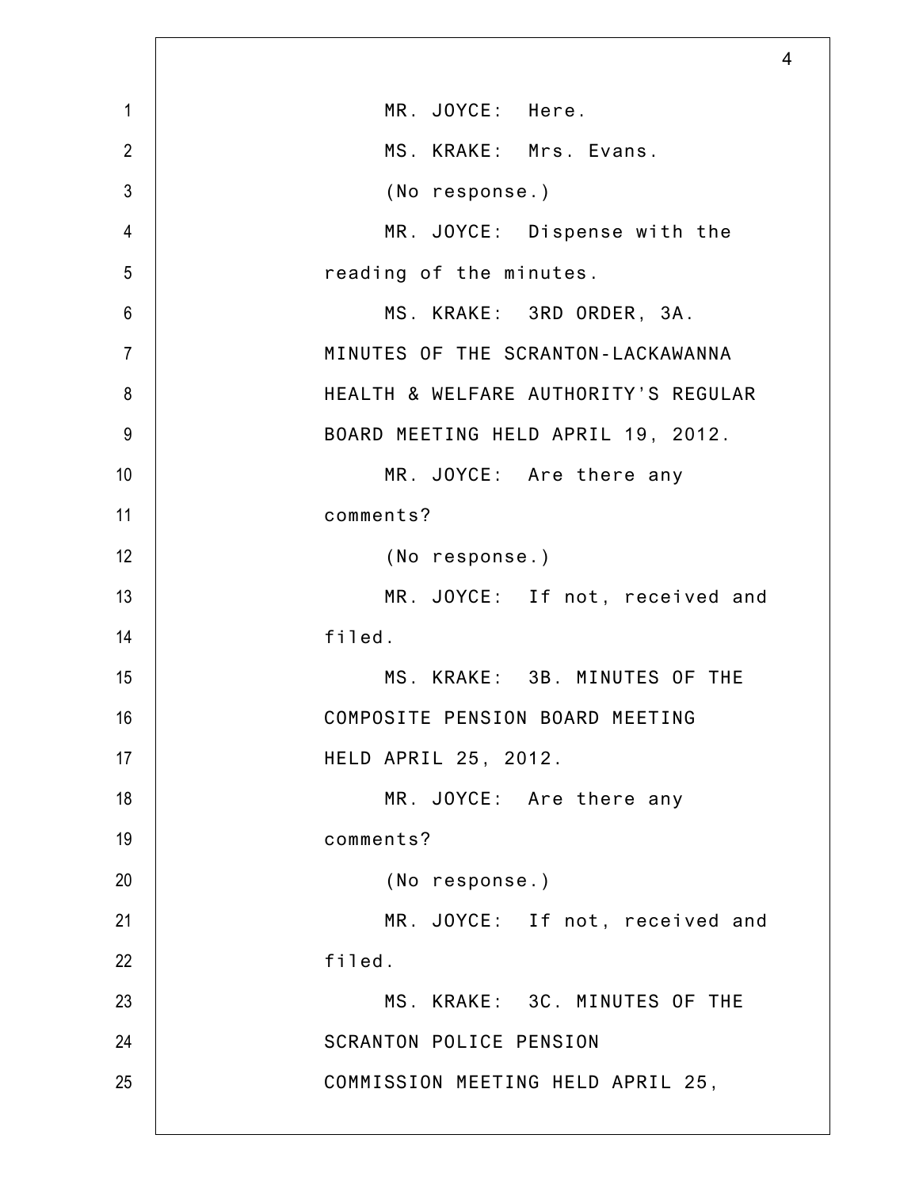MR. JOYCE: Here.

MS. KRAKE: Mrs. Evans.

(No response.)

MR. JOYCE: Dispense with the reading of the minutes.

MS. KRAKE: 3RD ORDER, 3A. MINUTES OF THE SCRANTON-LACKAWANNA HEALTH & WELFARE AUTHORITY'S REGULAR BOARD MEETING HELD APRIL 19, 2012.

MR. JOYCE: Are there any comments?

(No response.)

MR. JOYCE: If not, received and filed.

MS. KRAKE: 3B. MINUTES OF THE COMPOSITE PENSION BOARD MEETING HELD APRIL 25, 2012.

MR. JOYCE: Are there any comments?

(No response.)

MR. JOYCE: If not, received and filed.

MS. KRAKE: 3C. MINUTES OF THE SCRANTON POLICE PENSION COMMISSION MEETING HELD APRIL 25,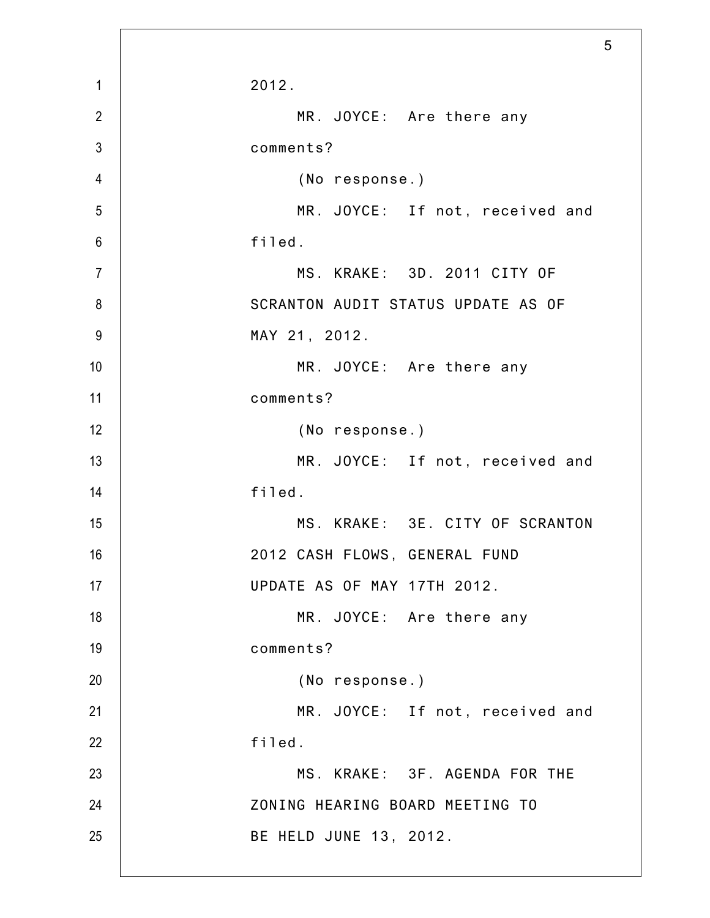2012.

MR. JOYCE: Are there any comments?

(No response.)

MR. JOYCE: If not, received and filed.

MS. KRAKE: 3D. 2011 CITY OF SCRANTON AUDIT STATUS UPDATE AS OF MAY 21, 2012.

MR. JOYCE: Are there any comments?

(No response.)

MR. JOYCE: If not, received and filed.

MS. KRAKE: 3E. CITY OF SCRANTON 2012 CASH FLOWS, GENERAL FUND UPDATE AS OF MAY 17TH 2012.

MR. JOYCE: Are there any comments?

(No response.)

MR. JOYCE: If not, received and filed.

MS. KRAKE: 3F. AGENDA FOR THE ZONING HEARING BOARD MEETING TO BE HELD JUNE 13, 2012.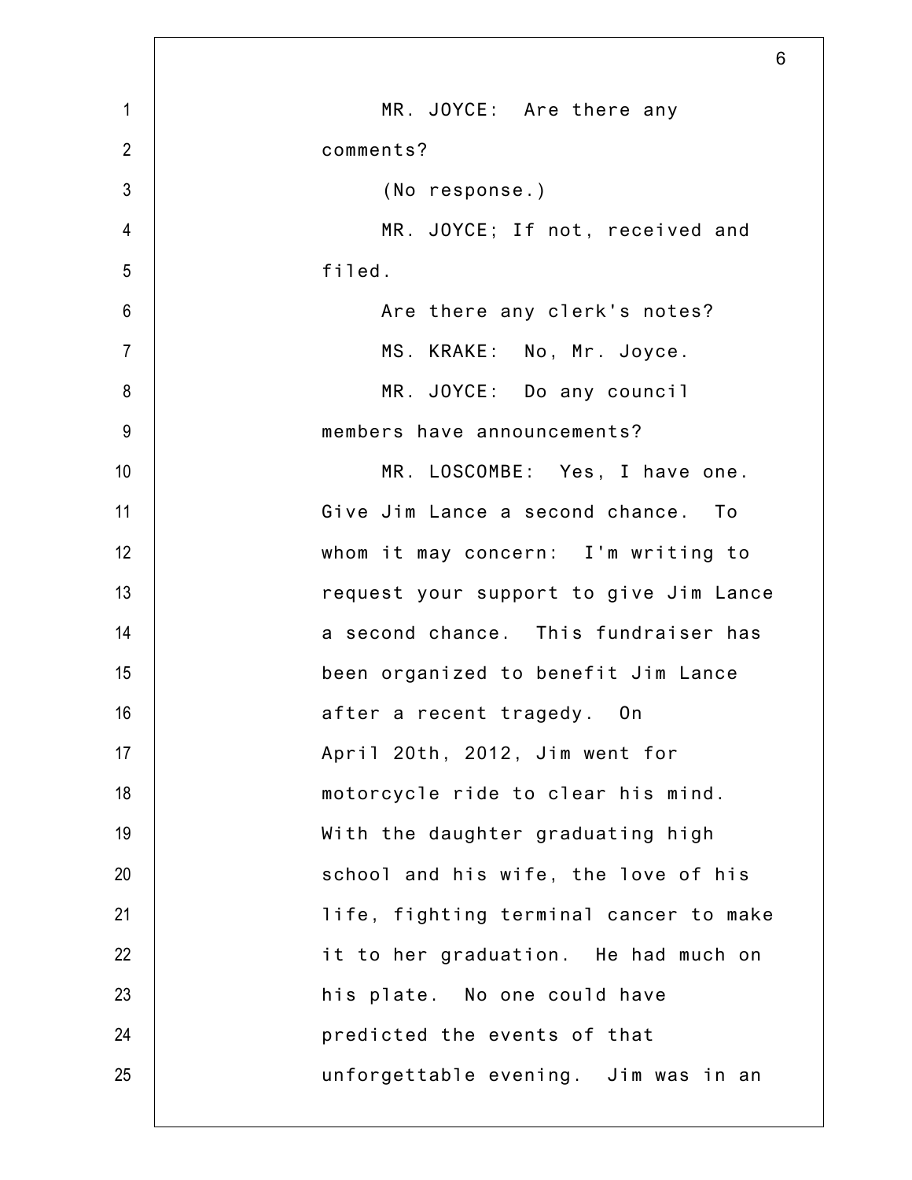MR. JOYCE: Are there any comments?

(No response.)

MR. JOYCE; If not, received and filed.

Are there any clerk's notes?

MS. KRAKE: No, Mr. Joyce.

MR. JOYCE: Do any council members have announcements?

MR. LOSCOMBE: Yes, I have one. Give Jim Lance a second chance. To whom it may concern: I'm writing to request your support to give Jim Lance a second chance. This fundraiser has been organized to benefit Jim Lance after a recent tragedy. On April 20th, 2012, Jim went for motorcycle ride to clear his mind. With the daughter graduating high school and his wife, the love of his life, fighting terminal cancer to make it to her graduation. He had much on his plate. No one could have predicted the events of that unforgettable evening. Jim was in an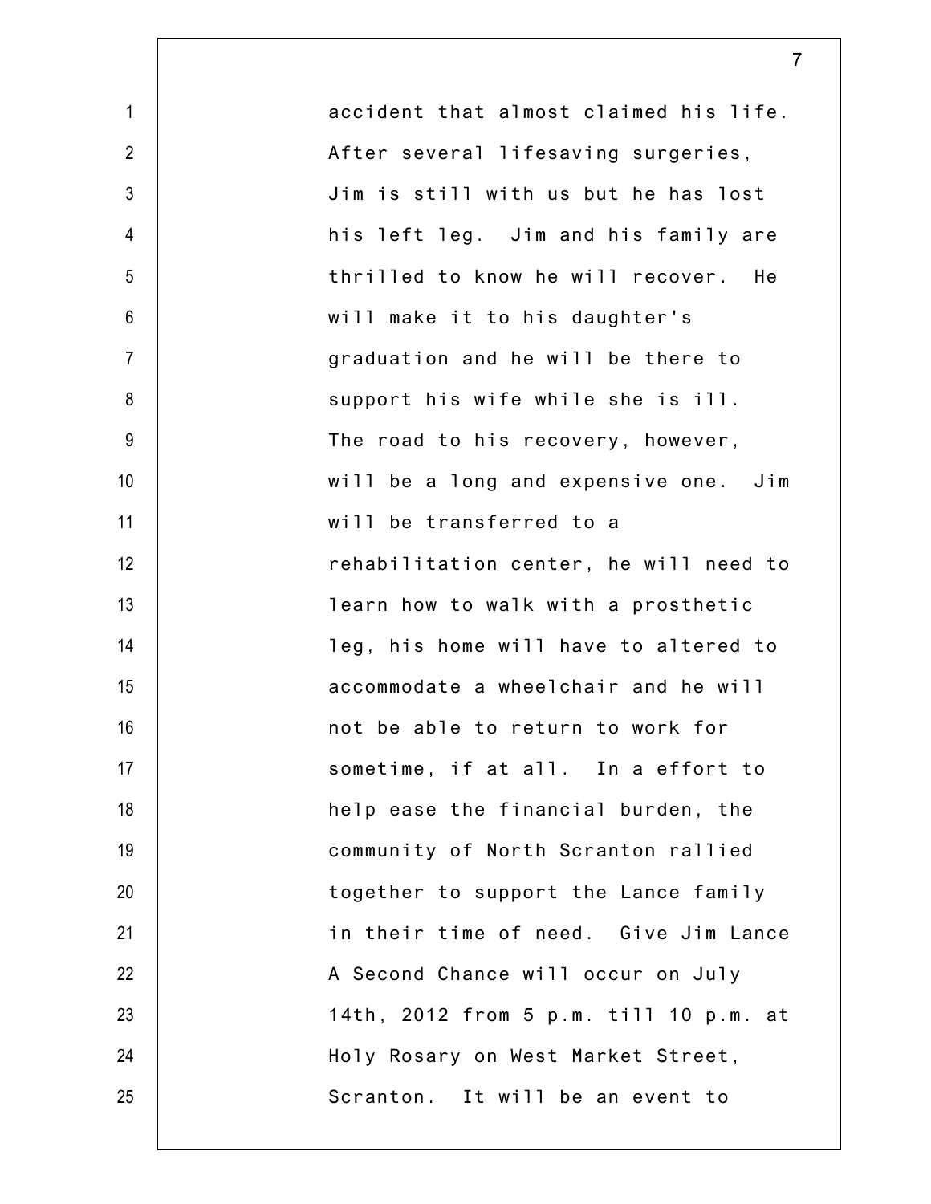accident that almost claimed his life. After several lifesaving surgeries, Jim is still with us but he has lost his left leg. Jim and his family are thrilled to know he will recover. He will make it to his daughter's graduation and he will be there to support his wife while she is ill. The road to his recovery, however, will be a long and expensive one. Jim will be transferred to a rehabilitation center, he will need to learn how to walk with a prosthetic leg, his home will have to altered to accommodate a wheelchair and he will not be able to return to work for sometime, if at all. In a effort to help ease the financial burden, the community of North Scranton rallied together to support the Lance family in their time of need. Give Jim Lance A Second Chance will occur on July 14th, 2012 from 5 p.m. till 10 p.m. at Holy Rosary on West Market Street, Scranton. It will be an event to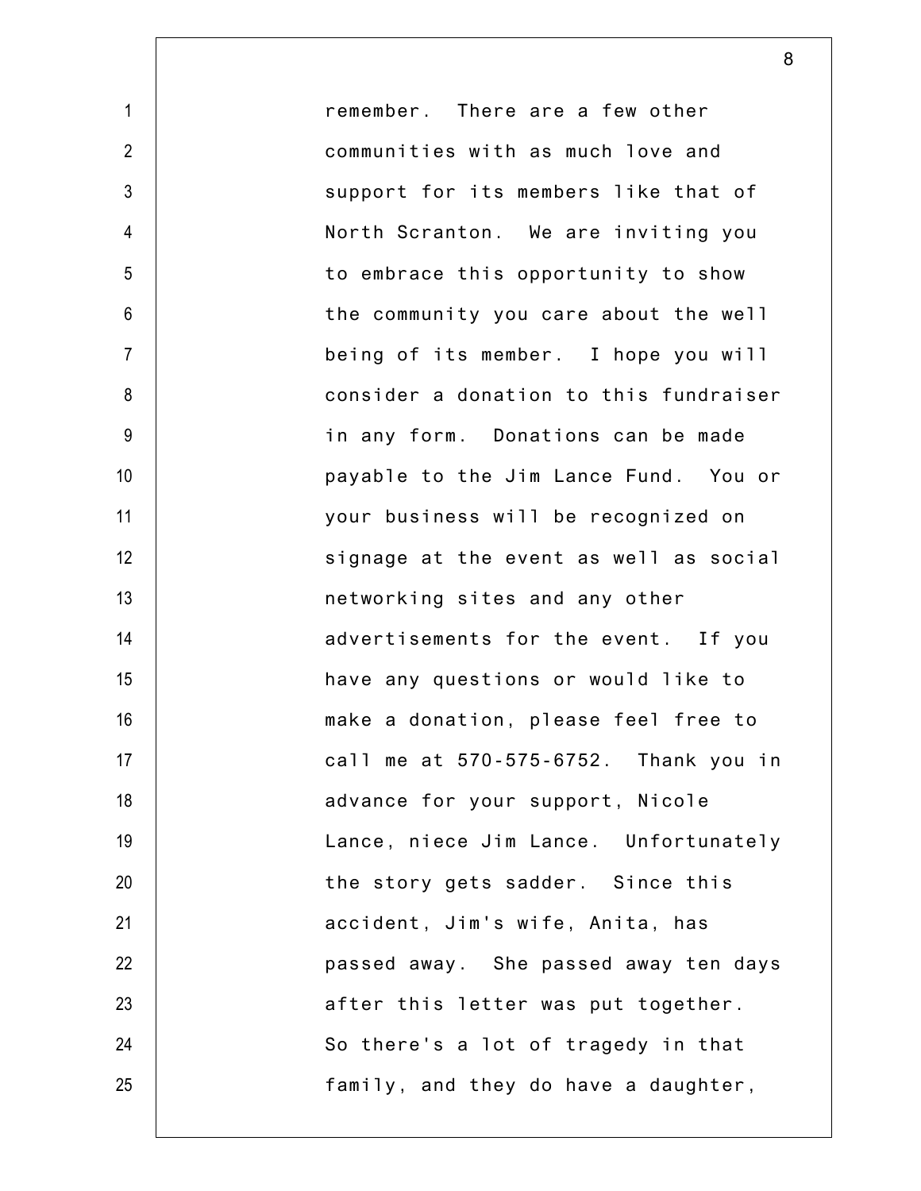remember. There are a few other communities with as much love and support for its members like that of North Scranton. We are inviting you to embrace this opportunity to show the community you care about the well being of its member. I hope you will consider a donation to this fundraiser in any form. Donations can be made payable to the Jim Lance Fund. You or your business will be recognized on signage at the event as well as social networking sites and any other advertisements for the event. If you have any questions or would like to make a donation, please feel free to call me at 570-575-6752. Thank you in advance for your support, Nicole Lance, niece Jim Lance. Unfortunately the story gets sadder. Since this accident, Jim's wife, Anita, has passed away. She passed away ten days after this letter was put together. So there's a lot of tragedy in that family, and they do have a daughter,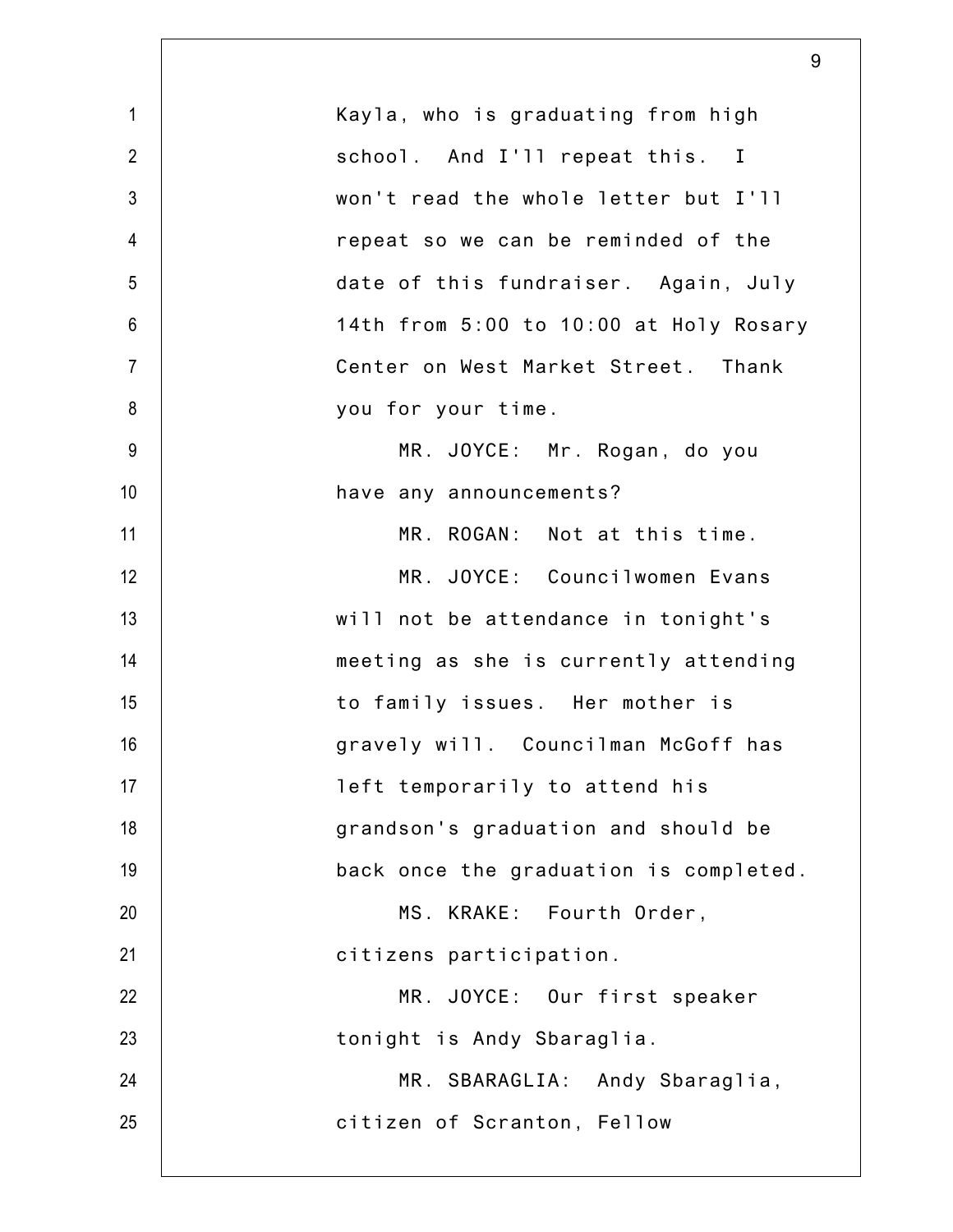Kayla, who is graduating from high school. And I'll repeat this. I won't read the whole letter but I'll repeat so we can be reminded of the date of this fundraiser. Again, July 14th from 5:00 to 10:00 at Holy Rosary Center on West Market Street. Thank you for your time.

MR. JOYCE: Mr. Rogan, do you have any announcements?

MR. ROGAN: Not at this time.

MR. JOYCE: Councilwomen Evans will not be attendance in tonight's meeting as she is currently attending to family issues. Her mother is gravely will. Councilman McGoff has left temporarily to attend his grandson's graduation and should be back once the graduation is completed.

MS. KRAKE: Fourth Order, citizens participation.

MR. JOYCE: Our first speaker tonight is Andy Sbaraglia.

MR. SBARAGLIA: Andy Sbaraglia, citizen of Scranton, Fellow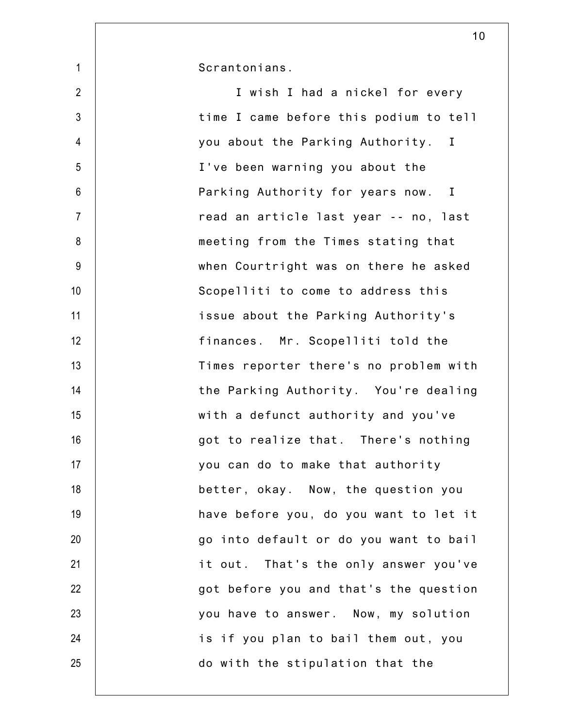Scrantonians.

I wish I had a nickel for every time I came before this podium to tell you about the Parking Authority. I I've been warning you about the Parking Authority for years now. I read an article last year -- no, last meeting from the Times stating that when Courtright was on there he asked Scopelliti to come to address this issue about the Parking Authority's finances. Mr. Scopelliti told the Times reporter there's no problem with the Parking Authority. You're dealing with a defunct authority and you've got to realize that. There's nothing you can do to make that authority better, okay. Now, the question you have before you, do you want to let it go into default or do you want to bail it out. That's the only answer you've got before you and that's the question you have to answer. Now, my solution is if you plan to bail them out, you do with the stipulation that the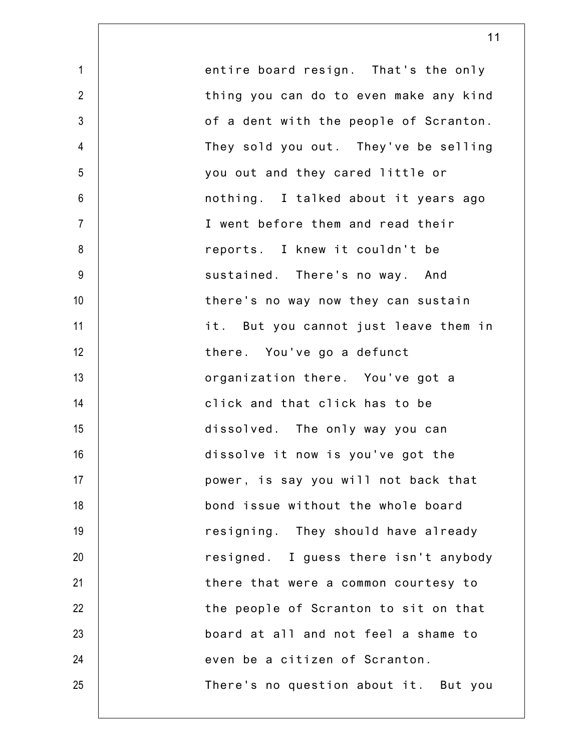entire board resign. That's the only thing you can do to even make any kind of a dent with the people of Scranton. They sold you out. They've be selling you out and they cared little or nothing. I talked about it years ago I went before them and read their reports. I knew it couldn't be sustained. There's no way. And there's no way now they can sustain it. But you cannot just leave them in there. You've go a defunct organization there. You've got a click and that click has to be dissolved. The only way you can dissolve it now is you've got the power, is say you will not back that bond issue without the whole board resigning. They should have already resigned. I guess there isn't anybody there that were a common courtesy to the people of Scranton to sit on that board at all and not feel a shame to even be a citizen of Scranton. There's no question about it. But you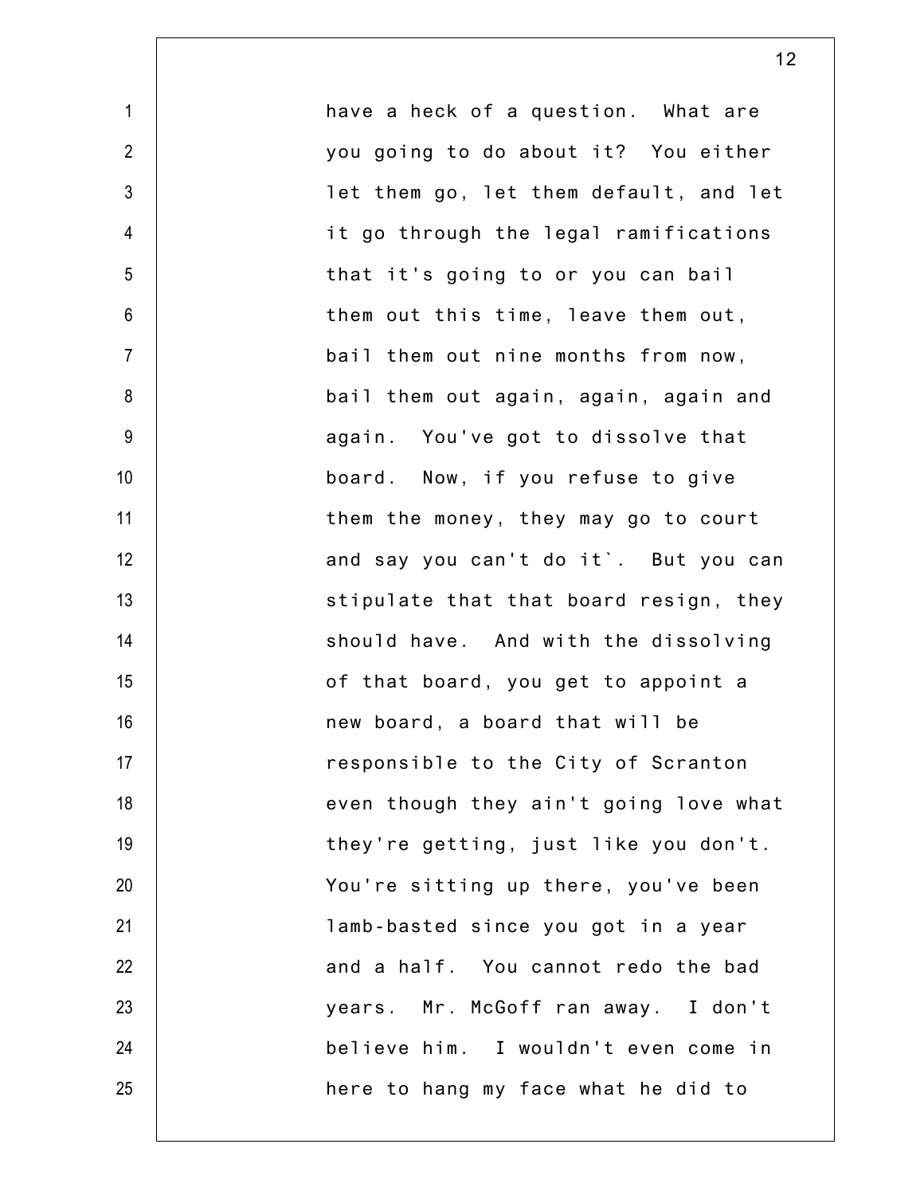have a heck of a question. What are you going to do about it? You either let them go, let them default, and let it go through the legal ramifications that it's going to or you can bail them out this time, leave them out, bail them out nine months from now, bail them out again, again, again and again. You've got to dissolve that board. Now, if you refuse to give them the money, they may go to court and say you can't do it`. But you can stipulate that that board resign, they should have. And with the dissolving of that board, you get to appoint a new board, a board that will be responsible to the City of Scranton even though they ain't going love what they're getting, just like you don't. You're sitting up there, you've been lamb-basted since you got in a year and a half. You cannot redo the bad years. Mr. McGoff ran away. I don't believe him. I wouldn't even come in here to hang my face what he did to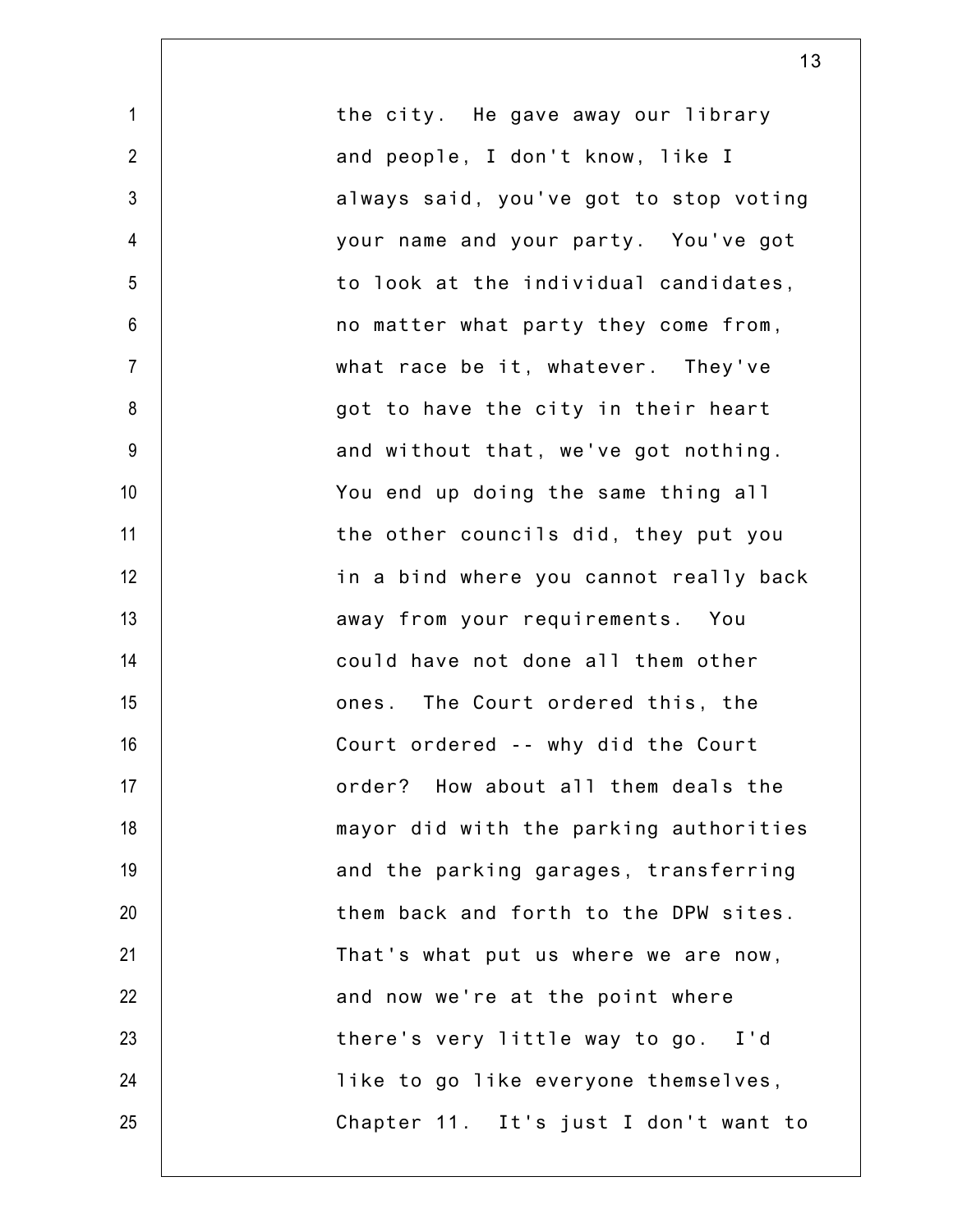the city. He gave away our library and people, I don't know, like I always said, you've got to stop voting your name and your party. You've got to look at the individual candidates, no matter what party they come from, what race be it, whatever. They've got to have the city in their heart and without that, we've got nothing. You end up doing the same thing all the other councils did, they put you in a bind where you cannot really back away from your requirements. You could have not done all them other ones. The Court ordered this, the Court ordered -- why did the Court order? How about all them deals the mayor did with the parking authorities and the parking garages, transferring them back and forth to the DPW sites. That's what put us where we are now, and now we're at the point where there's very little way to go. I'd like to go like everyone themselves, Chapter 11. It's just I don't want to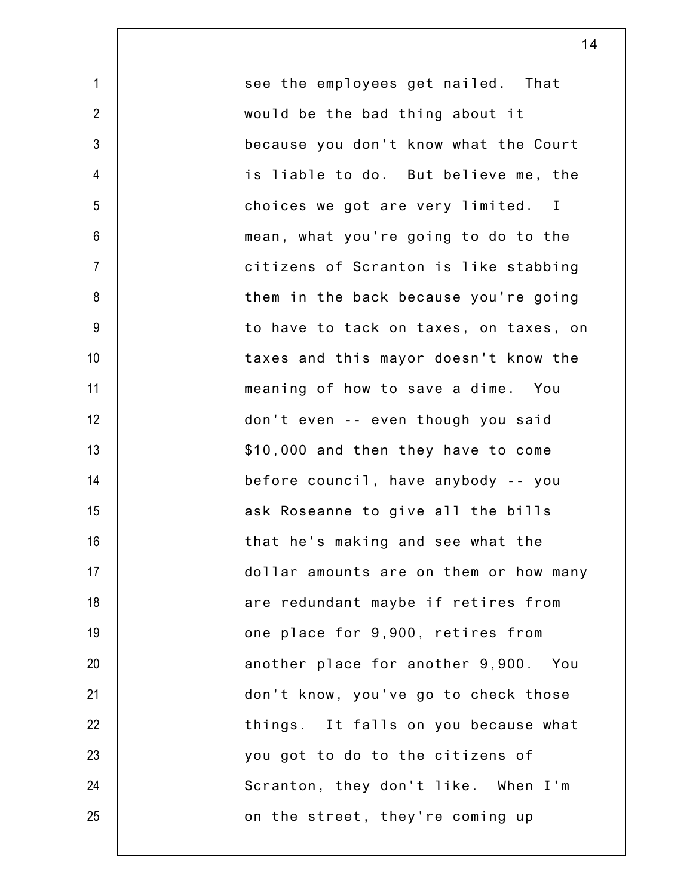see the employees get nailed. That would be the bad thing about it because you don't know what the Court is liable to do. But believe me, the choices we got are very limited. I mean, what you're going to do to the citizens of Scranton is like stabbing them in the back because you're going to have to tack on taxes, on taxes, on taxes and this mayor doesn't know the meaning of how to save a dime. You don't even -- even though you said $10,000 and then they have to come before council, have anybody -- you ask Roseanne to give all the bills that he's making and see what the dollar amounts are on them or how many are redundant maybe if retires from one place for 9,900, retires from another place for another 9,900. You don't know, you've go to check those things. It falls on you because what you got to do to the citizens of Scranton, they don't like. When I'm on the street, they're coming up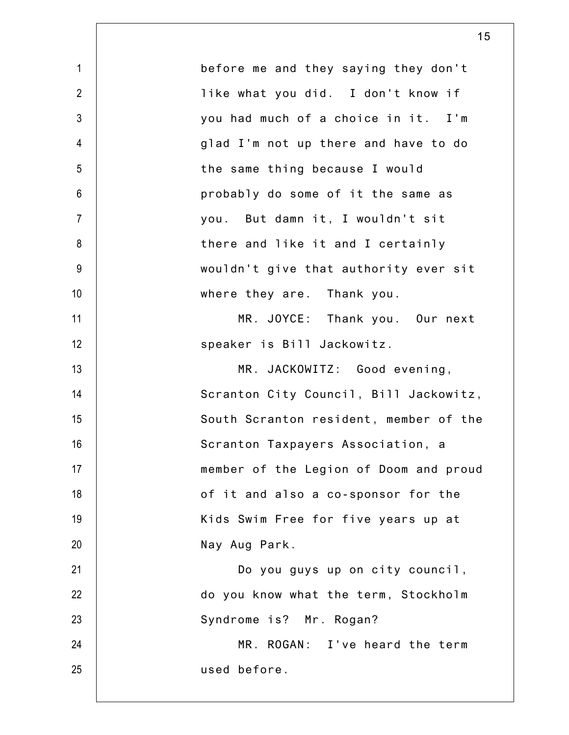before me and they saying they don't like what you did. I don't know if you had much of a choice in it. I'm glad I'm not up there and have to do the same thing because I would probably do some of it the same as you. But damn it, I wouldn't sit there and like it and I certainly wouldn't give that authority ever sit where they are. Thank you.

MR. JOYCE: Thank you. Our next speaker is Bill Jackowitz.

MR. JACKOWITZ: Good evening, Scranton City Council, Bill Jackowitz, South Scranton resident, member of the Scranton Taxpayers Association, a member of the Legion of Doom and proud of it and also a co-sponsor for the Kids Swim Free for five years up at Nay Aug Park.

Do you guys up on city council, do you know what the term, Stockholm Syndrome is? Mr. Rogan?

MR. ROGAN: I've heard the term used before.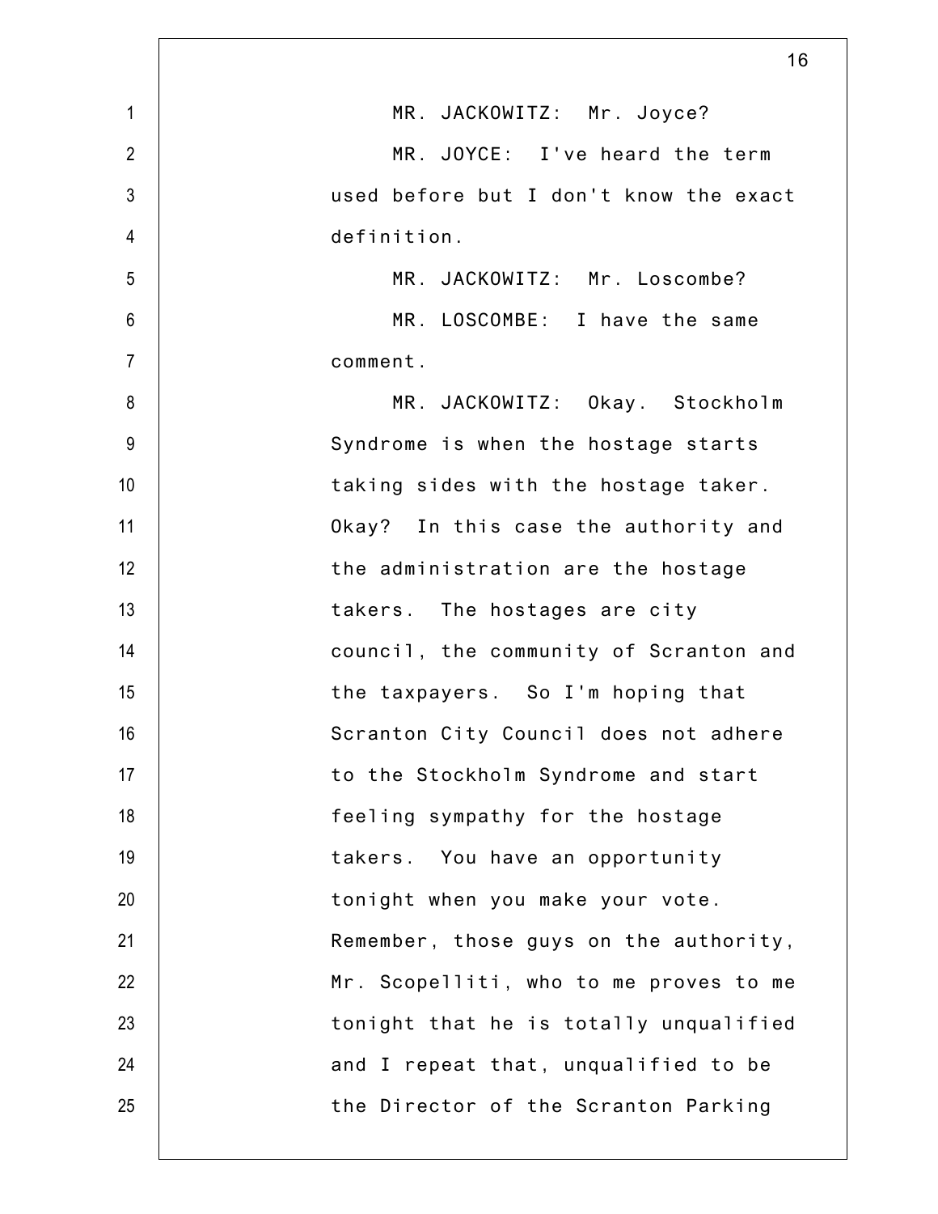MR. JACKOWITZ: Mr. Joyce?

MR. JOYCE: I've heard the term used before but I don't know the exact definition.

MR. JACKOWITZ: Mr. Loscombe?

MR. LOSCOMBE: I have the same comment.

MR. JACKOWITZ: Okay. Stockholm Syndrome is when the hostage starts taking sides with the hostage taker. Okay? In this case the authority and the administration are the hostage takers. The hostages are city council, the community of Scranton and the taxpayers. So I'm hoping that Scranton City Council does not adhere to the Stockholm Syndrome and start feeling sympathy for the hostage takers. You have an opportunity tonight when you make your vote. Remember, those guys on the authority, Mr. Scopelliti, who to me proves to me tonight that he is totally unqualified and I repeat that, unqualified to be the Director of the Scranton Parking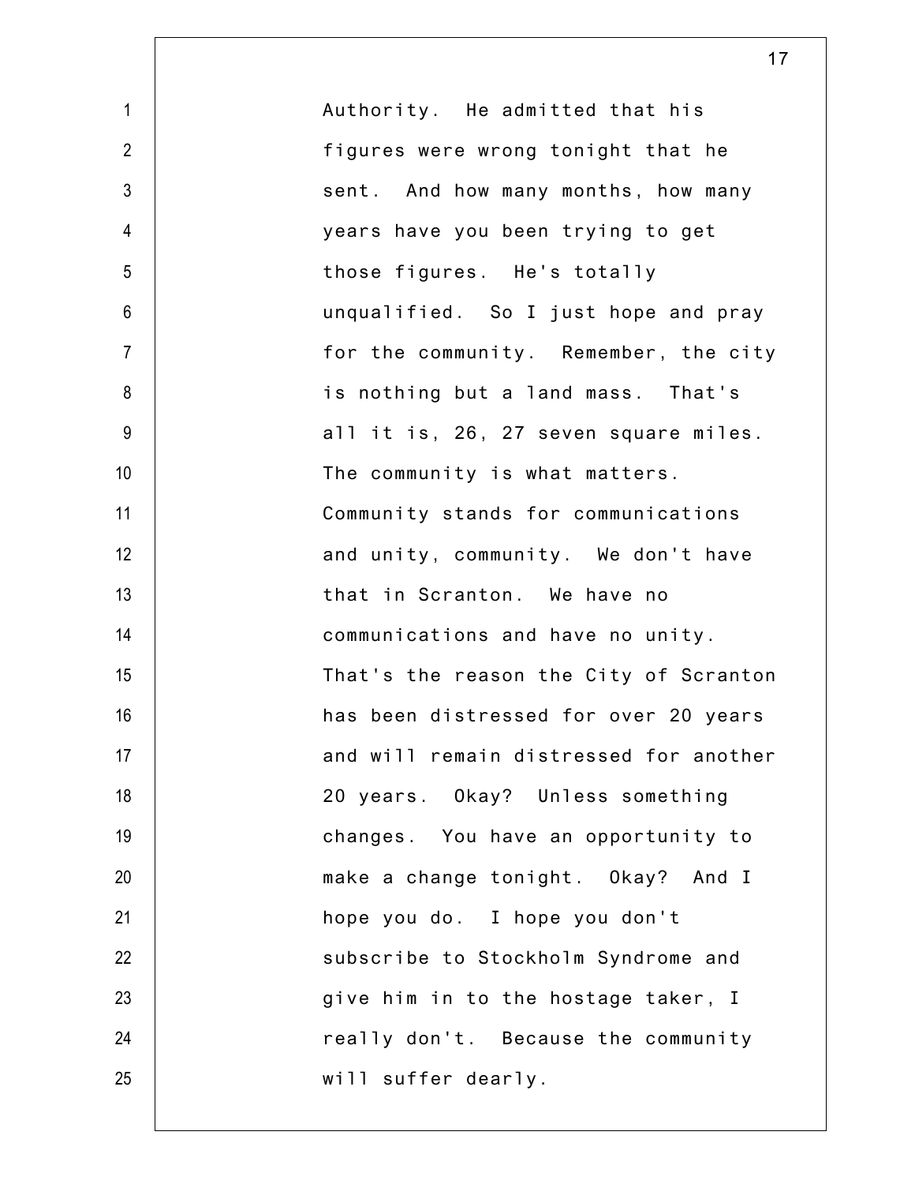Authority. He admitted that his figures were wrong tonight that he sent. And how many months, how many years have you been trying to get those figures. He's totally unqualified. So I just hope and pray for the community. Remember, the city is nothing but a land mass. That's all it is, 26, 27 seven square miles. The community is what matters. Community stands for communications and unity, community. We don't have that in Scranton. We have no communications and have no unity. That's the reason the City of Scranton has been distressed for over 20 years and will remain distressed for another 20 years. Okay? Unless something changes. You have an opportunity to make a change tonight. Okay? And I hope you do. I hope you don't subscribe to Stockholm Syndrome and give him in to the hostage taker, I really don't. Because the community will suffer dearly.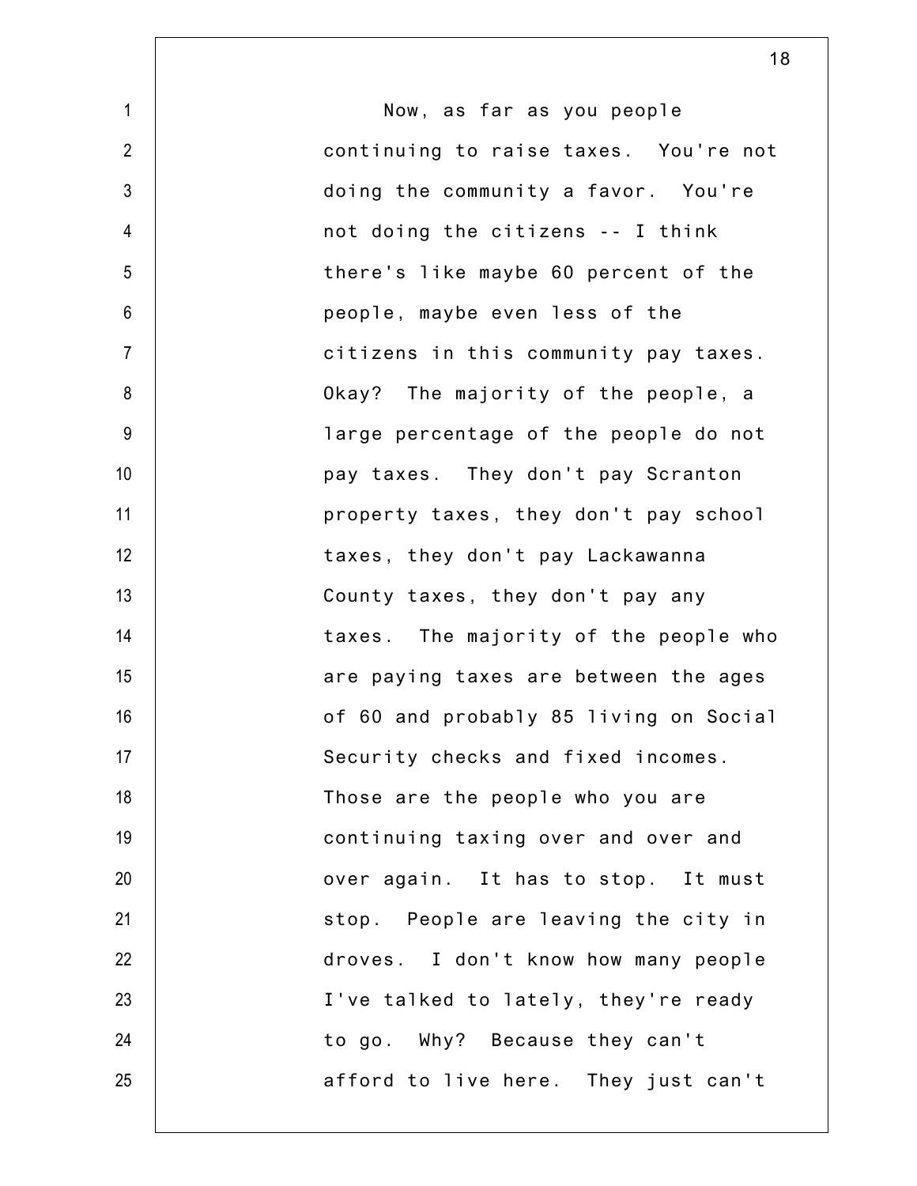Now, as far as you people continuing to raise taxes. You're not doing the community a favor. You're not doing the citizens -- I think there's like maybe 60 percent of the people, maybe even less of the citizens in this community pay taxes. Okay? The majority of the people, a large percentage of the people do not pay taxes. They don't pay Scranton property taxes, they don't pay school taxes, they don't pay Lackawanna County taxes, they don't pay any taxes. The majority of the people who are paying taxes are between the ages of 60 and probably 85 living on Social Security checks and fixed incomes. Those are the people who you are continuing taxing over and over and over again. It has to stop. It must stop. People are leaving the city in droves. I don't know how many people I've talked to lately, they're ready to go. Why? Because they can't afford to live here. They just can't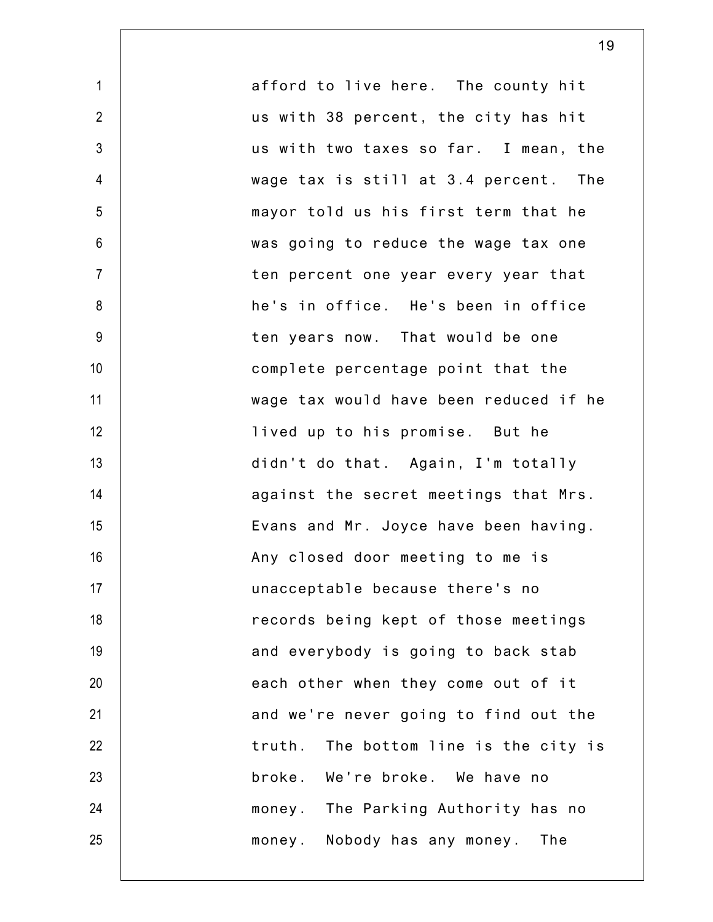afford to live here. The county hit us with 38 percent, the city has hit us with two taxes so far. I mean, the wage tax is still at 3.4 percent. The mayor told us his first term that he was going to reduce the wage tax one ten percent one year every year that he's in office. He's been in office ten years now. That would be one complete percentage point that the wage tax would have been reduced if he lived up to his promise. But he didn't do that. Again, I'm totally against the secret meetings that Mrs. Evans and Mr. Joyce have been having. Any closed door meeting to me is unacceptable because there's no records being kept of those meetings and everybody is going to back stab each other when they come out of it and we're never going to find out the truth. The bottom line is the city is broke. We're broke. We have no money. The Parking Authority has no money. Nobody has any money. The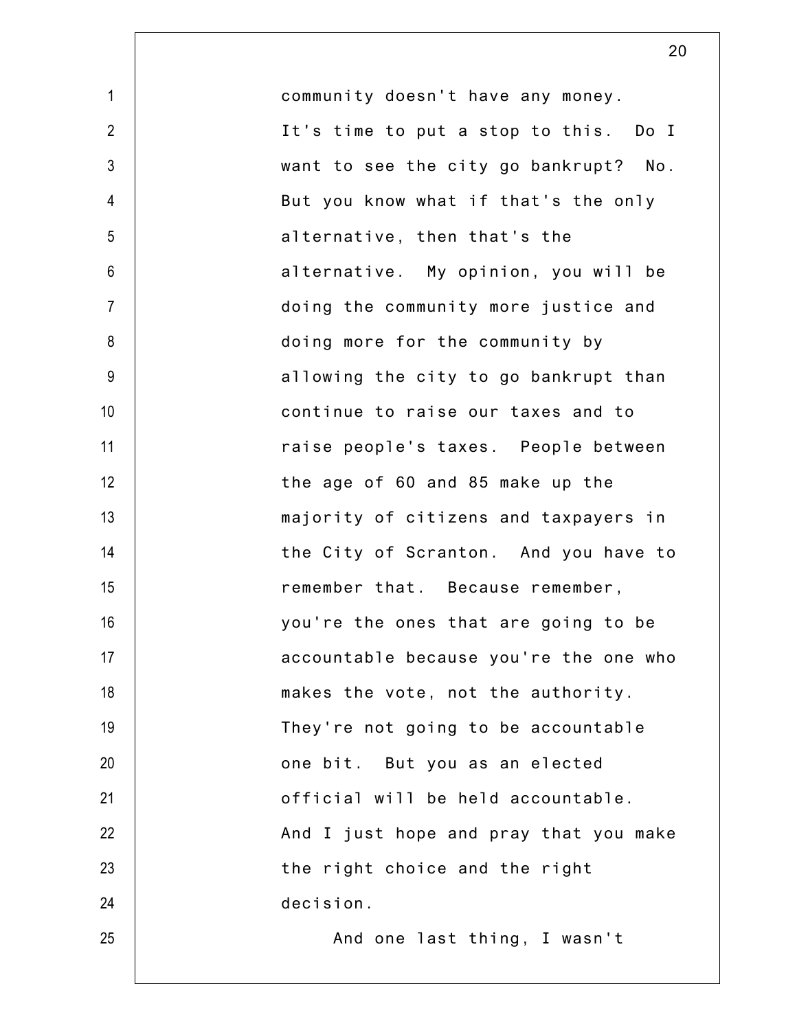community doesn't have any money. It's time to put a stop to this. Do I want to see the city go bankrupt? No. But you know what if that's the only alternative, then that's the alternative. My opinion, you will be doing the community more justice and doing more for the community by allowing the city to go bankrupt than continue to raise our taxes and to raise people's taxes. People between the age of 60 and 85 make up the majority of citizens and taxpayers in the City of Scranton. And you have to remember that. Because remember, you're the ones that are going to be accountable because you're the one who makes the vote, not the authority. They're not going to be accountable one bit. But you as an elected official will be held accountable. And I just hope and pray that you make the right choice and the right decision.

And one last thing, I wasn't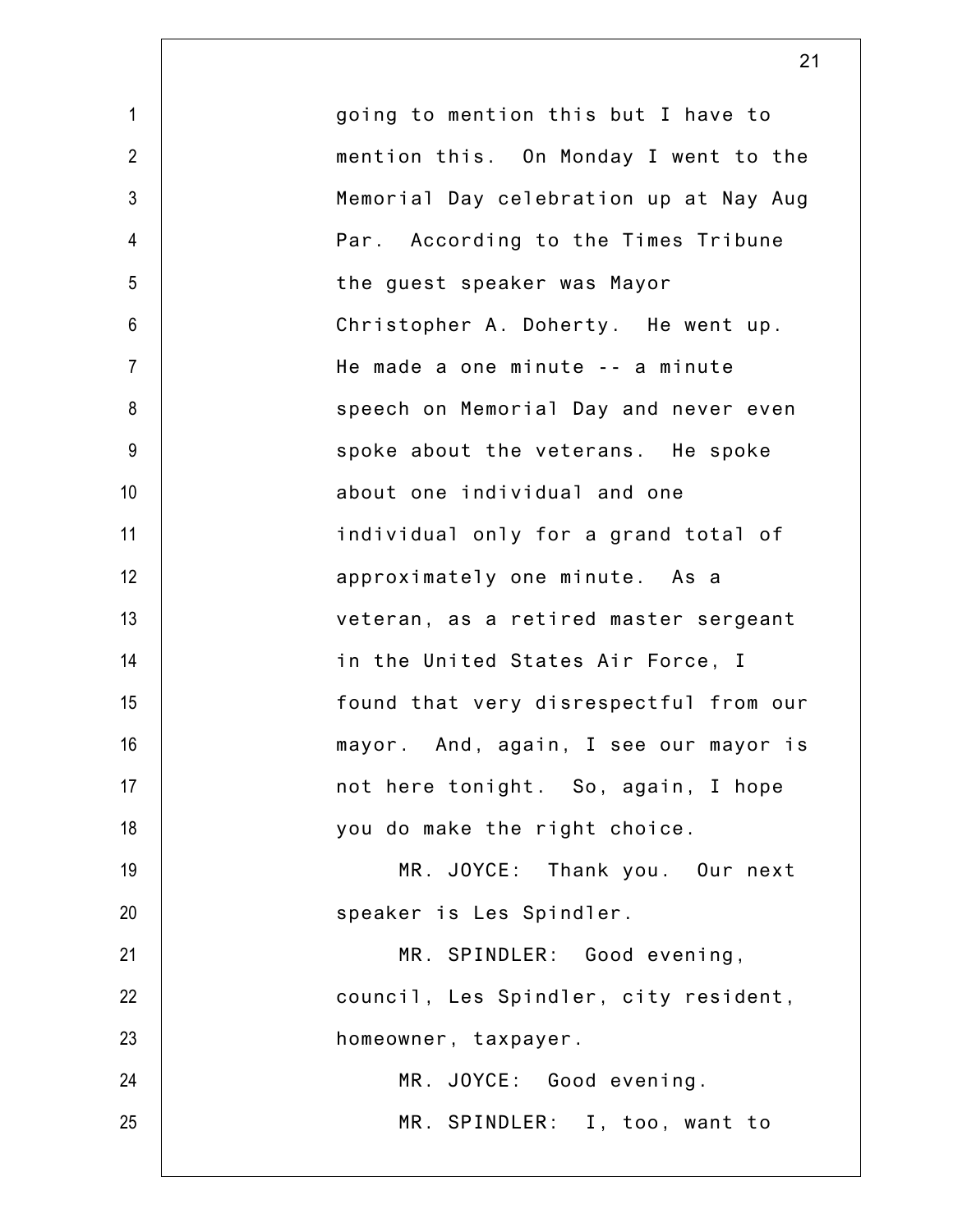going to mention this but I have to mention this. On Monday I went to the Memorial Day celebration up at Nay Aug Par. According to the Times Tribune the guest speaker was Mayor Christopher A. Doherty. He went up. He made a one minute -- a minute speech on Memorial Day and never even spoke about the veterans. He spoke about one individual and one individual only for a grand total of approximately one minute. As a veteran, as a retired master sergeant in the United States Air Force, I found that very disrespectful from our mayor. And, again, I see our mayor is not here tonight. So, again, I hope you do make the right choice.

MR. JOYCE: Thank you. Our next speaker is Les Spindler.

MR. SPINDLER: Good evening, council, Les Spindler, city resident, homeowner, taxpayer.

MR. JOYCE: Good evening.

MR. SPINDLER: I, too, want to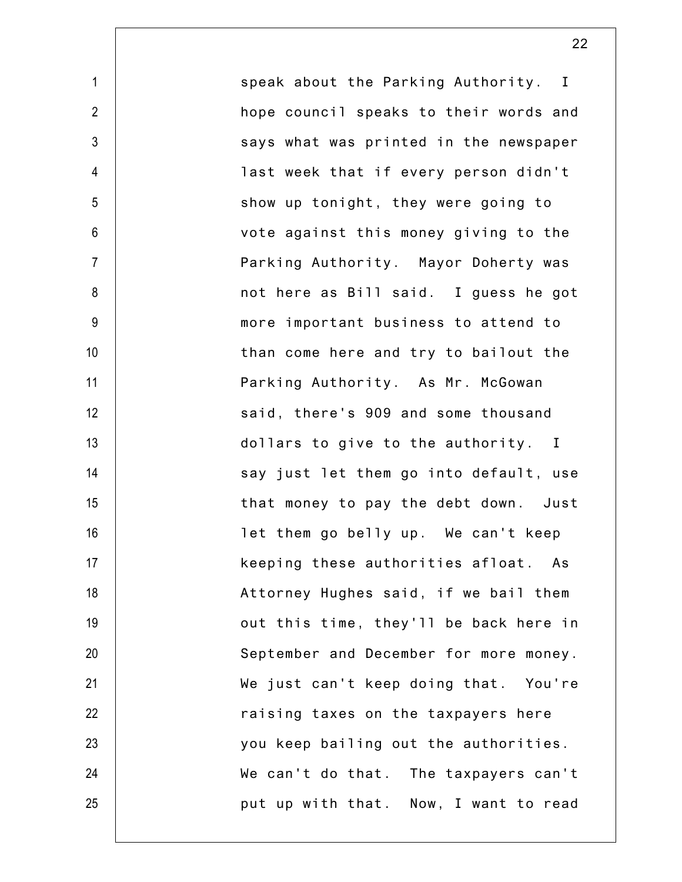speak about the Parking Authority. I hope council speaks to their words and says what was printed in the newspaper last week that if every person didn't show up tonight, they were going to vote against this money giving to the Parking Authority. Mayor Doherty was not here as Bill said. I guess he got more important business to attend to than come here and try to bailout the Parking Authority. As Mr. McGowan said, there's 909 and some thousand dollars to give to the authority. I say just let them go into default, use that money to pay the debt down. Just let them go belly up. We can't keep keeping these authorities afloat. As Attorney Hughes said, if we bail them out this time, they'll be back here in September and December for more money. We just can't keep doing that. You're raising taxes on the taxpayers here you keep bailing out the authorities. We can't do that. The taxpayers can't put up with that. Now, I want to read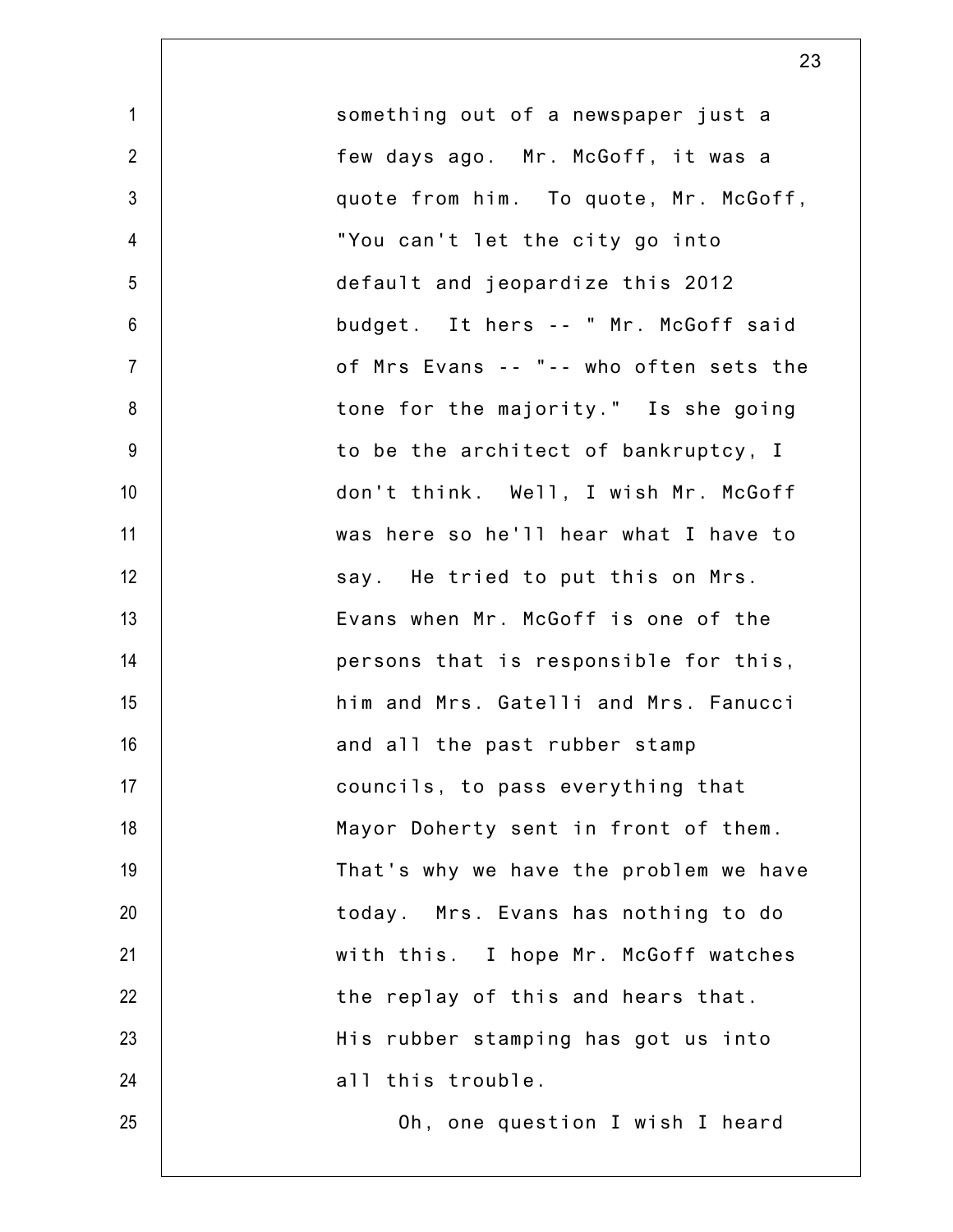something out of a newspaper just a few days ago. Mr. McGoff, it was a quote from him. To quote, Mr. McGoff, "You can't let the city go into default and jeopardize this 2012 budget. It hers -- " Mr. McGoff said of Mrs Evans -- "-- who often sets the tone for the majority." Is she going to be the architect of bankruptcy, I don't think. Well, I wish Mr. McGoff was here so he'll hear what I have to say. He tried to put this on Mrs. Evans when Mr. McGoff is one of the persons that is responsible for this, him and Mrs. Gatelli and Mrs. Fanucci and all the past rubber stamp councils, to pass everything that Mayor Doherty sent in front of them. That's why we have the problem we have today. Mrs. Evans has nothing to do with this. I hope Mr. McGoff watches the replay of this and hears that. His rubber stamping has got us into all this trouble.

Oh, one question I wish I heard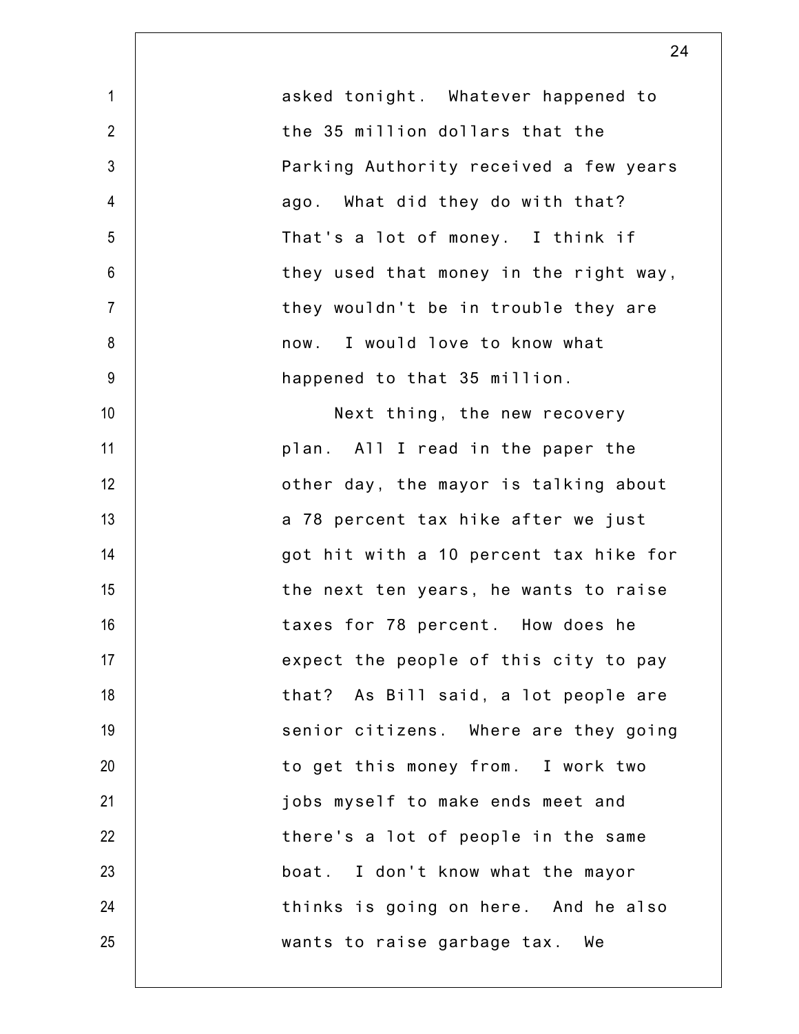asked tonight. Whatever happened to the 35 million dollars that the Parking Authority received a few years ago. What did they do with that? That's a lot of money. I think if they used that money in the right way, they wouldn't be in trouble they are now. I would love to know what happened to that 35 million.

Next thing, the new recovery plan. All I read in the paper the other day, the mayor is talking about a 78 percent tax hike after we just got hit with a 10 percent tax hike for the next ten years, he wants to raise taxes for 78 percent. How does he expect the people of this city to pay that? As Bill said, a lot people are senior citizens. Where are they going to get this money from. I work two jobs myself to make ends meet and there's a lot of people in the same boat. I don't know what the mayor thinks is going on here. And he also wants to raise garbage tax. We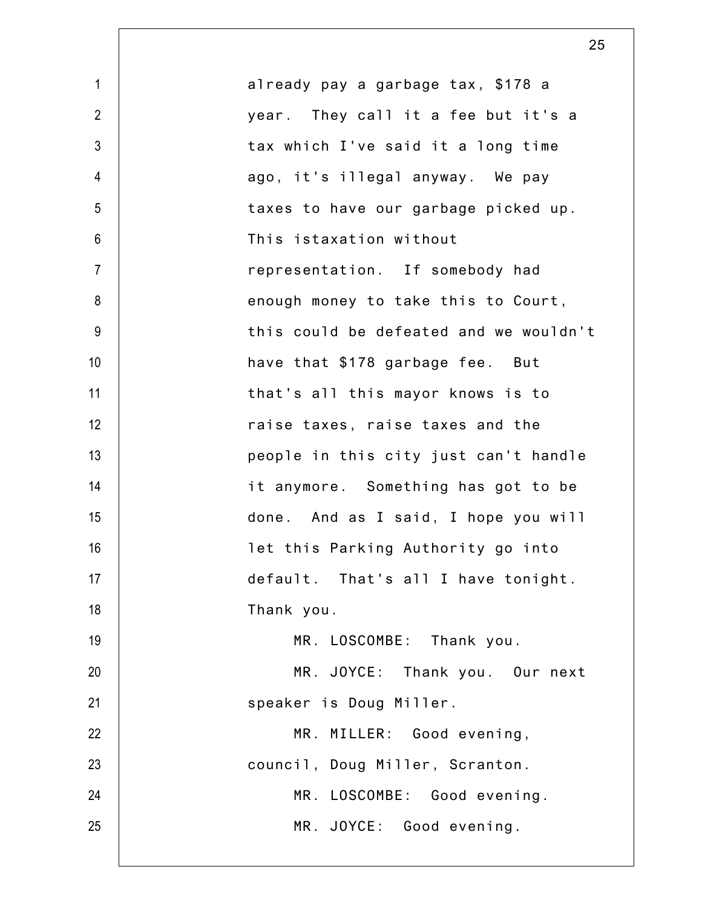already pay a garbage tax, $178 a year. They call it a fee but it's a tax which I've said it a long time ago, it's illegal anyway. We pay taxes to have our garbage picked up. This istaxation without representation. If somebody had enough money to take this to Court, this could be defeated and we wouldn't have that $178 garbage fee. But that's all this mayor knows is to raise taxes, raise taxes and the people in this city just can't handle it anymore. Something has got to be done. And as I said, I hope you will let this Parking Authority go into default. That's all I have tonight. Thank you.

MR. LOSCOMBE: Thank you.

MR. JOYCE: Thank you. Our next speaker is Doug Miller.

MR. MILLER: Good evening, council, Doug Miller, Scranton.

MR. LOSCOMBE: Good evening.

MR. JOYCE: Good evening.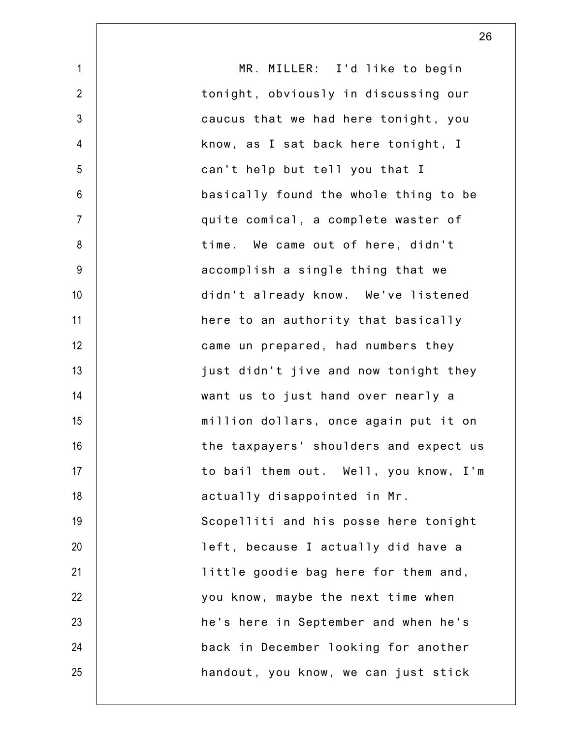MR. MILLER: I'd like to begin tonight, obviously in discussing our caucus that we had here tonight, you know, as I sat back here tonight, I can't help but tell you that I basically found the whole thing to be quite comical, a complete waster of time. We came out of here, didn't accomplish a single thing that we didn't already know. We've listened here to an authority that basically came un prepared, had numbers they just didn't jive and now tonight they want us to just hand over nearly a million dollars, once again put it on the taxpayers' shoulders and expect us to bail them out. Well, you know, I'm actually disappointed in Mr. Scopelliti and his posse here tonight left, because I actually did have a little goodie bag here for them and, you know, maybe the next time when he's here in September and when he's back in December looking for another handout, you know, we can just stick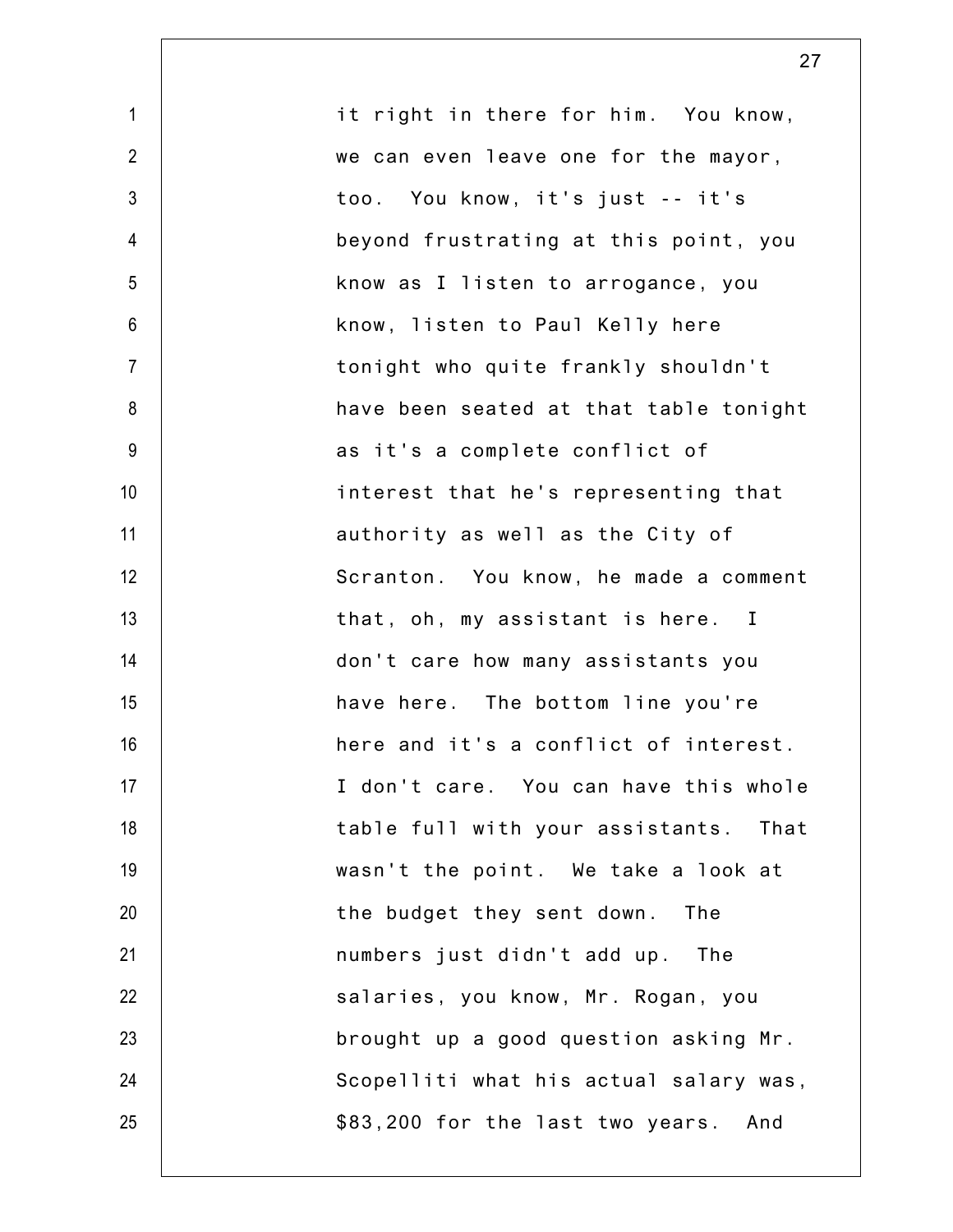it right in there for him. You know, we can even leave one for the mayor, too. You know, it's just -- it's beyond frustrating at this point, you know as I listen to arrogance, you know, listen to Paul Kelly here tonight who quite frankly shouldn't have been seated at that table tonight as it's a complete conflict of interest that he's representing that authority as well as the City of Scranton. You know, he made a comment that, oh, my assistant is here. I don't care how many assistants you have here. The bottom line you're here and it's a conflict of interest. I don't care. You can have this whole table full with your assistants. That wasn't the point. We take a look at the budget they sent down. The numbers just didn't add up. The salaries, you know, Mr. Rogan, you brought up a good question asking Mr. Scopelliti what his actual salary was, $83,200 for the last two years. And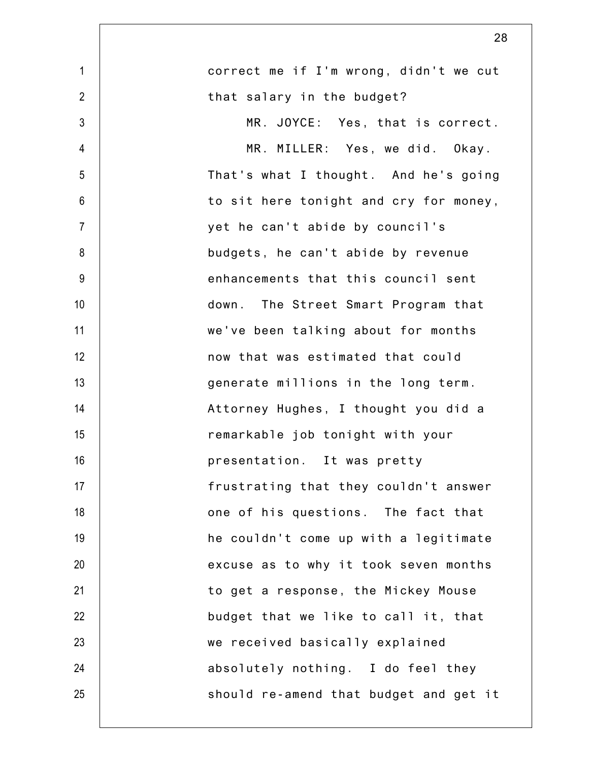correct me if I'm wrong, didn't we cut that salary in the budget?

MR. JOYCE: Yes, that is correct.

MR. MILLER: Yes, we did. Okay. That's what I thought. And he's going to sit here tonight and cry for money, yet he can't abide by council's budgets, he can't abide by revenue enhancements that this council sent down. The Street Smart Program that we've been talking about for months now that was estimated that could generate millions in the long term. Attorney Hughes, I thought you did a remarkable job tonight with your presentation. It was pretty frustrating that they couldn't answer one of his questions. The fact that he couldn't come up with a legitimate excuse as to why it took seven months to get a response, the Mickey Mouse budget that we like to call it, that we received basically explained absolutely nothing. I do feel they should re-amend that budget and get it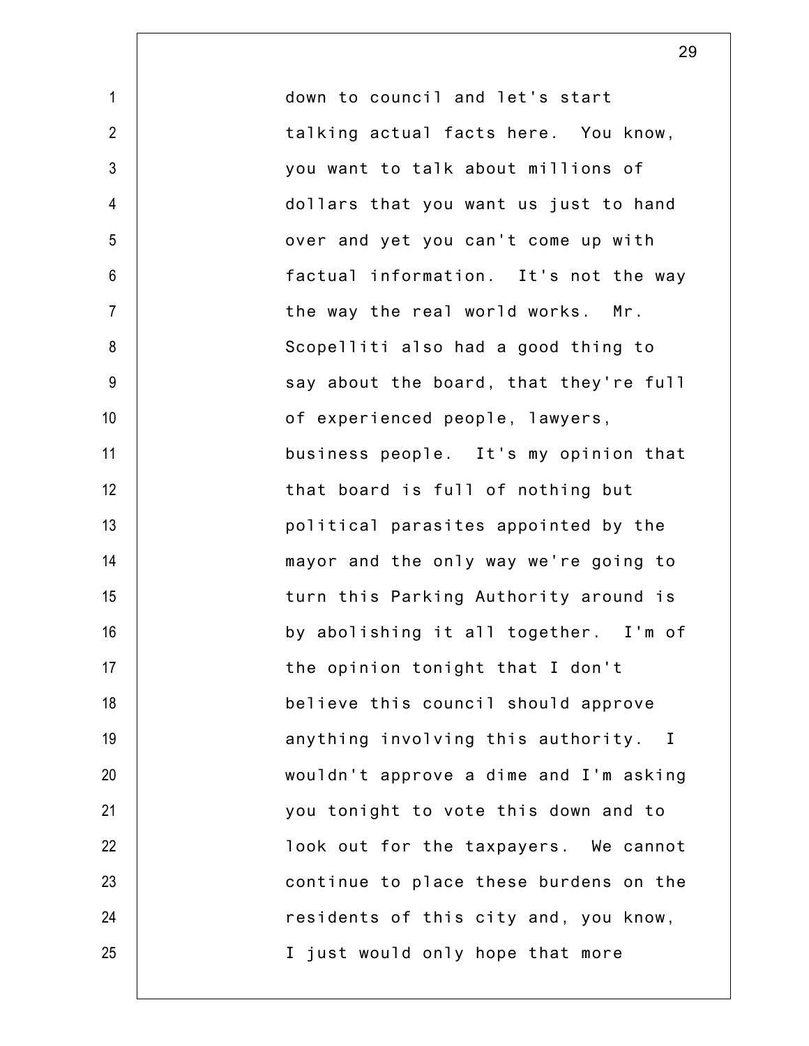down to council and let's start talking actual facts here. You know, you want to talk about millions of dollars that you want us just to hand over and yet you can't come up with factual information. It's not the way the way the real world works. Mr. Scopelliti also had a good thing to say about the board, that they're full of experienced people, lawyers, business people. It's my opinion that that board is full of nothing but political parasites appointed by the mayor and the only way we're going to turn this Parking Authority around is by abolishing it all together. I'm of the opinion tonight that I don't believe this council should approve anything involving this authority. I wouldn't approve a dime and I'm asking you tonight to vote this down and to look out for the taxpayers. We cannot continue to place these burdens on the residents of this city and, you know, I just would only hope that more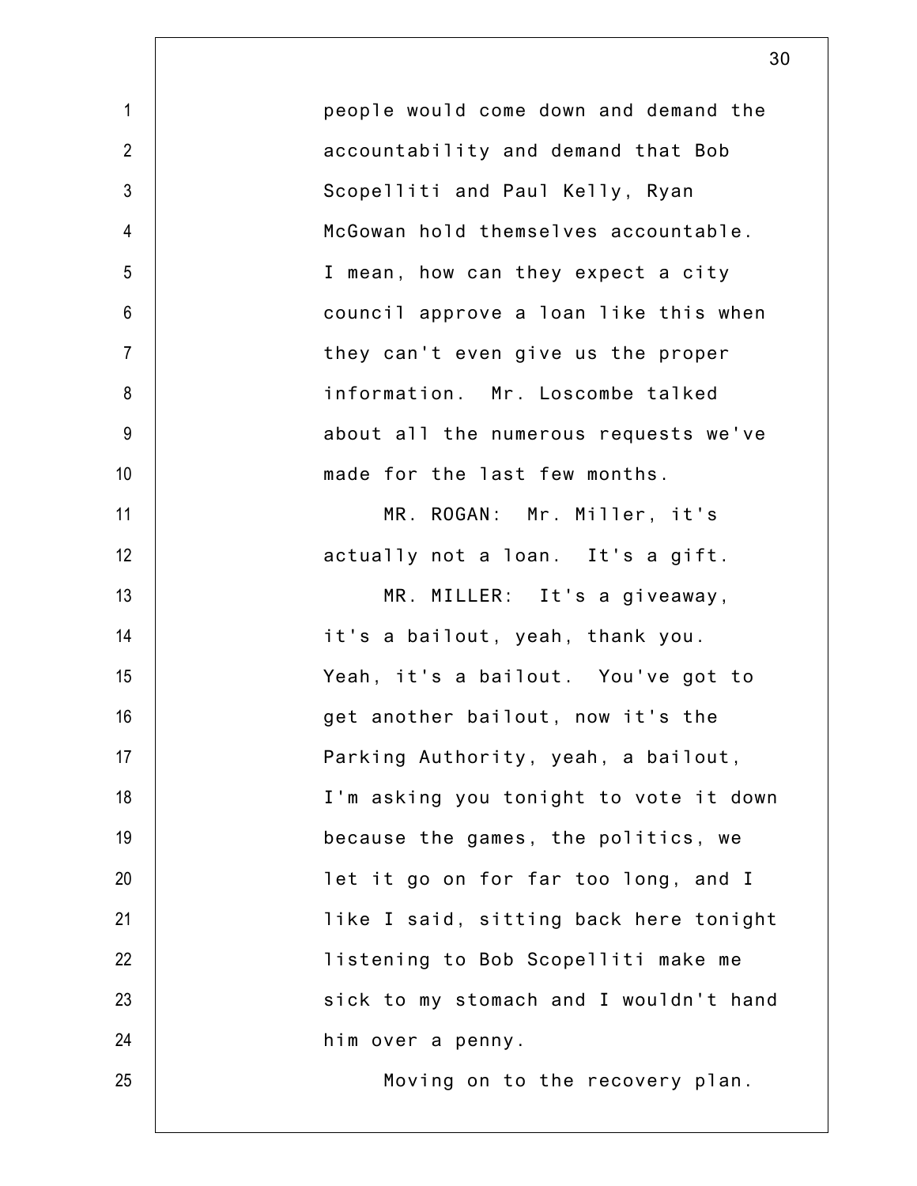people would come down and demand the accountability and demand that Bob Scopelliti and Paul Kelly, Ryan McGowan hold themselves accountable. I mean, how can they expect a city council approve a loan like this when they can't even give us the proper information. Mr. Loscombe talked about all the numerous requests we've made for the last few months.

MR. ROGAN: Mr. Miller, it's actually not a loan. It's a gift.

MR. MILLER: It's a giveaway, it's a bailout, yeah, thank you. Yeah, it's a bailout. You've got to get another bailout, now it's the Parking Authority, yeah, a bailout, I'm asking you tonight to vote it down because the games, the politics, we let it go on for far too long, and I like I said, sitting back here tonight listening to Bob Scopelliti make me sick to my stomach and I wouldn't hand him over a penny.

Moving on to the recovery plan.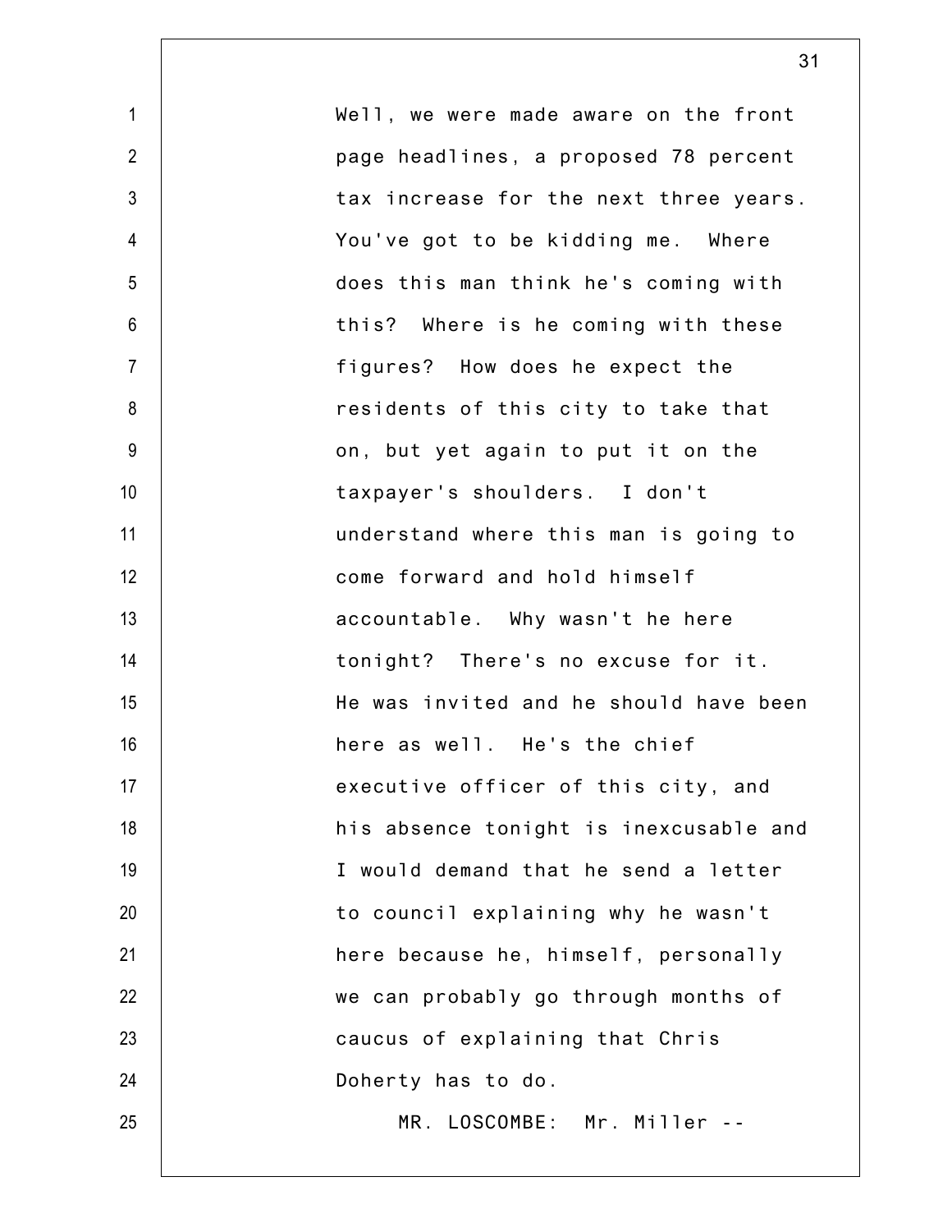Well, we were made aware on the front page headlines, a proposed 78 percent tax increase for the next three years. You've got to be kidding me. Where does this man think he's coming with this? Where is he coming with these figures? How does he expect the residents of this city to take that on, but yet again to put it on the taxpayer's shoulders. I don't understand where this man is going to come forward and hold himself accountable. Why wasn't he here tonight? There's no excuse for it. He was invited and he should have been here as well. He's the chief executive officer of this city, and his absence tonight is inexcusable and I would demand that he send a letter to council explaining why he wasn't here because he, himself, personally we can probably go through months of caucus of explaining that Chris Doherty has to do.

MR. LOSCOMBE: Mr. Miller --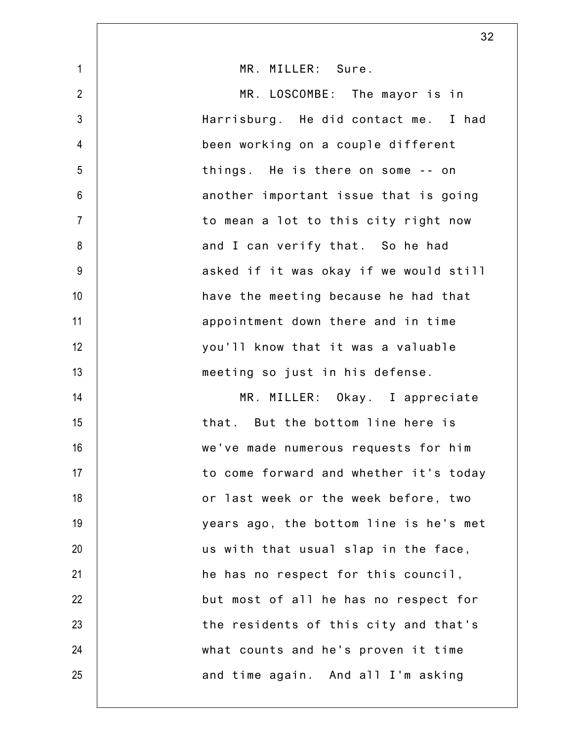MR. MILLER: Sure.

MR. LOSCOMBE: The mayor is in Harrisburg. He did contact me. I had been working on a couple different things. He is there on some -- on another important issue that is going to mean a lot to this city right now and I can verify that. So he had asked if it was okay if we would still have the meeting because he had that appointment down there and in time you'll know that it was a valuable meeting so just in his defense.

MR. MILLER: Okay. I appreciate that. But the bottom line here is we've made numerous requests for him to come forward and whether it's today or last week or the week before, two years ago, the bottom line is he's met us with that usual slap in the face, he has no respect for this council, but most of all he has no respect for the residents of this city and that's what counts and he's proven it time and time again. And all I'm asking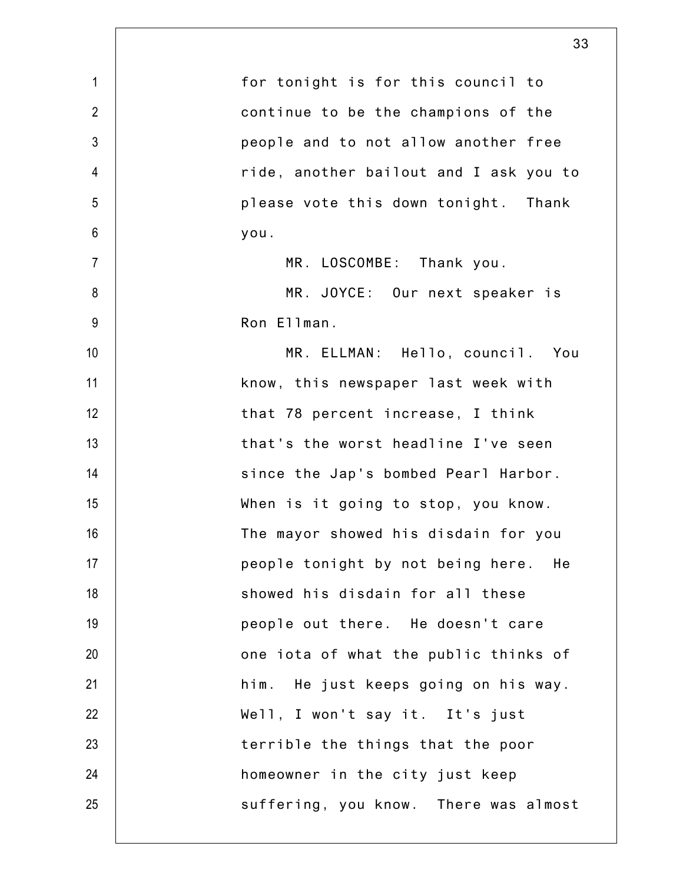for tonight is for this council to continue to be the champions of the people and to not allow another free ride, another bailout and I ask you to please vote this down tonight. Thank you.

MR. LOSCOMBE: Thank you.

MR. JOYCE: Our next speaker is Ron Ellman.

MR. ELLMAN: Hello, council. You know, this newspaper last week with that 78 percent increase, I think that's the worst headline I've seen since the Jap's bombed Pearl Harbor. When is it going to stop, you know. The mayor showed his disdain for you people tonight by not being here. He showed his disdain for all these people out there. He doesn't care one iota of what the public thinks of him. He just keeps going on his way. Well, I won't say it. It's just terrible the things that the poor homeowner in the city just keep suffering, you know. There was almost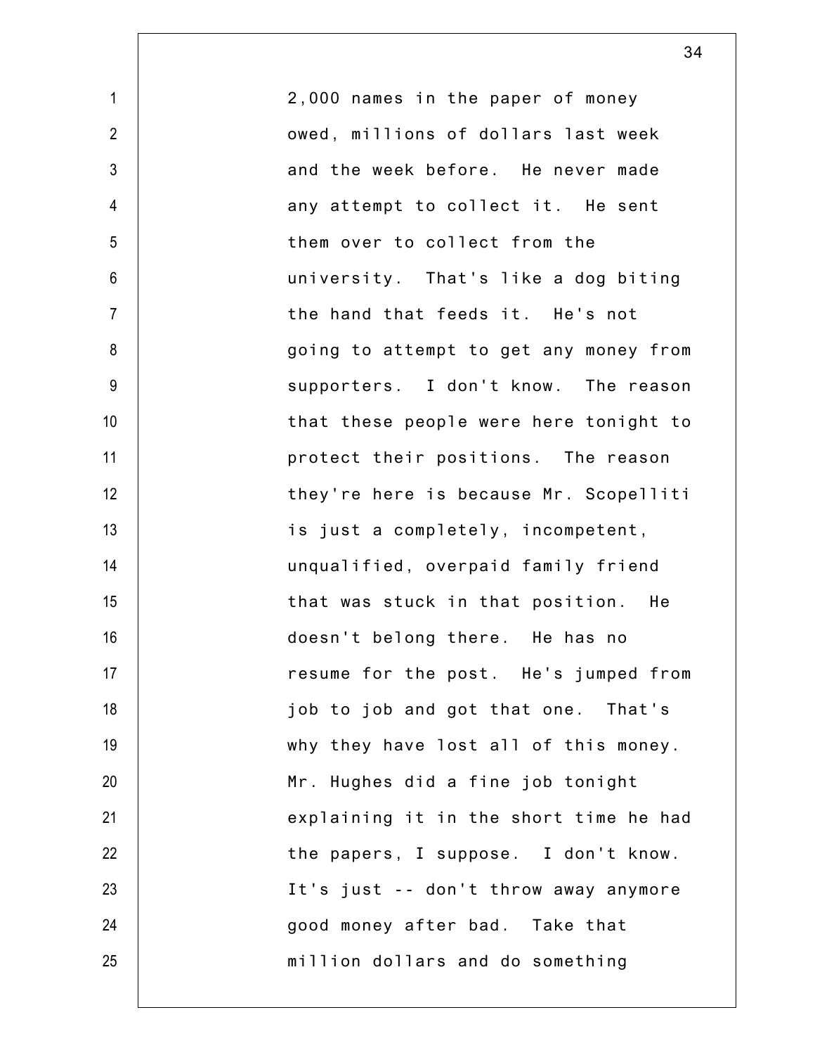2,000 names in the paper of money owed, millions of dollars last week and the week before. He never made any attempt to collect it. He sent them over to collect from the university. That's like a dog biting the hand that feeds it. He's not going to attempt to get any money from supporters. I don't know. The reason that these people were here tonight to protect their positions. The reason they're here is because Mr. Scopelliti is just a completely, incompetent, unqualified, overpaid family friend that was stuck in that position. He doesn't belong there. He has no resume for the post. He's jumped from job to job and got that one. That's why they have lost all of this money. Mr. Hughes did a fine job tonight explaining it in the short time he had the papers, I suppose. I don't know. It's just -- don't throw away anymore good money after bad. Take that million dollars and do something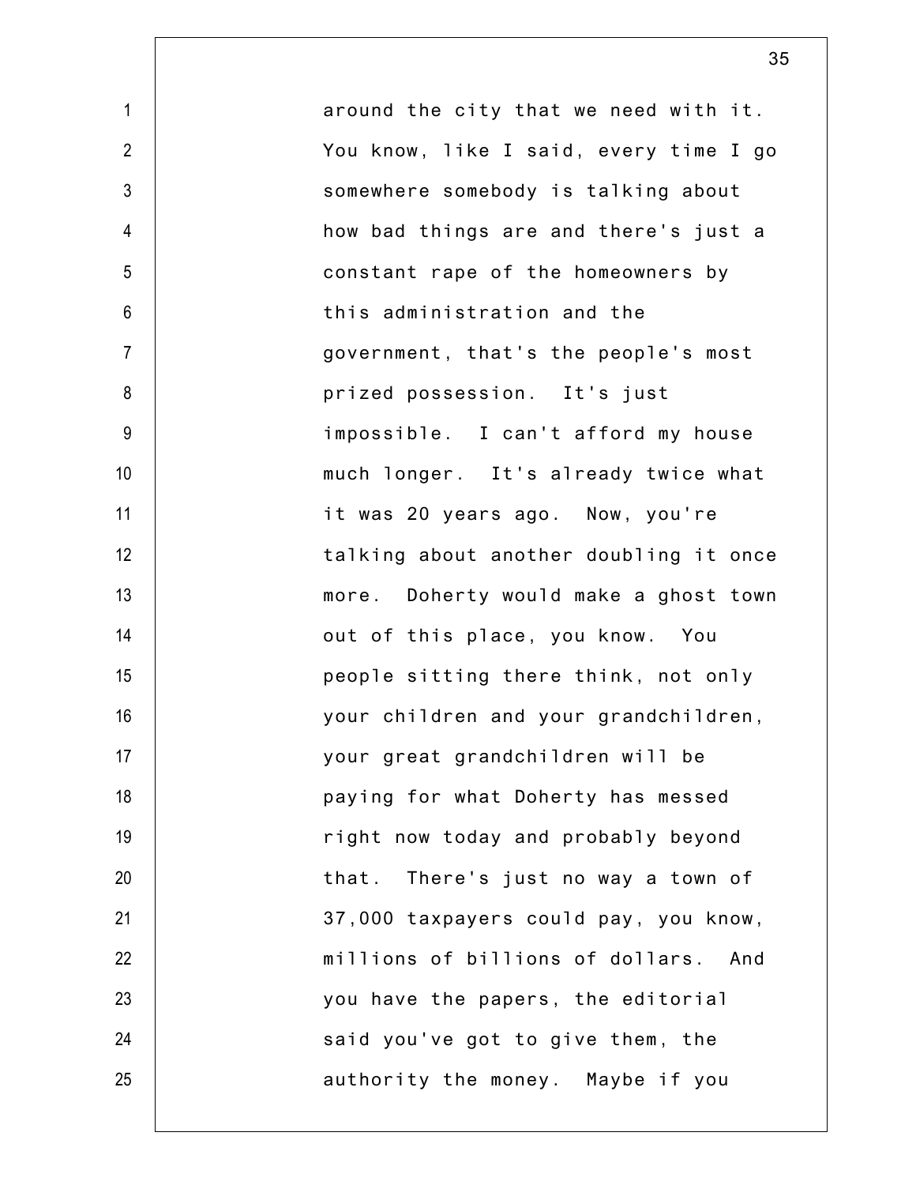around the city that we need with it. You know, like I said, every time I go somewhere somebody is talking about how bad things are and there's just a constant rape of the homeowners by this administration and the government, that's the people's most prized possession. It's just impossible. I can't afford my house much longer. It's already twice what it was 20 years ago. Now, you're talking about another doubling it once more. Doherty would make a ghost town out of this place, you know. You people sitting there think, not only your children and your grandchildren, your great grandchildren will be paying for what Doherty has messed right now today and probably beyond that. There's just no way a town of 37,000 taxpayers could pay, you know, millions of billions of dollars. And you have the papers, the editorial said you've got to give them, the authority the money. Maybe if you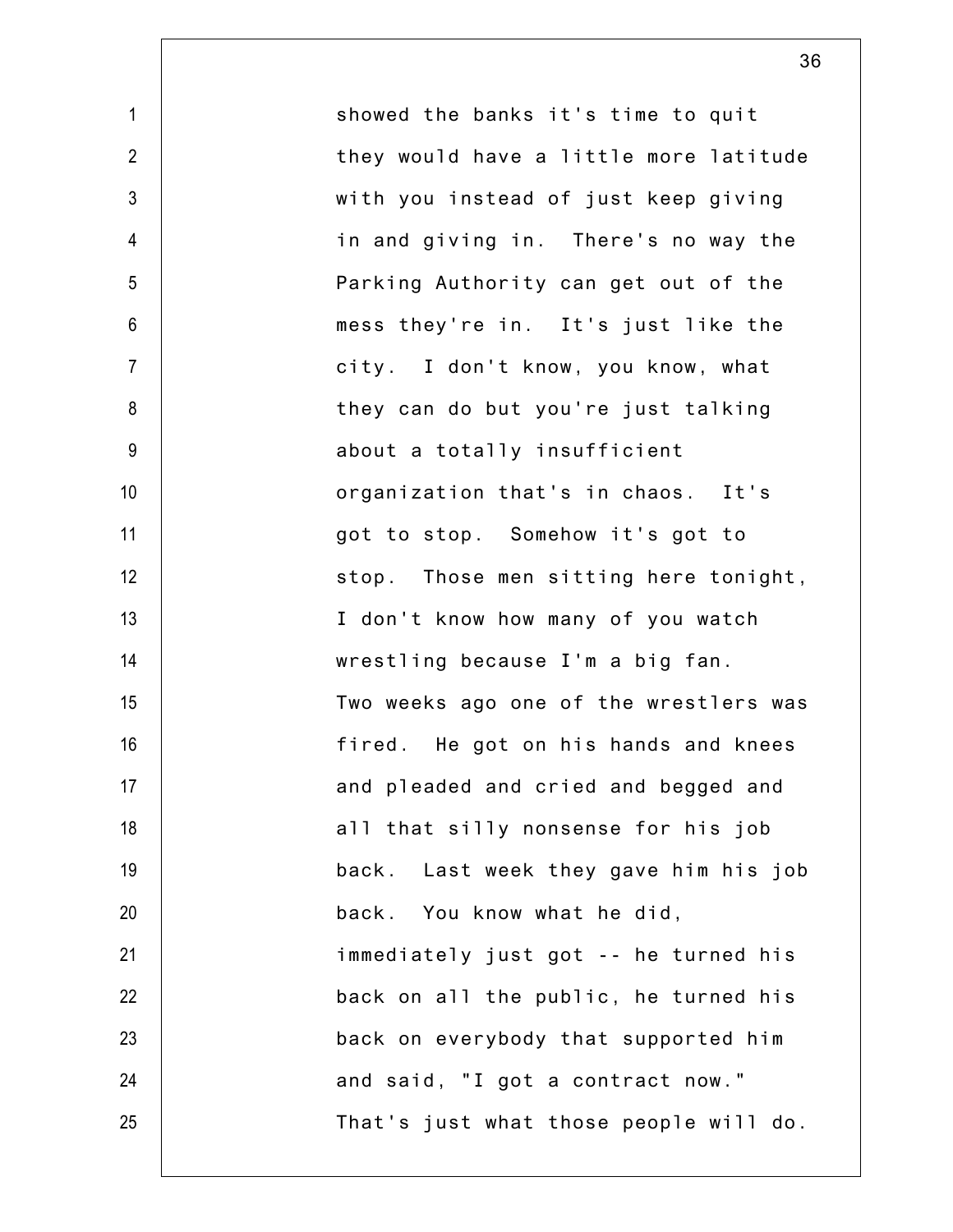showed the banks it's time to quit they would have a little more latitude with you instead of just keep giving in and giving in. There's no way the Parking Authority can get out of the mess they're in. It's just like the city. I don't know, you know, what they can do but you're just talking about a totally insufficient organization that's in chaos. It's got to stop. Somehow it's got to stop. Those men sitting here tonight, I don't know how many of you watch wrestling because I'm a big fan. Two weeks ago one of the wrestlers was fired. He got on his hands and knees and pleaded and cried and begged and all that silly nonsense for his job back. Last week they gave him his job back. You know what he did, immediately just got -- he turned his back on all the public, he turned his back on everybody that supported him and said, "I got a contract now." That's just what those people will do.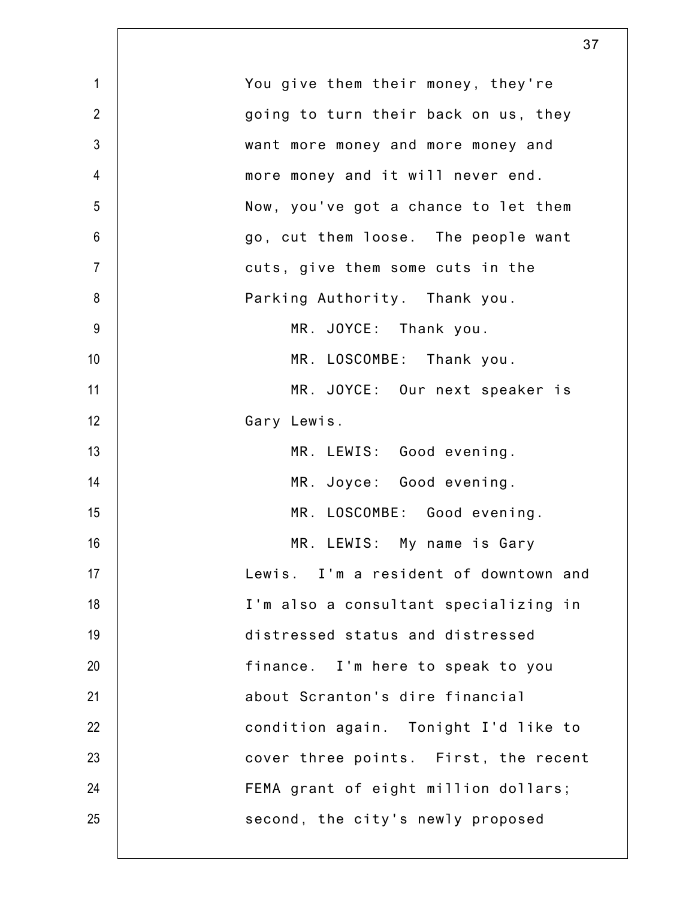You give them their money, they're going to turn their back on us, they want more money and more money and more money and it will never end. Now, you've got a chance to let them go, cut them loose. The people want cuts, give them some cuts in the Parking Authority. Thank you.

MR. JOYCE: Thank you.

MR. LOSCOMBE: Thank you.

MR. JOYCE: Our next speaker is Gary Lewis.

MR. LEWIS: Good evening.

MR. Joyce: Good evening.

MR. LOSCOMBE: Good evening.

MR. LEWIS: My name is Gary Lewis. I'm a resident of downtown and I'm also a consultant specializing in distressed status and distressed finance. I'm here to speak to you about Scranton's dire financial condition again. Tonight I'd like to cover three points. First, the recent FEMA grant of eight million dollars; second, the city's newly proposed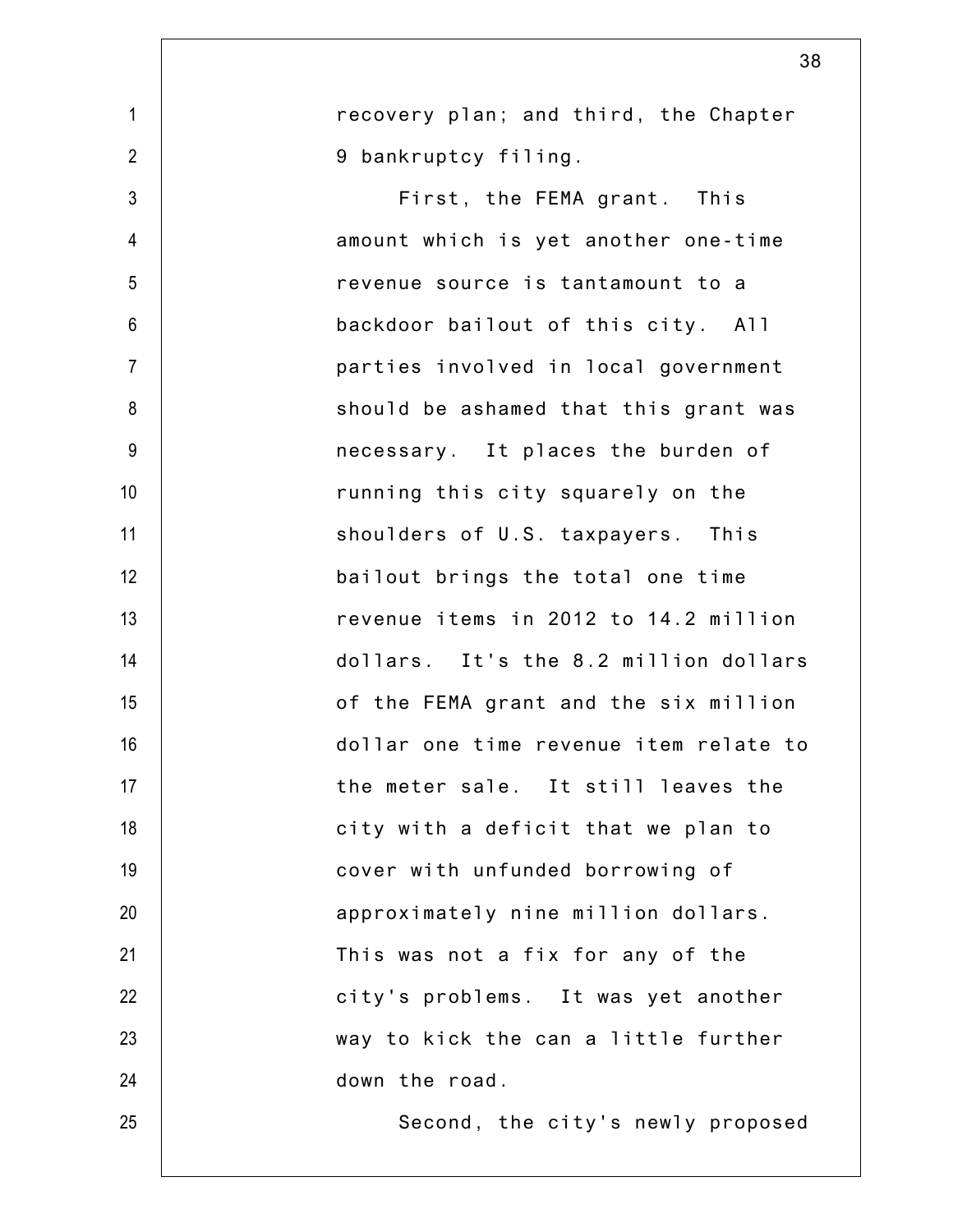recovery plan; and third, the Chapter 9 bankruptcy filing.

First, the FEMA grant. This amount which is yet another one-time revenue source is tantamount to a backdoor bailout of this city. All parties involved in local government should be ashamed that this grant was necessary. It places the burden of running this city squarely on the shoulders of U.S. taxpayers. This bailout brings the total one time revenue items in 2012 to 14.2 million dollars. It's the 8.2 million dollars of the FEMA grant and the six million dollar one time revenue item relate to the meter sale. It still leaves the city with a deficit that we plan to cover with unfunded borrowing of approximately nine million dollars. This was not a fix for any of the city's problems. It was yet another way to kick the can a little further down the road.

Second, the city's newly proposed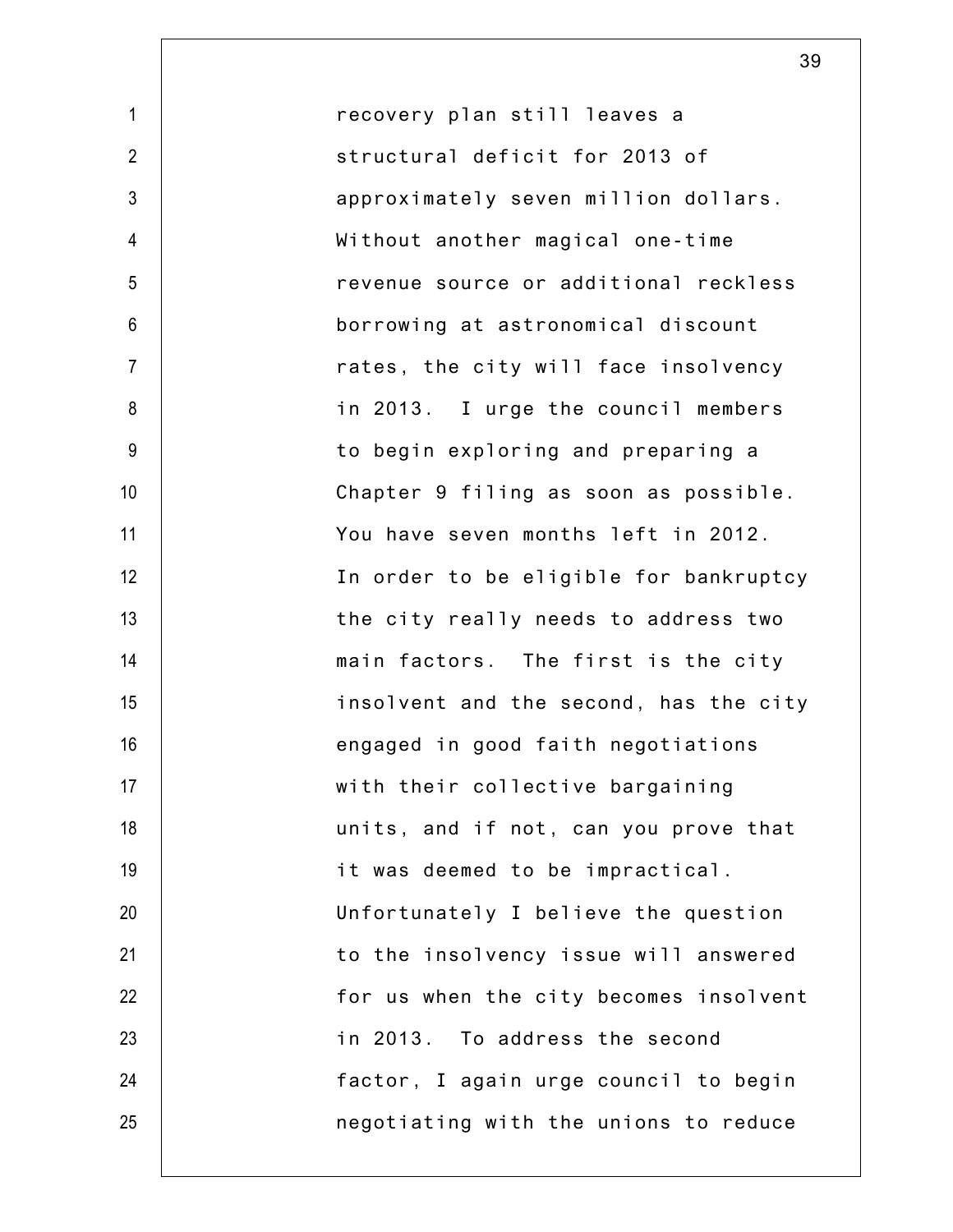recovery plan still leaves a structural deficit for 2013 of approximately seven million dollars. Without another magical one-time revenue source or additional reckless borrowing at astronomical discount rates, the city will face insolvency in 2013. I urge the council members to begin exploring and preparing a Chapter 9 filing as soon as possible. You have seven months left in 2012. In order to be eligible for bankruptcy the city really needs to address two main factors. The first is the city insolvent and the second, has the city engaged in good faith negotiations with their collective bargaining units, and if not, can you prove that it was deemed to be impractical. Unfortunately I believe the question to the insolvency issue will answered for us when the city becomes insolvent in 2013. To address the second factor, I again urge council to begin negotiating with the unions to reduce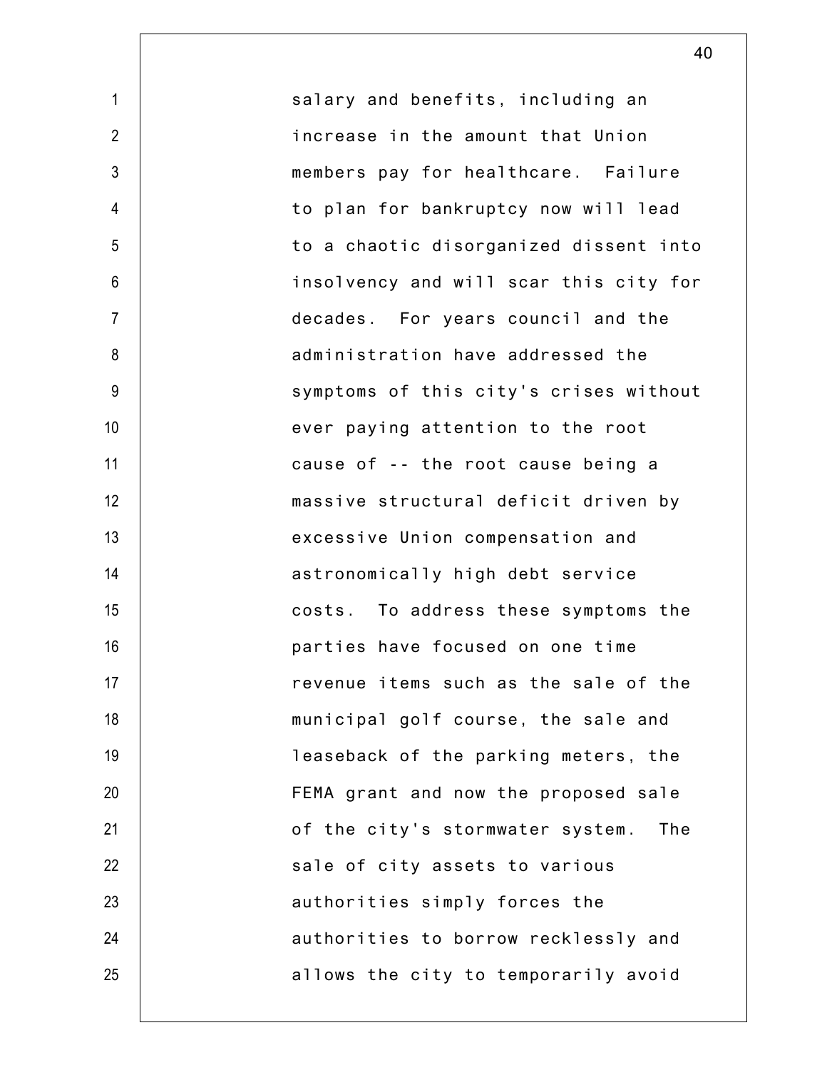salary and benefits, including an increase in the amount that Union members pay for healthcare. Failure to plan for bankruptcy now will lead to a chaotic disorganized dissent into insolvency and will scar this city for decades. For years council and the administration have addressed the symptoms of this city's crises without ever paying attention to the root cause of -- the root cause being a massive structural deficit driven by excessive Union compensation and astronomically high debt service costs. To address these symptoms the parties have focused on one time revenue items such as the sale of the municipal golf course, the sale and leaseback of the parking meters, the FEMA grant and now the proposed sale of the city's stormwater system. The sale of city assets to various authorities simply forces the authorities to borrow recklessly and allows the city to temporarily avoid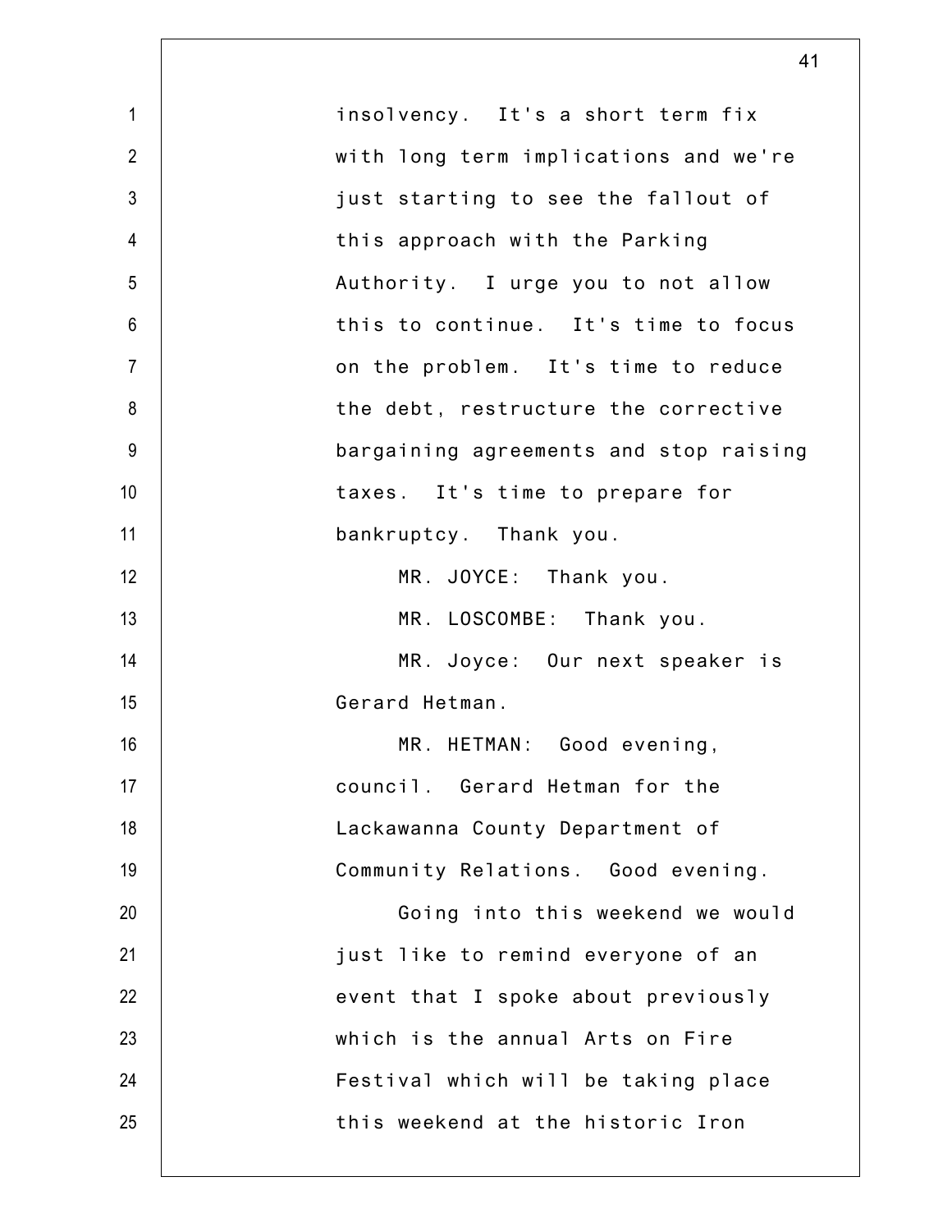insolvency. It's a short term fix with long term implications and we're just starting to see the fallout of this approach with the Parking Authority. I urge you to not allow this to continue. It's time to focus on the problem. It's time to reduce the debt, restructure the corrective bargaining agreements and stop raising taxes. It's time to prepare for bankruptcy. Thank you.

MR. JOYCE: Thank you.

MR. LOSCOMBE: Thank you.

MR. Joyce: Our next speaker is Gerard Hetman.

MR. HETMAN: Good evening, council. Gerard Hetman for the Lackawanna County Department of Community Relations. Good evening.

Going into this weekend we would just like to remind everyone of an event that I spoke about previously which is the annual Arts on Fire Festival which will be taking place this weekend at the historic Iron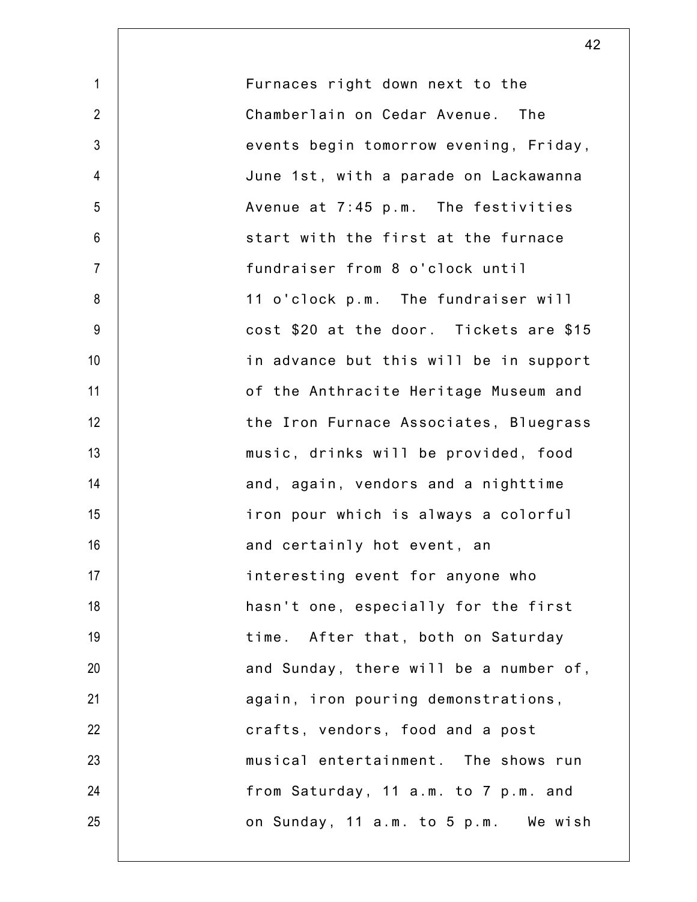Furnaces right down next to the Chamberlain on Cedar Avenue. The events begin tomorrow evening, Friday, June 1st, with a parade on Lackawanna Avenue at 7:45 p.m. The festivities start with the first at the furnace fundraiser from 8 o'clock until 11 o'clock p.m. The fundraiser will cost $20 at the door. Tickets are $15 in advance but this will be in support of the Anthracite Heritage Museum and the Iron Furnace Associates, Bluegrass music, drinks will be provided, food and, again, vendors and a nighttime iron pour which is always a colorful and certainly hot event, an interesting event for anyone who hasn't one, especially for the first time. After that, both on Saturday and Sunday, there will be a number of, again, iron pouring demonstrations, crafts, vendors, food and a post musical entertainment. The shows run from Saturday, 11 a.m. to 7 p.m. and on Sunday, 11 a.m. to 5 p.m. We wish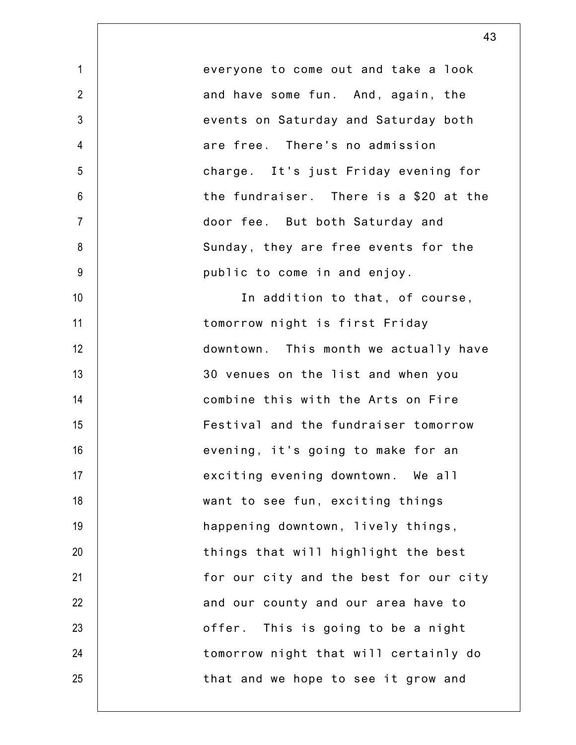everyone to come out and take a look and have some fun. And, again, the events on Saturday and Saturday both are free. There's no admission charge. It's just Friday evening for the fundraiser. There is a $20 at the door fee. But both Saturday and Sunday, they are free events for the public to come in and enjoy.

In addition to that, of course, tomorrow night is first Friday downtown. This month we actually have 30 venues on the list and when you combine this with the Arts on Fire Festival and the fundraiser tomorrow evening, it's going to make for an exciting evening downtown. We all want to see fun, exciting things happening downtown, lively things, things that will highlight the best for our city and the best for our city and our county and our area have to offer. This is going to be a night tomorrow night that will certainly do that and we hope to see it grow and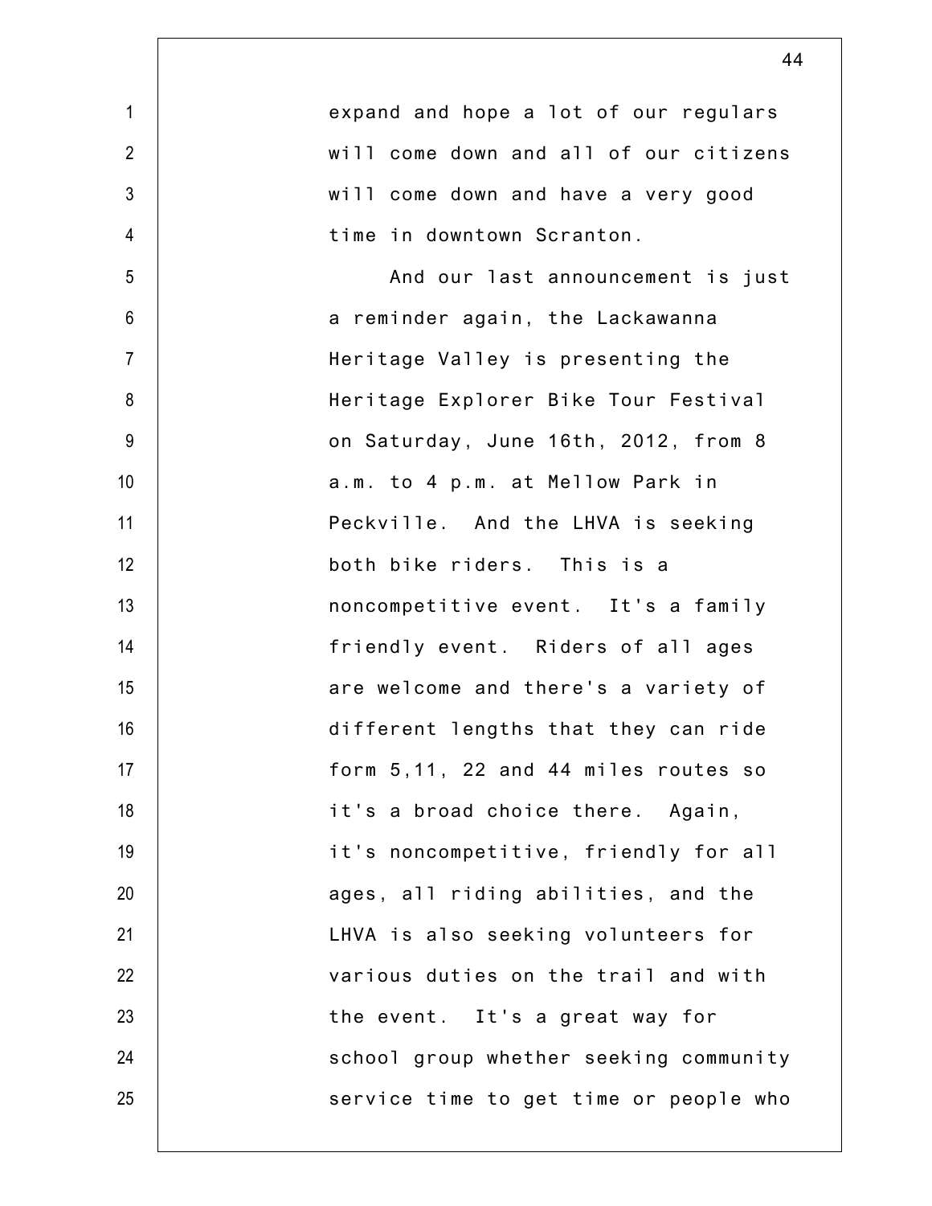expand and hope a lot of our regulars will come down and all of our citizens will come down and have a very good time in downtown Scranton.

And our last announcement is just a reminder again, the Lackawanna Heritage Valley is presenting the Heritage Explorer Bike Tour Festival on Saturday, June 16th, 2012, from 8 a.m. to 4 p.m. at Mellow Park in Peckville. And the LHVA is seeking both bike riders. This is a noncompetitive event. It's a family friendly event. Riders of all ages are welcome and there's a variety of different lengths that they can ride form 5,11, 22 and 44 miles routes so it's a broad choice there. Again, it's noncompetitive, friendly for all ages, all riding abilities, and the LHVA is also seeking volunteers for various duties on the trail and with the event. It's a great way for school group whether seeking community service time to get time or people who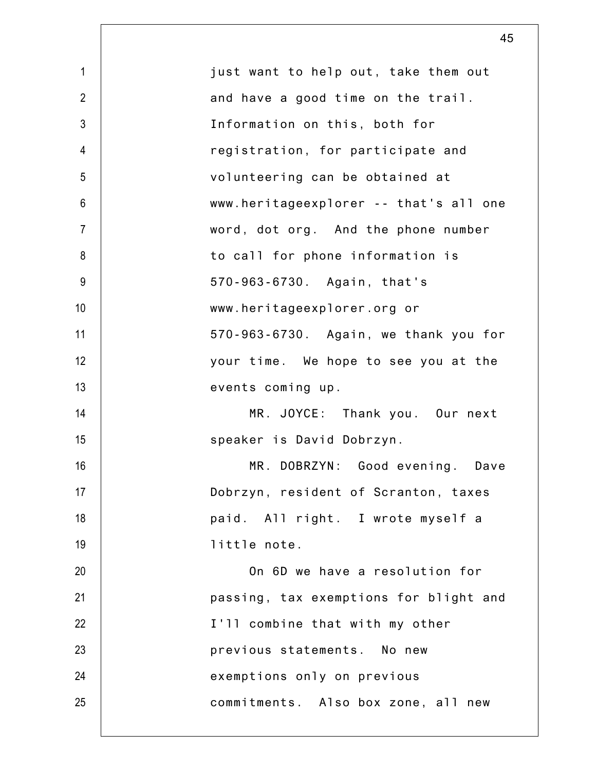just want to help out, take them out and have a good time on the trail. Information on this, both for registration, for participate and volunteering can be obtained at www.heritageexplorer -- that's all one word, dot org. And the phone number to call for phone information is 570-963-6730. Again, that's www.heritageexplorer.org or 570-963-6730. Again, we thank you for your time. We hope to see you at the events coming up.

MR. JOYCE: Thank you. Our next speaker is David Dobrzyn.

MR. DOBRZYN: Good evening. Dave Dobrzyn, resident of Scranton, taxes paid. All right. I wrote myself a little note.

On 6D we have a resolution for passing, tax exemptions for blight and I'll combine that with my other previous statements. No new exemptions only on previous commitments. Also box zone, all new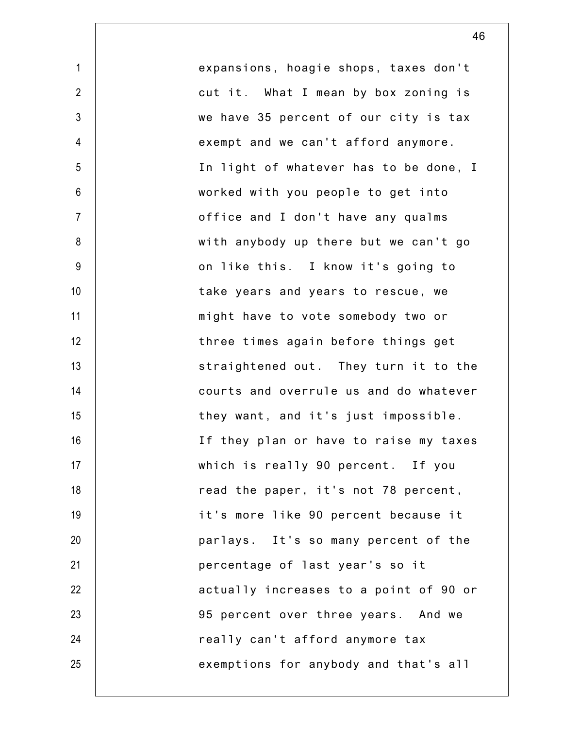expansions, hoagie shops, taxes don't cut it. What I mean by box zoning is we have 35 percent of our city is tax exempt and we can't afford anymore. In light of whatever has to be done, I worked with you people to get into office and I don't have any qualms with anybody up there but we can't go on like this. I know it's going to take years and years to rescue, we might have to vote somebody two or three times again before things get straightened out. They turn it to the courts and overrule us and do whatever they want, and it's just impossible. If they plan or have to raise my taxes which is really 90 percent. If you read the paper, it's not 78 percent, it's more like 90 percent because it parlays. It's so many percent of the percentage of last year's so it actually increases to a point of 90 or 95 percent over three years. And we really can't afford anymore tax exemptions for anybody and that's all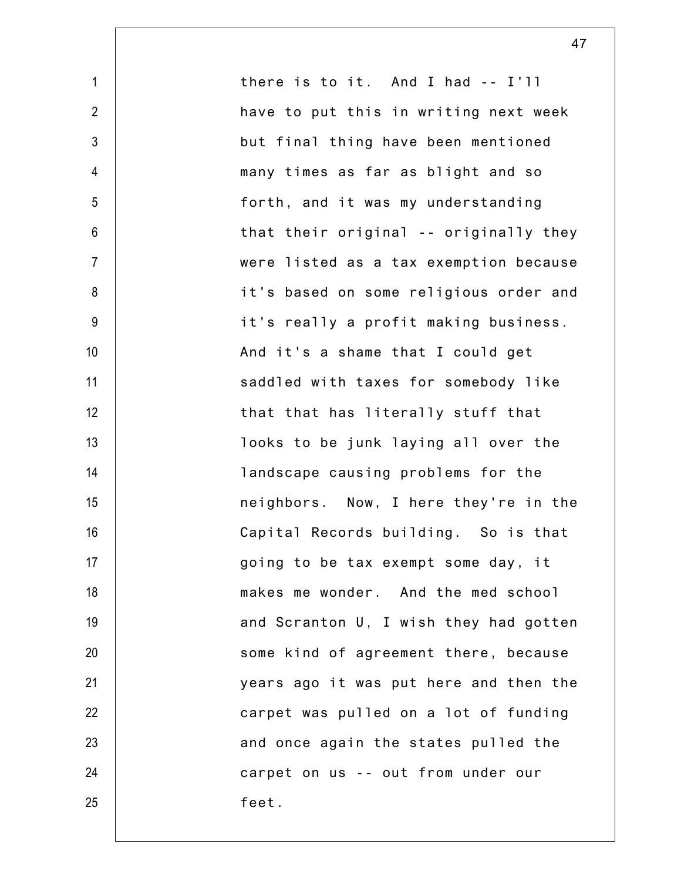there is to it. And I had -- I'll have to put this in writing next week but final thing have been mentioned many times as far as blight and so forth, and it was my understanding that their original -- originally they were listed as a tax exemption because it's based on some religious order and it's really a profit making business. And it's a shame that I could get saddled with taxes for somebody like that that has literally stuff that looks to be junk laying all over the landscape causing problems for the neighbors. Now, I here they're in the Capital Records building. So is that going to be tax exempt some day, it makes me wonder. And the med school and Scranton U, I wish they had gotten some kind of agreement there, because years ago it was put here and then the carpet was pulled on a lot of funding and once again the states pulled the carpet on us -- out from under our feet.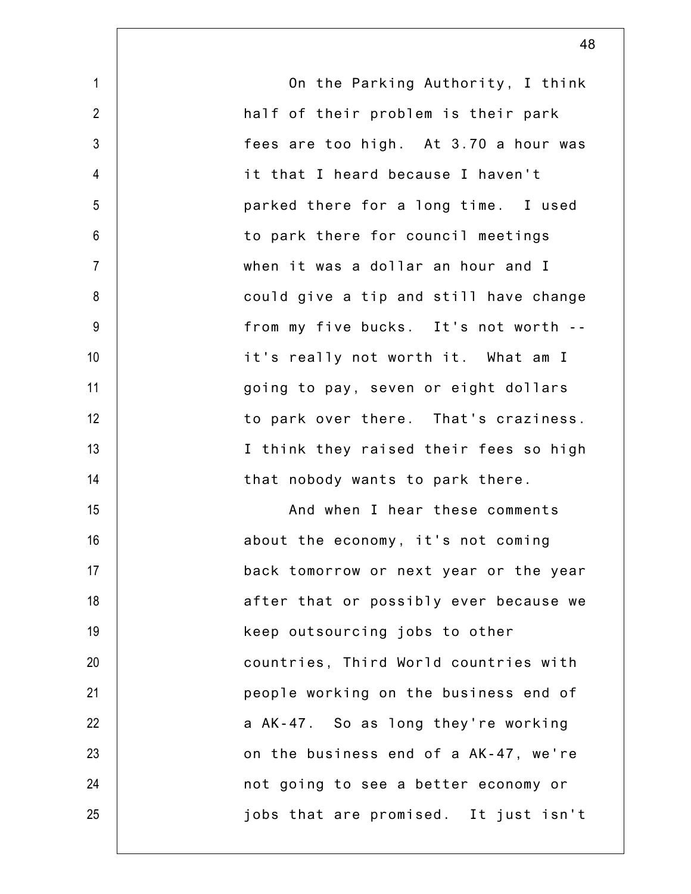On the Parking Authority, I think half of their problem is their park fees are too high. At 3.70 a hour was it that I heard because I haven't parked there for a long time. I used to park there for council meetings when it was a dollar an hour and I could give a tip and still have change from my five bucks. It's not worth -- it's really not worth it. What am I going to pay, seven or eight dollars to park over there. That's craziness. I think they raised their fees so high that nobody wants to park there.

And when I hear these comments about the economy, it's not coming back tomorrow or next year or the year after that or possibly ever because we keep outsourcing jobs to other countries, Third World countries with people working on the business end of a AK-47. So as long they're working on the business end of a AK-47, we're not going to see a better economy or jobs that are promised. It just isn't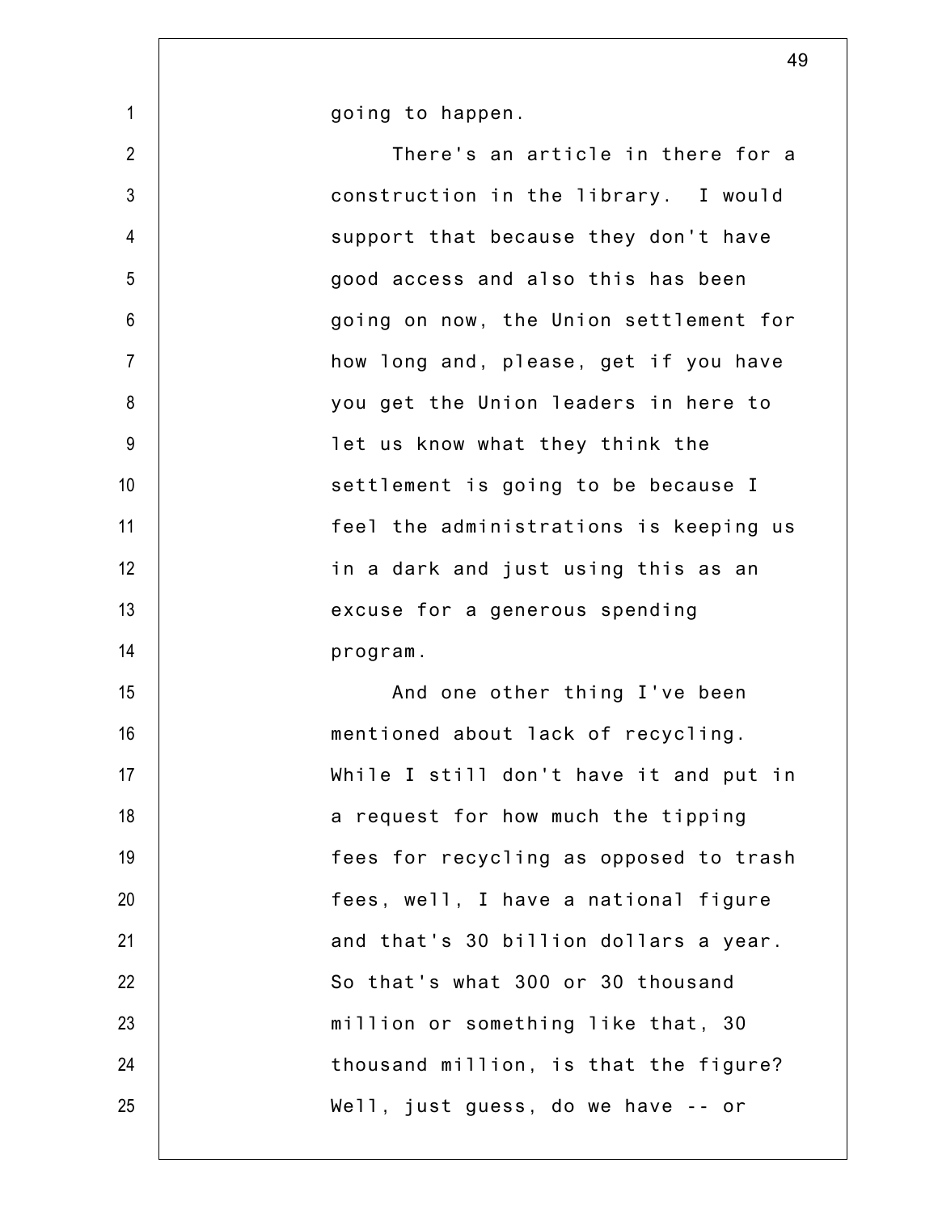going to happen.

There's an article in there for a construction in the library. I would support that because they don't have good access and also this has been going on now, the Union settlement for how long and, please, get if you have you get the Union leaders in here to let us know what they think the settlement is going to be because I feel the administrations is keeping us in a dark and just using this as an excuse for a generous spending program.

And one other thing I've been mentioned about lack of recycling. While I still don't have it and put in a request for how much the tipping fees for recycling as opposed to trash fees, well, I have a national figure and that's 30 billion dollars a year. So that's what 300 or 30 thousand million or something like that, 30 thousand million, is that the figure? Well, just guess, do we have -- or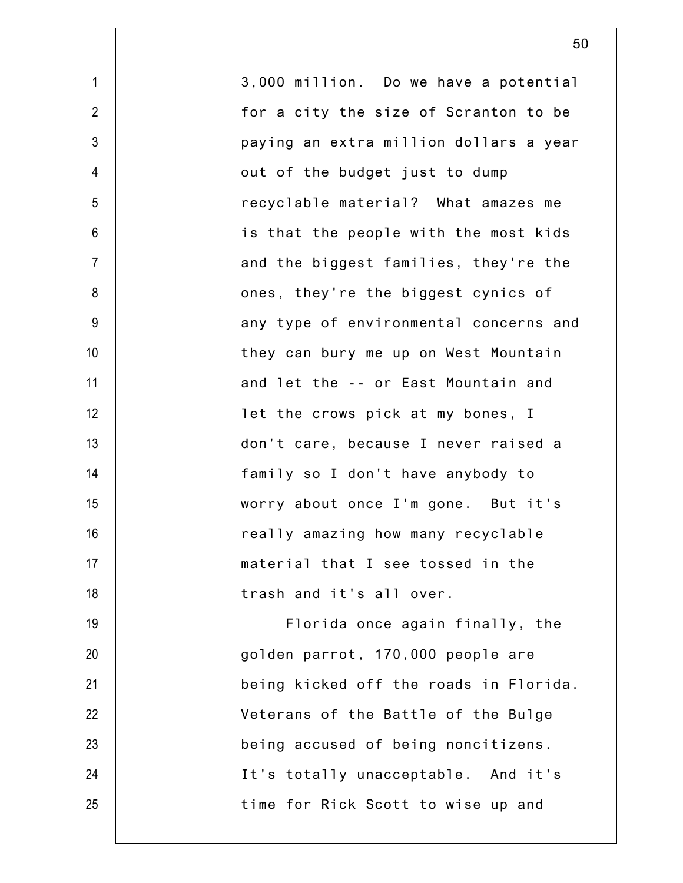3,000 million. Do we have a potential for a city the size of Scranton to be paying an extra million dollars a year out of the budget just to dump recyclable material? What amazes me is that the people with the most kids and the biggest families, they're the ones, they're the biggest cynics of any type of environmental concerns and they can bury me up on West Mountain and let the -- or East Mountain and let the crows pick at my bones, I don't care, because I never raised a family so I don't have anybody to worry about once I'm gone. But it's really amazing how many recyclable material that I see tossed in the trash and it's all over.

Florida once again finally, the golden parrot, 170,000 people are being kicked off the roads in Florida. Veterans of the Battle of the Bulge being accused of being noncitizens. It's totally unacceptable. And it's time for Rick Scott to wise up and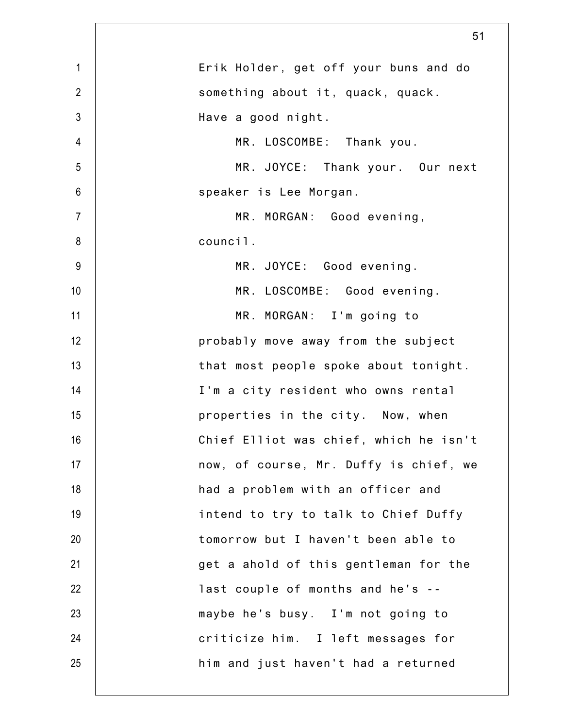Erik Holder, get off your buns and do something about it, quack, quack. Have a good night.

MR. LOSCOMBE: Thank you.

MR. JOYCE: Thank your. Our next speaker is Lee Morgan.

MR. MORGAN: Good evening, council.

MR. JOYCE: Good evening.

MR. LOSCOMBE: Good evening.

MR. MORGAN: I'm going to probably move away from the subject that most people spoke about tonight. I'm a city resident who owns rental properties in the city. Now, when Chief Elliot was chief, which he isn't now, of course, Mr. Duffy is chief, we had a problem with an officer and intend to try to talk to Chief Duffy tomorrow but I haven't been able to get a ahold of this gentleman for the last couple of months and he's -- maybe he's busy. I'm not going to criticize him. I left messages for him and just haven't had a returned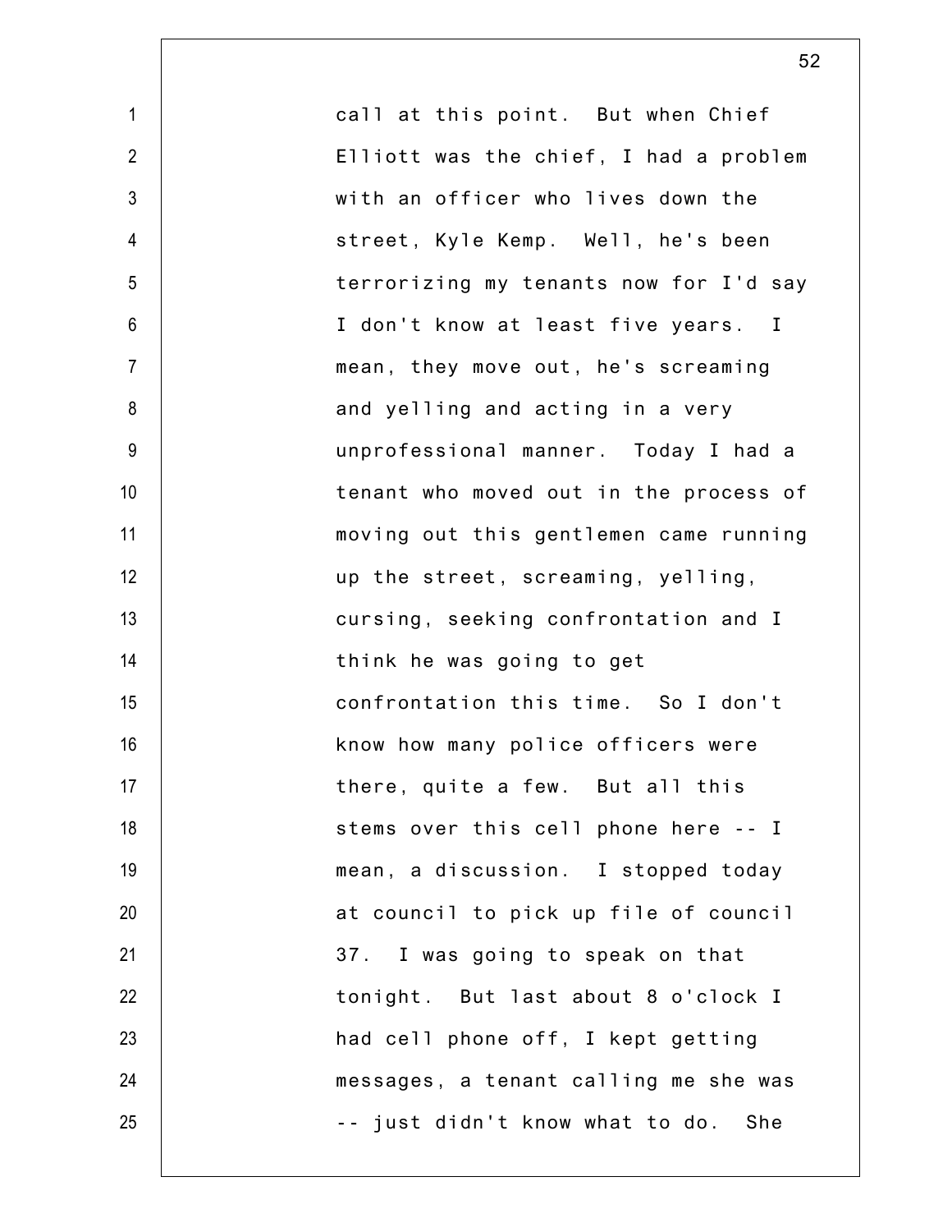call at this point. But when Chief Elliott was the chief, I had a problem with an officer who lives down the street, Kyle Kemp. Well, he's been terrorizing my tenants now for I'd say I don't know at least five years. I mean, they move out, he's screaming and yelling and acting in a very unprofessional manner. Today I had a tenant who moved out in the process of moving out this gentlemen came running up the street, screaming, yelling, cursing, seeking confrontation and I think he was going to get confrontation this time. So I don't know how many police officers were there, quite a few. But all this stems over this cell phone here -- I mean, a discussion. I stopped today at council to pick up file of council 37. I was going to speak on that tonight. But last about 8 o'clock I had cell phone off, I kept getting messages, a tenant calling me she was -- just didn't know what to do. She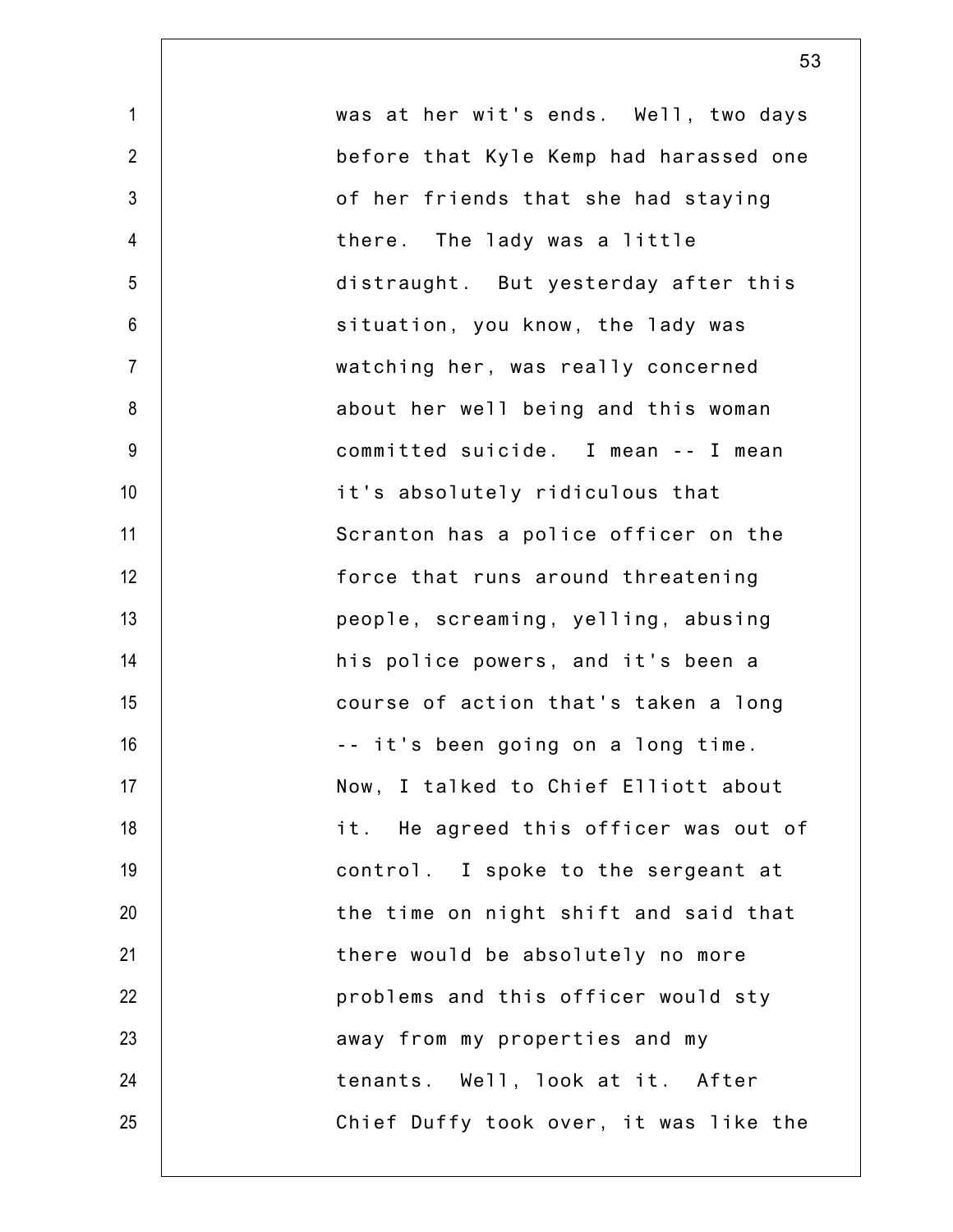was at her wit's ends. Well, two days before that Kyle Kemp had harassed one of her friends that she had staying there. The lady was a little distraught. But yesterday after this situation, you know, the lady was watching her, was really concerned about her well being and this woman committed suicide. I mean -- I mean it's absolutely ridiculous that Scranton has a police officer on the force that runs around threatening people, screaming, yelling, abusing his police powers, and it's been a course of action that's taken a long -- it's been going on a long time. Now, I talked to Chief Elliott about it. He agreed this officer was out of control. I spoke to the sergeant at the time on night shift and said that there would be absolutely no more problems and this officer would sty away from my properties and my tenants. Well, look at it. After Chief Duffy took over, it was like the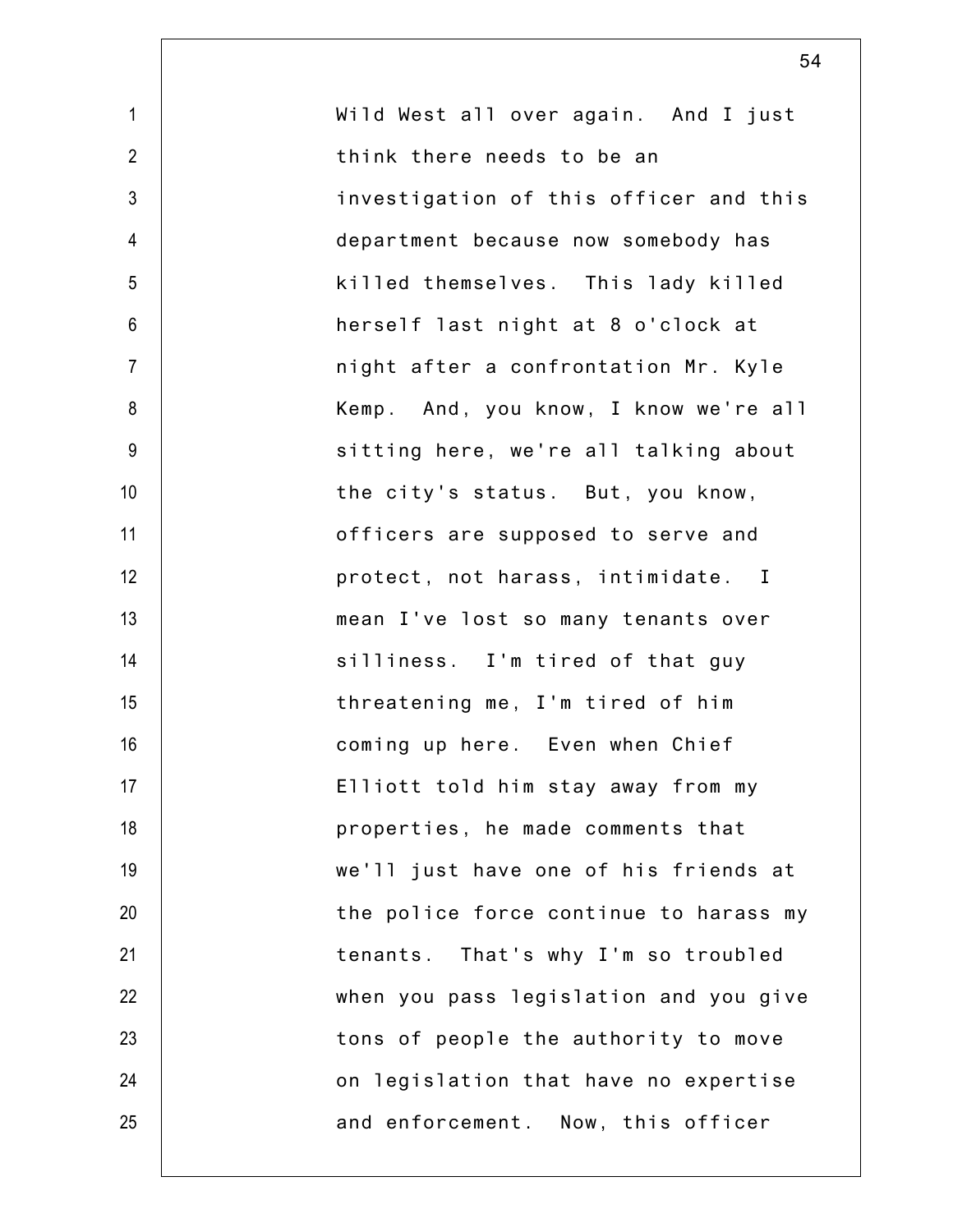Wild West all over again. And I just think there needs to be an investigation of this officer and this department because now somebody has killed themselves. This lady killed herself last night at 8 o'clock at night after a confrontation Mr. Kyle Kemp. And, you know, I know we're all sitting here, we're all talking about the city's status. But, you know, officers are supposed to serve and protect, not harass, intimidate. I mean I've lost so many tenants over silliness. I'm tired of that guy threatening me, I'm tired of him coming up here. Even when Chief Elliott told him stay away from my properties, he made comments that we'll just have one of his friends at the police force continue to harass my tenants. That's why I'm so troubled when you pass legislation and you give tons of people the authority to move on legislation that have no expertise and enforcement. Now, this officer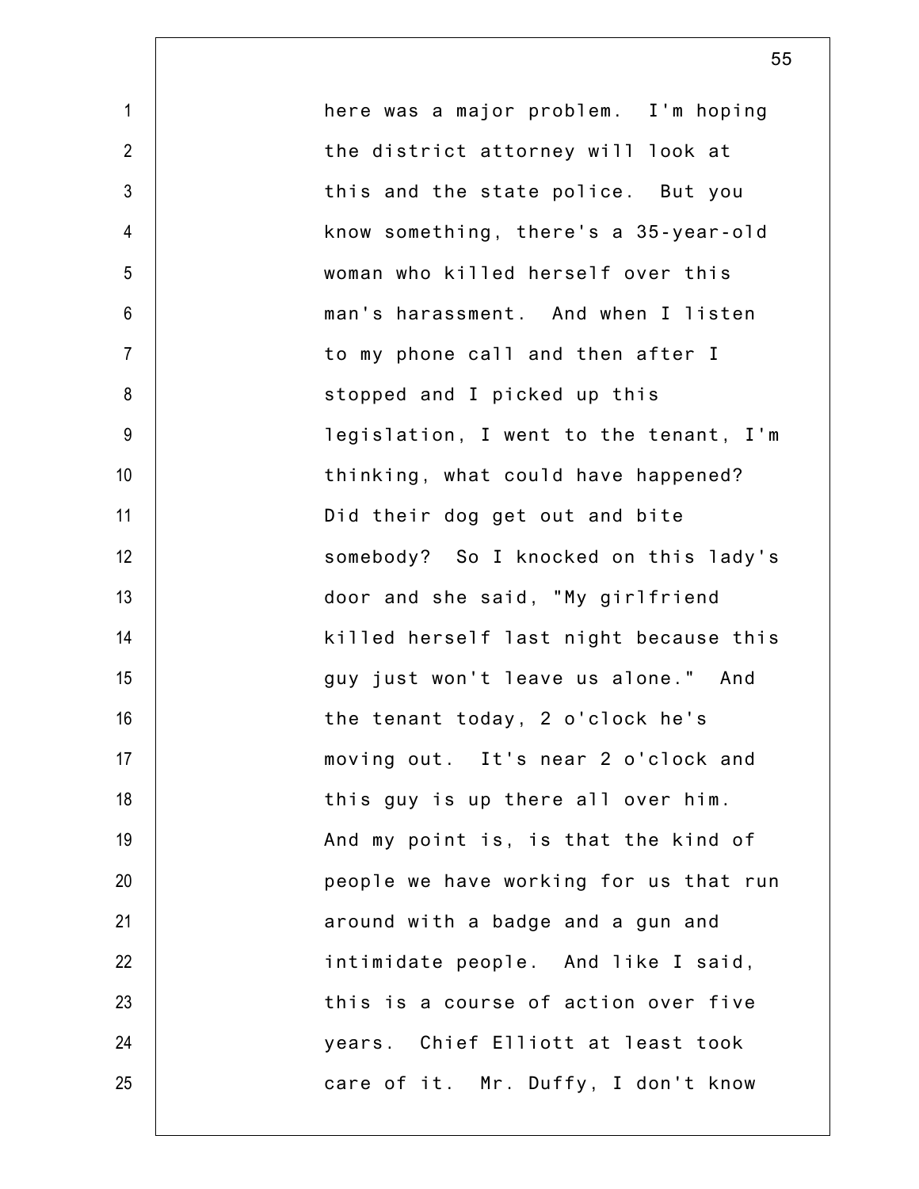here was a major problem. I'm hoping the district attorney will look at this and the state police. But you know something, there's a 35-year-old woman who killed herself over this man's harassment. And when I listen to my phone call and then after I stopped and I picked up this legislation, I went to the tenant, I'm thinking, what could have happened? Did their dog get out and bite somebody? So I knocked on this lady's door and she said, "My girlfriend killed herself last night because this guy just won't leave us alone." And the tenant today, 2 o'clock he's moving out. It's near 2 o'clock and this guy is up there all over him. And my point is, is that the kind of people we have working for us that run around with a badge and a gun and intimidate people. And like I said, this is a course of action over five years. Chief Elliott at least took care of it. Mr. Duffy, I don't know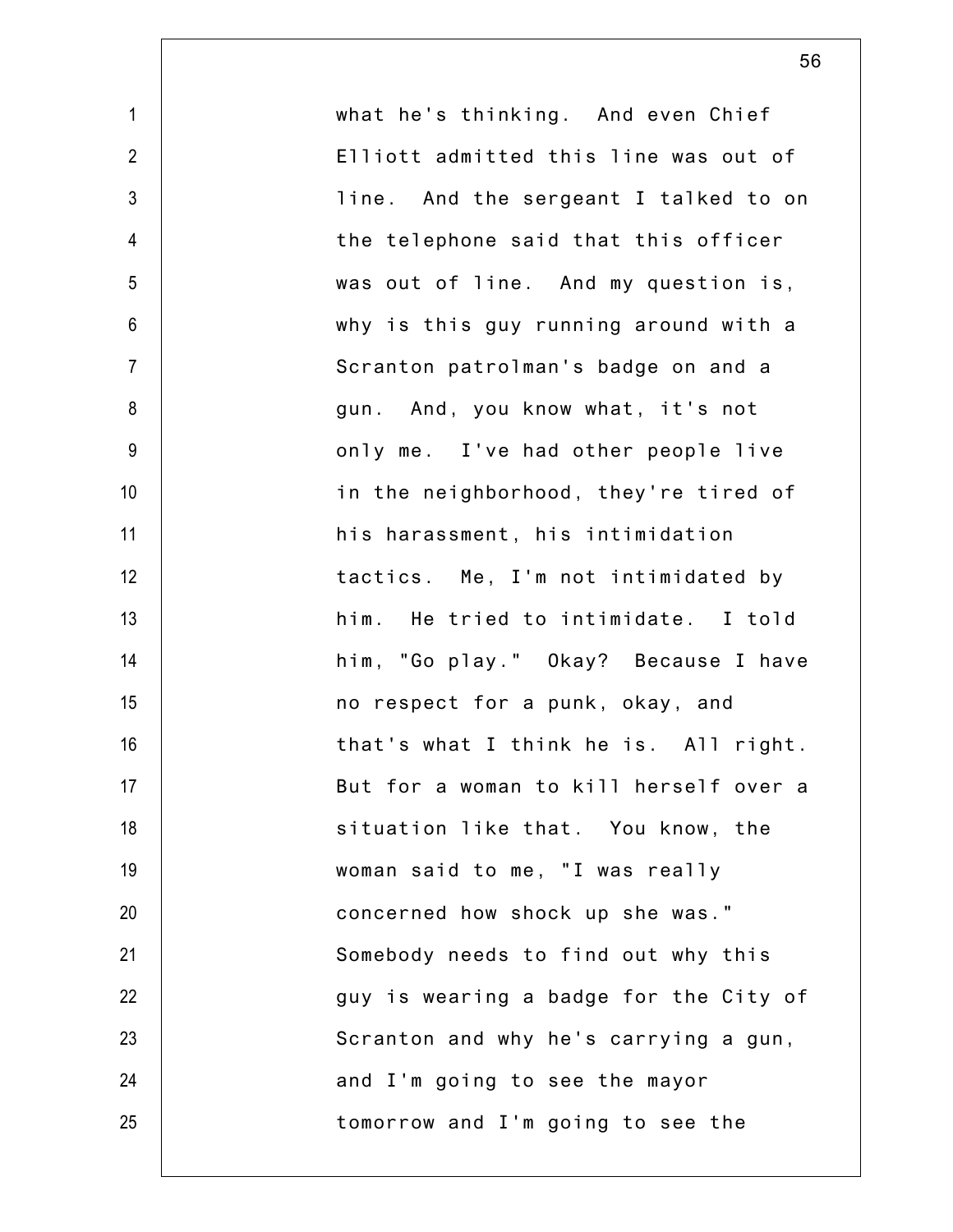what he's thinking. And even Chief Elliott admitted this line was out of line. And the sergeant I talked to on the telephone said that this officer was out of line. And my question is, why is this guy running around with a Scranton patrolman's badge on and a gun. And, you know what, it's not only me. I've had other people live in the neighborhood, they're tired of his harassment, his intimidation tactics. Me, I'm not intimidated by him. He tried to intimidate. I told him, "Go play." Okay? Because I have no respect for a punk, okay, and that's what I think he is. All right. But for a woman to kill herself over a situation like that. You know, the woman said to me, "I was really concerned how shock up she was." Somebody needs to find out why this guy is wearing a badge for the City of Scranton and why he's carrying a gun, and I'm going to see the mayor tomorrow and I'm going to see the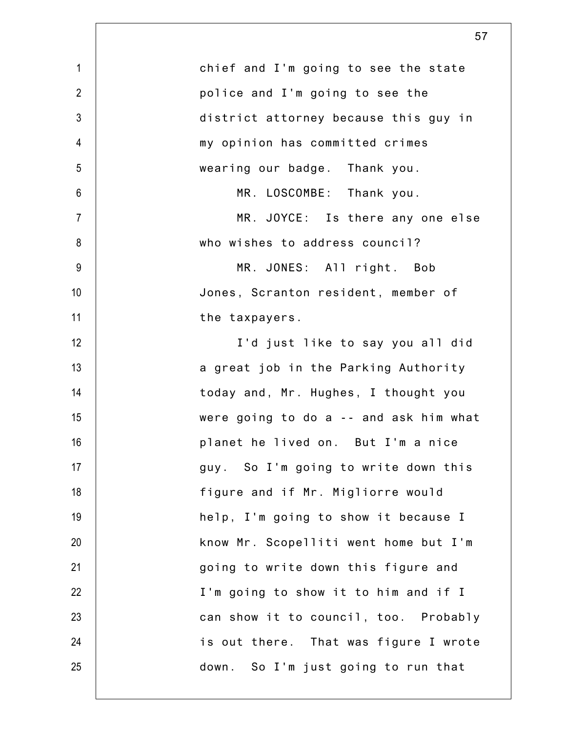chief and I'm going to see the state police and I'm going to see the district attorney because this guy in my opinion has committed crimes wearing our badge. Thank you.

MR. LOSCOMBE: Thank you.

MR. JOYCE: Is there any one else who wishes to address council?

MR. JONES: All right. Bob Jones, Scranton resident, member of the taxpayers.

I'd just like to say you all did a great job in the Parking Authority today and, Mr. Hughes, I thought you were going to do a -- and ask him what planet he lived on. But I'm a nice guy. So I'm going to write down this figure and if Mr. Migliorre would help, I'm going to show it because I know Mr. Scopelliti went home but I'm going to write down this figure and I'm going to show it to him and if I can show it to council, too. Probably is out there. That was figure I wrote down. So I'm just going to run that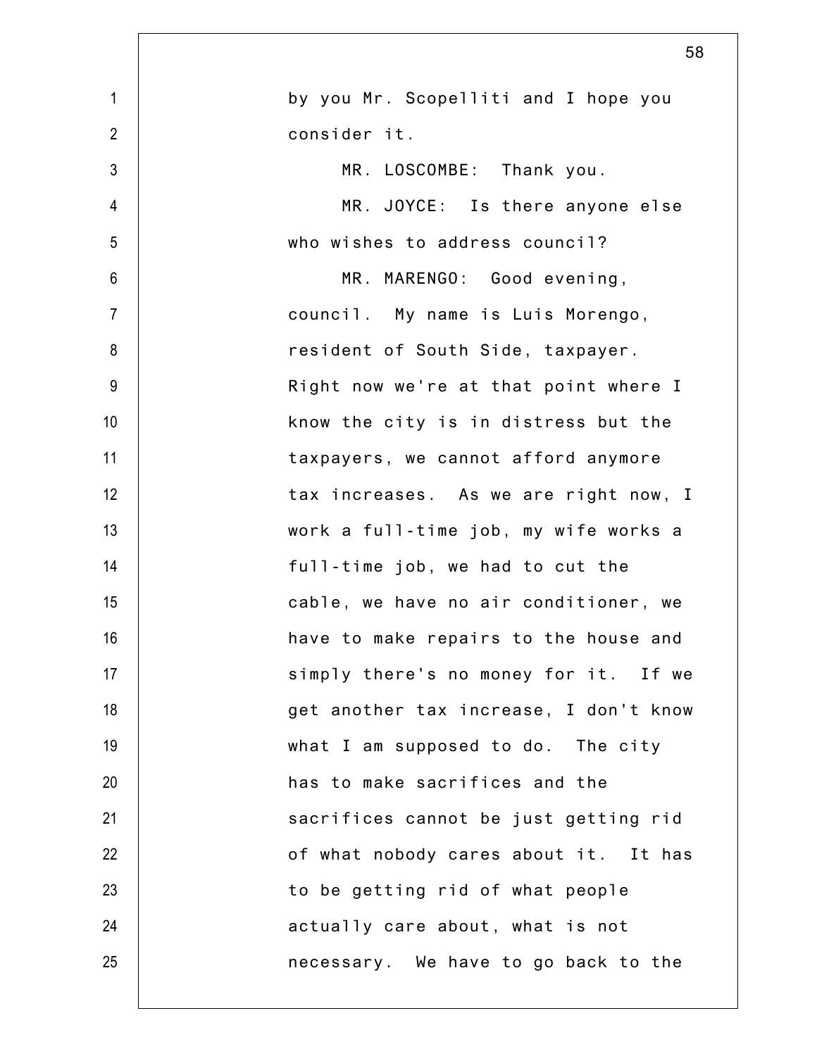by you Mr. Scopelliti and I hope you consider it.

MR. LOSCOMBE: Thank you.

MR. JOYCE: Is there anyone else who wishes to address council?

MR. MARENGO: Good evening, council. My name is Luis Morengo, resident of South Side, taxpayer. Right now we're at that point where I know the city is in distress but the taxpayers, we cannot afford anymore tax increases. As we are right now, I work a full-time job, my wife works a full-time job, we had to cut the cable, we have no air conditioner, we have to make repairs to the house and simply there's no money for it. If we get another tax increase, I don't know what I am supposed to do. The city has to make sacrifices and the sacrifices cannot be just getting rid of what nobody cares about it. It has to be getting rid of what people actually care about, what is not necessary. We have to go back to the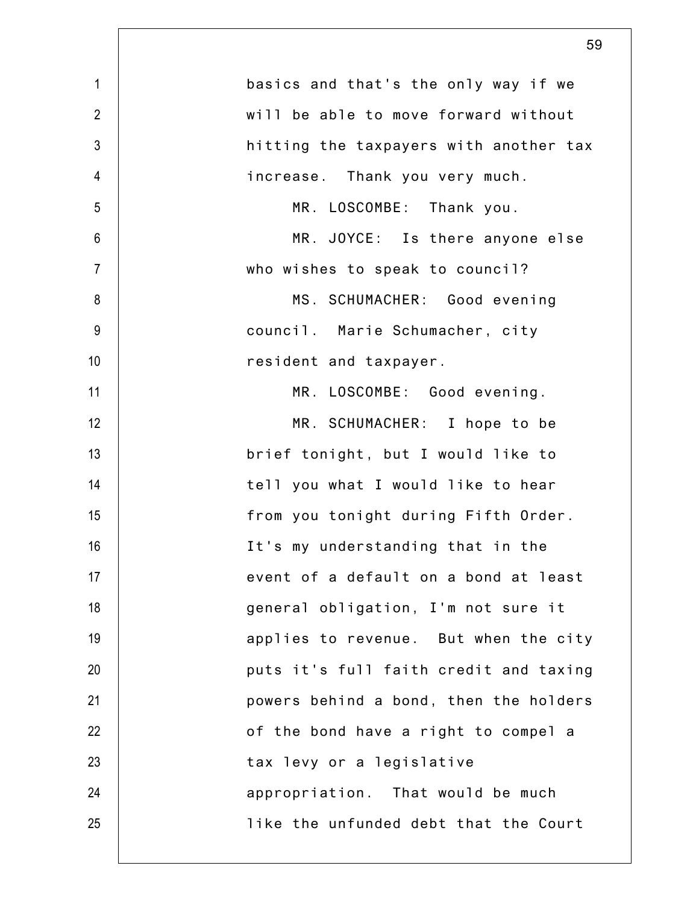basics and that's the only way if we will be able to move forward without hitting the taxpayers with another tax increase. Thank you very much.

MR. LOSCOMBE: Thank you.

MR. JOYCE: Is there anyone else who wishes to speak to council?

MS. SCHUMACHER: Good evening council. Marie Schumacher, city resident and taxpayer.

MR. LOSCOMBE: Good evening.

MR. SCHUMACHER: I hope to be brief tonight, but I would like to tell you what I would like to hear from you tonight during Fifth Order. It's my understanding that in the event of a default on a bond at least general obligation, I'm not sure it applies to revenue. But when the city puts it's full faith credit and taxing powers behind a bond, then the holders of the bond have a right to compel a tax levy or a legislative appropriation. That would be much like the unfunded debt that the Court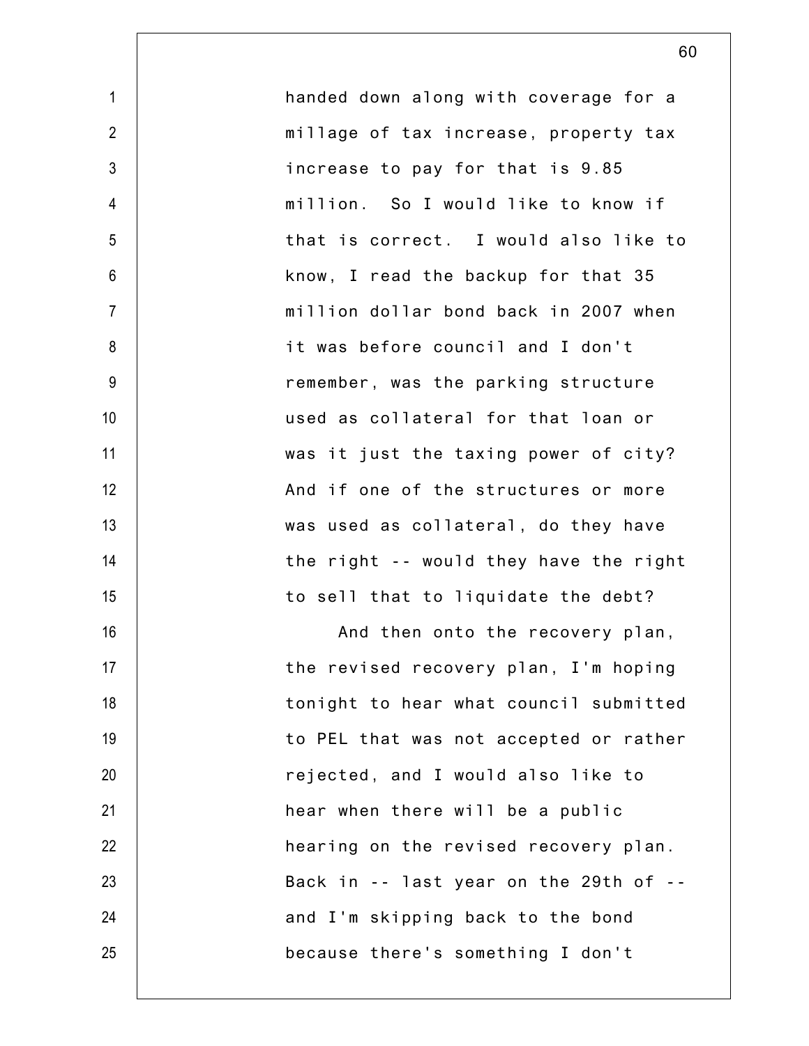handed down along with coverage for a millage of tax increase, property tax increase to pay for that is 9.85 million. So I would like to know if that is correct. I would also like to know, I read the backup for that 35 million dollar bond back in 2007 when it was before council and I don't remember, was the parking structure used as collateral for that loan or was it just the taxing power of city? And if one of the structures or more was used as collateral, do they have the right -- would they have the right to sell that to liquidate the debt?

And then onto the recovery plan, the revised recovery plan, I'm hoping tonight to hear what council submitted to PEL that was not accepted or rather rejected, and I would also like to hear when there will be a public hearing on the revised recovery plan. Back in -- last year on the 29th of -- and I'm skipping back to the bond because there's something I don't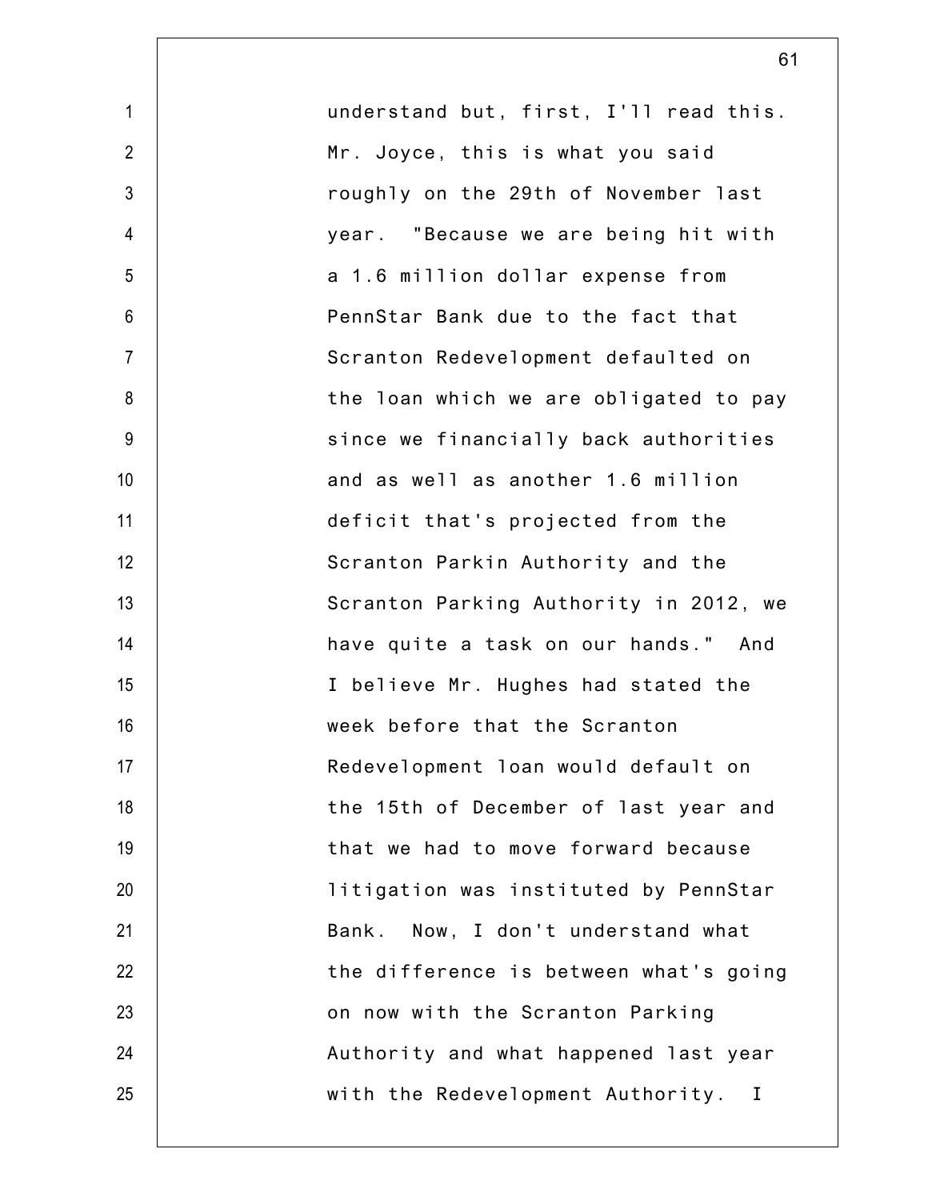understand but, first, I'll read this. Mr. Joyce, this is what you said roughly on the 29th of November last year. "Because we are being hit with a 1.6 million dollar expense from PennStar Bank due to the fact that Scranton Redevelopment defaulted on the loan which we are obligated to pay since we financially back authorities and as well as another 1.6 million deficit that's projected from the Scranton Parkin Authority and the Scranton Parking Authority in 2012, we have quite a task on our hands." And I believe Mr. Hughes had stated the week before that the Scranton Redevelopment loan would default on the 15th of December of last year and that we had to move forward because litigation was instituted by PennStar Bank. Now, I don't understand what the difference is between what's going on now with the Scranton Parking Authority and what happened last year with the Redevelopment Authority. I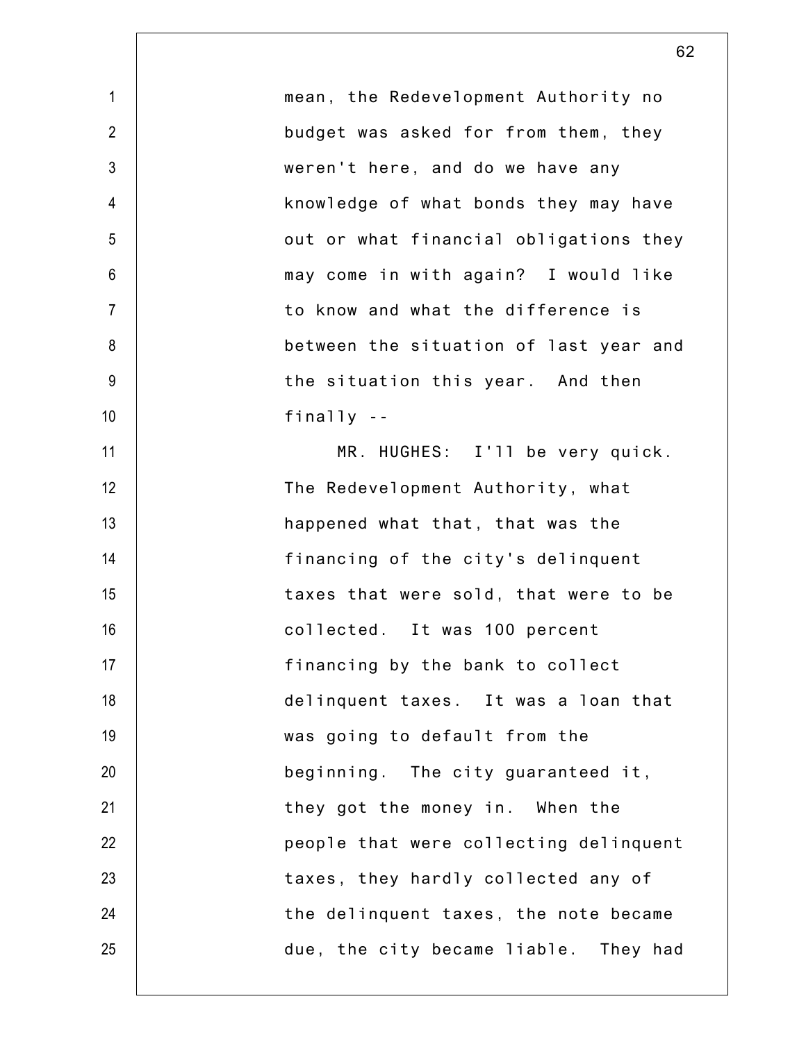mean, the Redevelopment Authority no budget was asked for from them, they weren't here, and do we have any knowledge of what bonds they may have out or what financial obligations they may come in with again? I would like to know and what the difference is between the situation of last year and the situation this year. And then finally --

MR. HUGHES: I'll be very quick. The Redevelopment Authority, what happened what that, that was the financing of the city's delinquent taxes that were sold, that were to be collected. It was 100 percent financing by the bank to collect delinquent taxes. It was a loan that was going to default from the beginning. The city guaranteed it, they got the money in. When the people that were collecting delinquent taxes, they hardly collected any of the delinquent taxes, the note became due, the city became liable. They had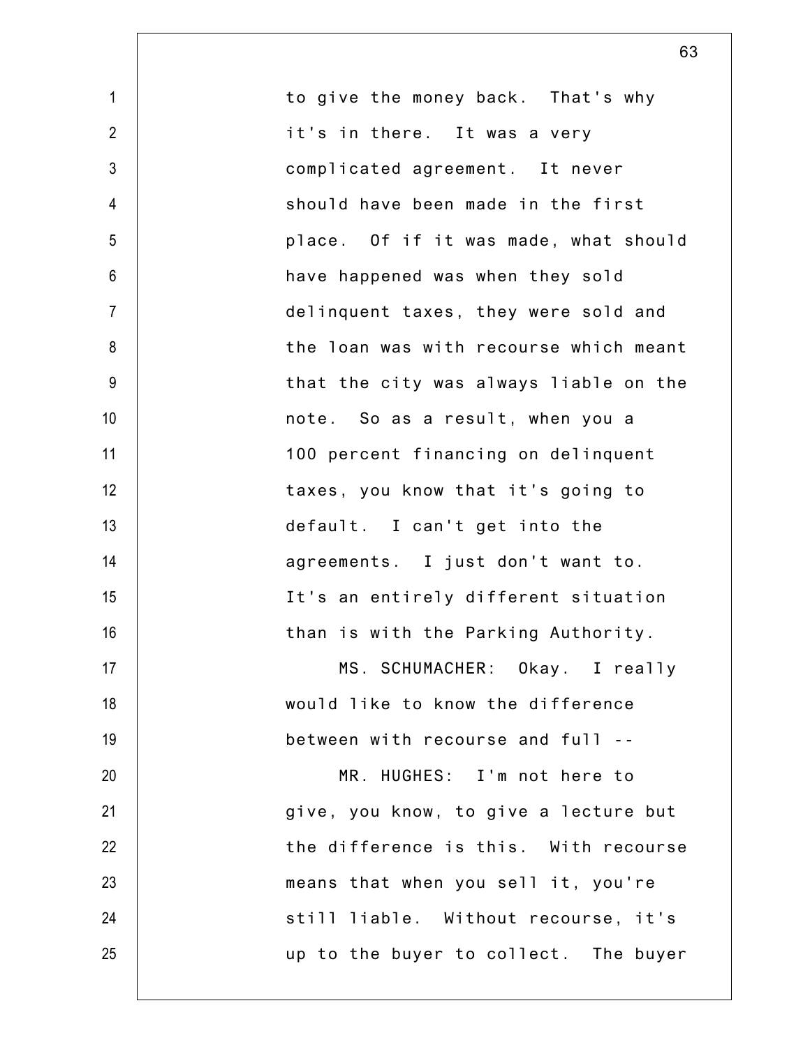to give the money back. That's why it's in there. It was a very complicated agreement. It never should have been made in the first place. Of if it was made, what should have happened was when they sold delinquent taxes, they were sold and the loan was with recourse which meant that the city was always liable on the note. So as a result, when you a 100 percent financing on delinquent taxes, you know that it's going to default. I can't get into the agreements. I just don't want to. It's an entirely different situation than is with the Parking Authority.

MS. SCHUMACHER: Okay. I really would like to know the difference between with recourse and full --

MR. HUGHES: I'm not here to give, you know, to give a lecture but the difference is this. With recourse means that when you sell it, you're still liable. Without recourse, it's up to the buyer to collect. The buyer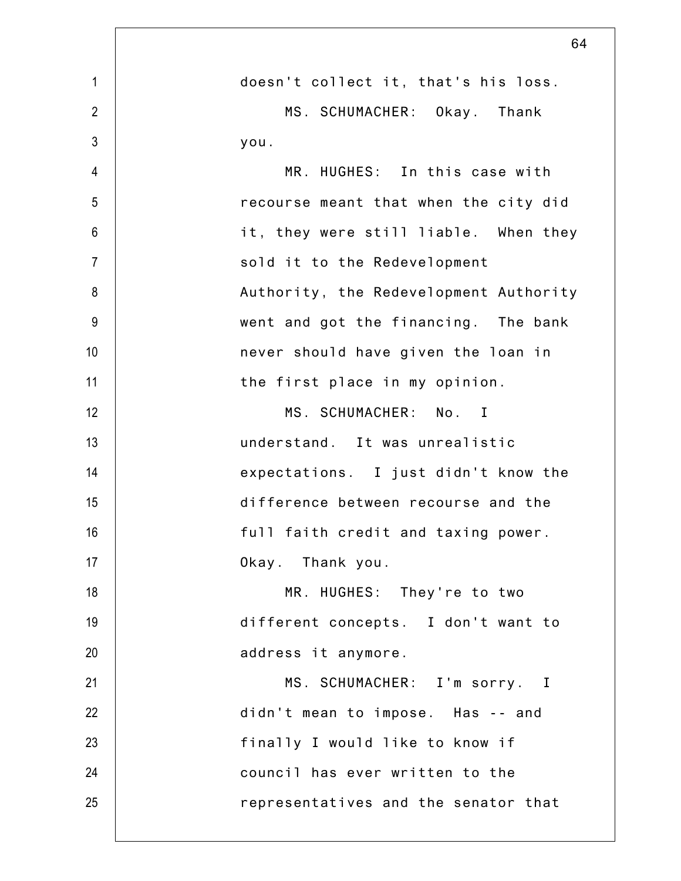doesn't collect it, that's his loss.

MS. SCHUMACHER: Okay. Thank you.

MR. HUGHES: In this case with recourse meant that when the city did it, they were still liable. When they sold it to the Redevelopment Authority, the Redevelopment Authority went and got the financing. The bank never should have given the loan in the first place in my opinion.

MS. SCHUMACHER: No. I understand. It was unrealistic expectations. I just didn't know the difference between recourse and the full faith credit and taxing power. Okay. Thank you.

MR. HUGHES: They're to two different concepts. I don't want to address it anymore.

MS. SCHUMACHER: I'm sorry. I didn't mean to impose. Has -- and finally I would like to know if council has ever written to the representatives and the senator that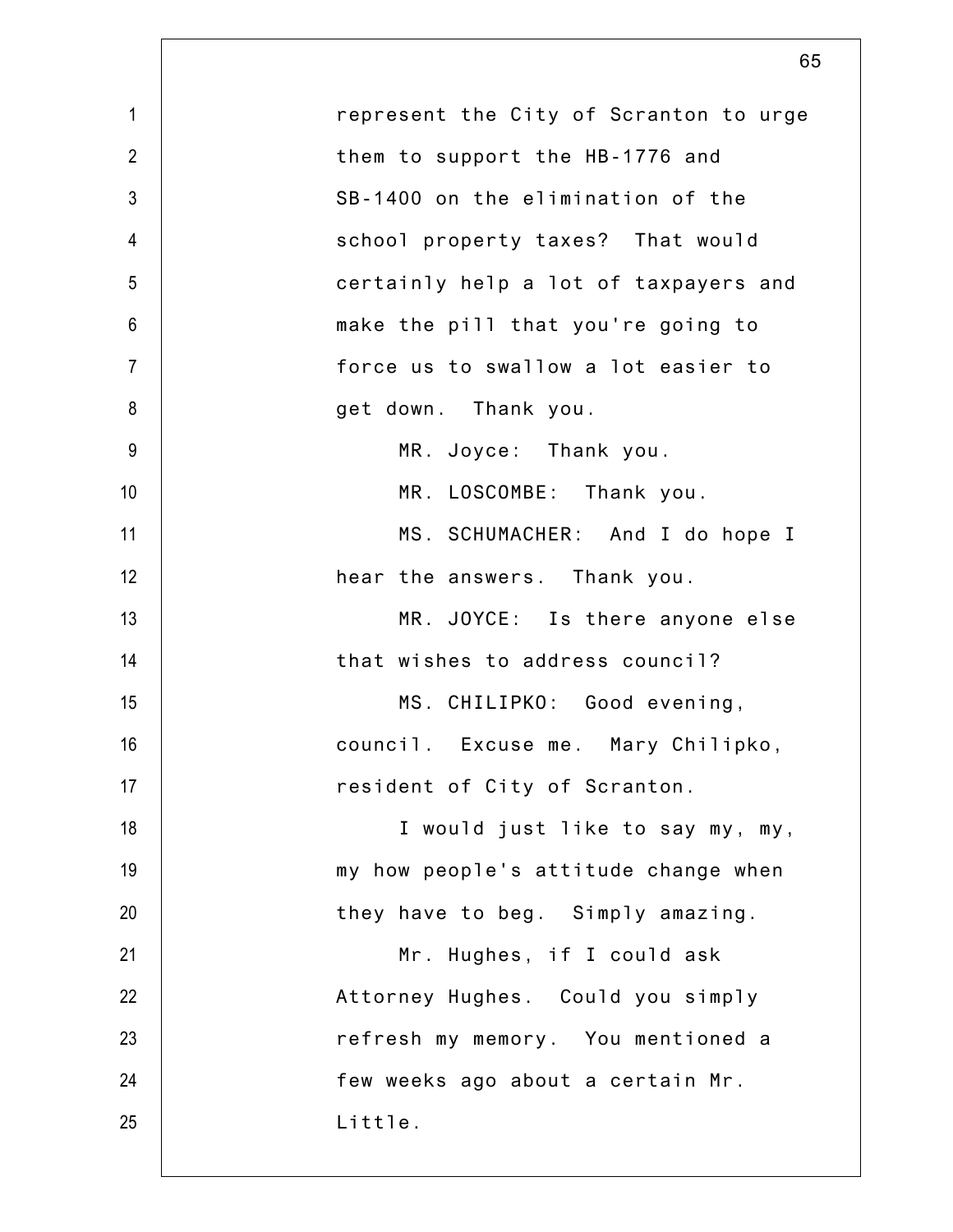represent the City of Scranton to urge them to support the HB-1776 and SB-1400 on the elimination of the school property taxes? That would certainly help a lot of taxpayers and make the pill that you're going to force us to swallow a lot easier to get down. Thank you.

MR. Joyce: Thank you.

MR. LOSCOMBE: Thank you.

MS. SCHUMACHER: And I do hope I hear the answers. Thank you.

MR. JOYCE: Is there anyone else that wishes to address council?

MS. CHILIPKO: Good evening, council. Excuse me. Mary Chilipko, resident of City of Scranton.

I would just like to say my, my, my how people's attitude change when they have to beg. Simply amazing.

Mr. Hughes, if I could ask Attorney Hughes. Could you simply refresh my memory. You mentioned a few weeks ago about a certain Mr. Little.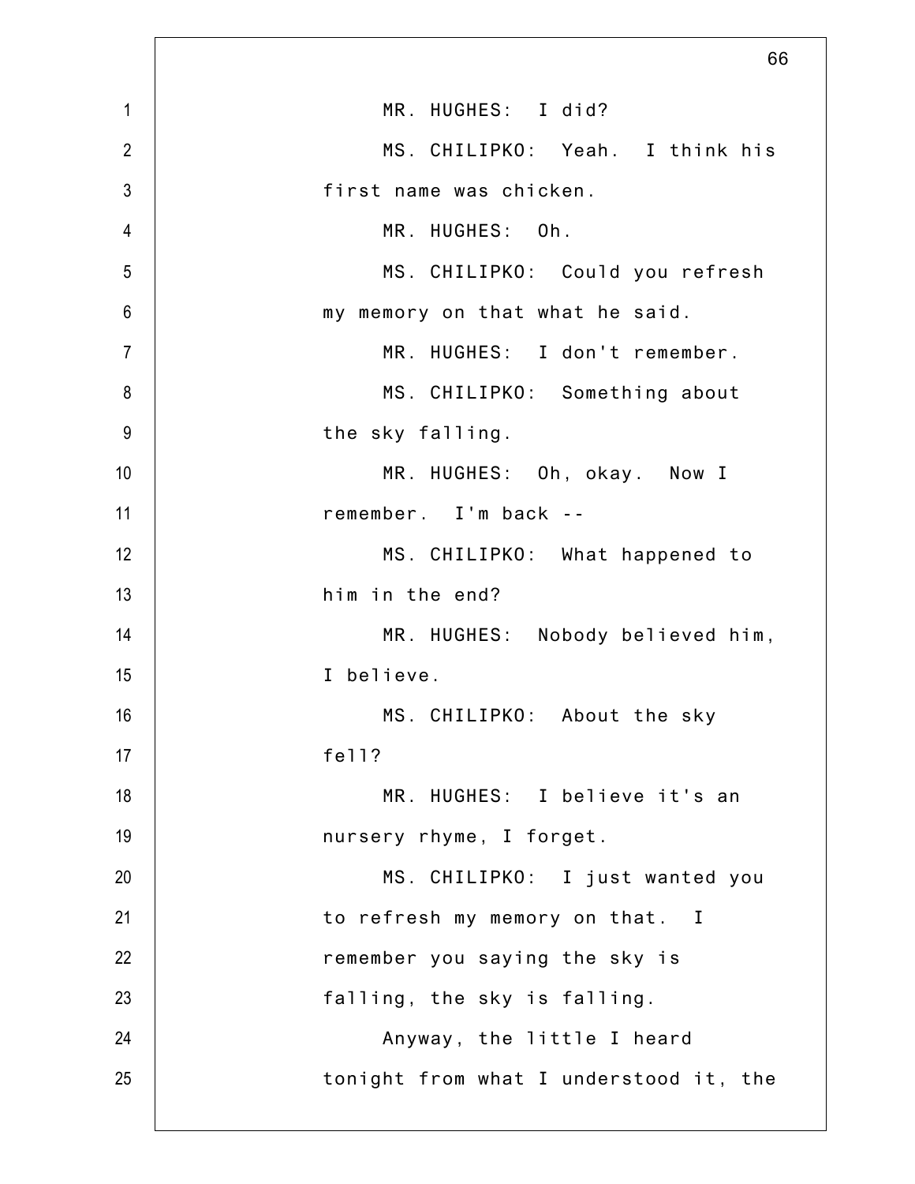MR. HUGHES: I did?

MS. CHILIPKO: Yeah. I think his first name was chicken.

MR. HUGHES: Oh.

MS. CHILIPKO: Could you refresh my memory on that what he said.

MR. HUGHES: I don't remember.

MS. CHILIPKO: Something about the sky falling.

MR. HUGHES: Oh, okay. Now I remember. I'm back --

MS. CHILIPKO: What happened to him in the end?

MR. HUGHES: Nobody believed him, I believe.

MS. CHILIPKO: About the sky fell?

MR. HUGHES: I believe it's an nursery rhyme, I forget.

MS. CHILIPKO: I just wanted you to refresh my memory on that. I remember you saying the sky is falling, the sky is falling.

Anyway, the little I heard tonight from what I understood it, the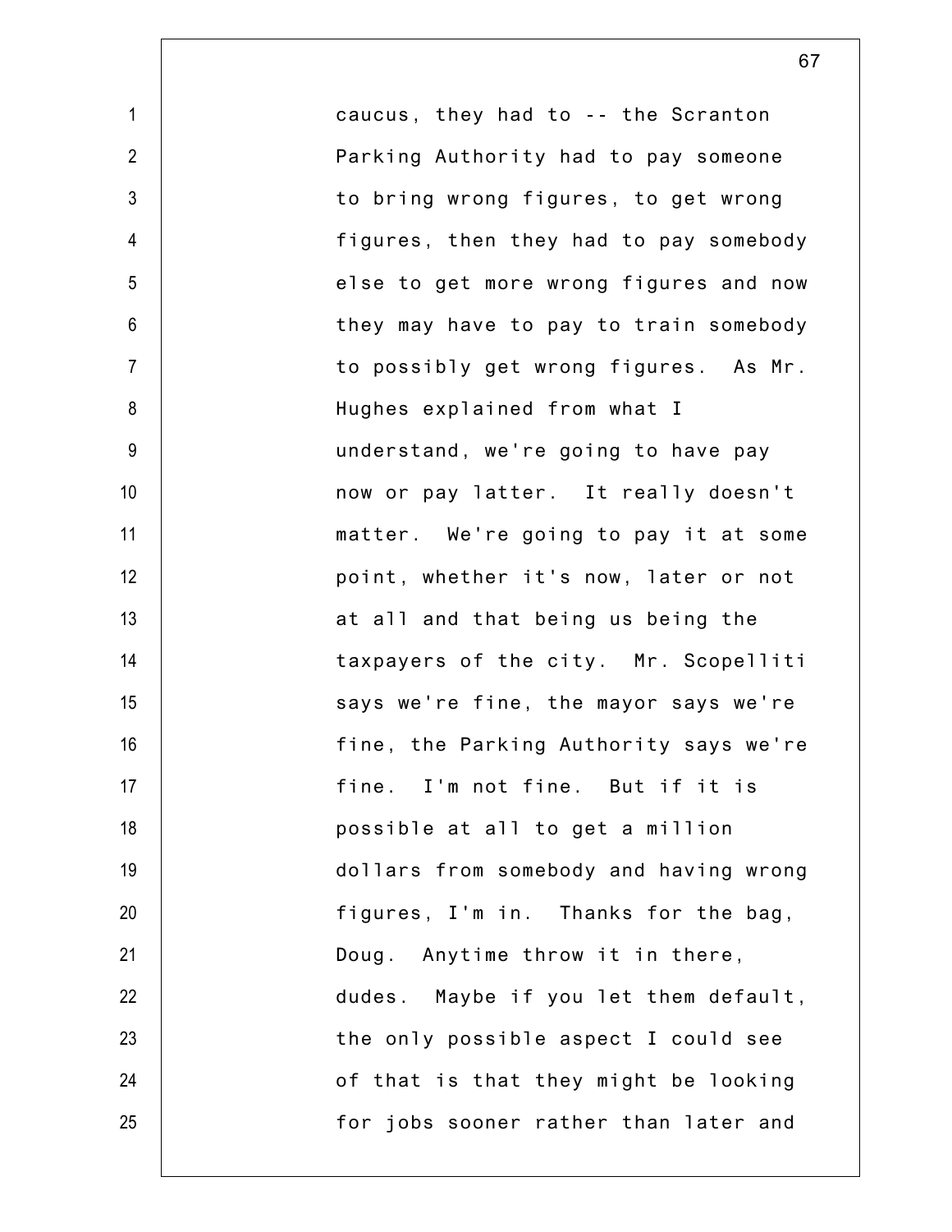caucus, they had to -- the Scranton Parking Authority had to pay someone to bring wrong figures, to get wrong figures, then they had to pay somebody else to get more wrong figures and now they may have to pay to train somebody to possibly get wrong figures. As Mr. Hughes explained from what I understand, we're going to have pay now or pay latter. It really doesn't matter. We're going to pay it at some point, whether it's now, later or not at all and that being us being the taxpayers of the city. Mr. Scopelliti says we're fine, the mayor says we're fine, the Parking Authority says we're fine. I'm not fine. But if it is possible at all to get a million dollars from somebody and having wrong figures, I'm in. Thanks for the bag, Doug. Anytime throw it in there, dudes. Maybe if you let them default, the only possible aspect I could see of that is that they might be looking for jobs sooner rather than later and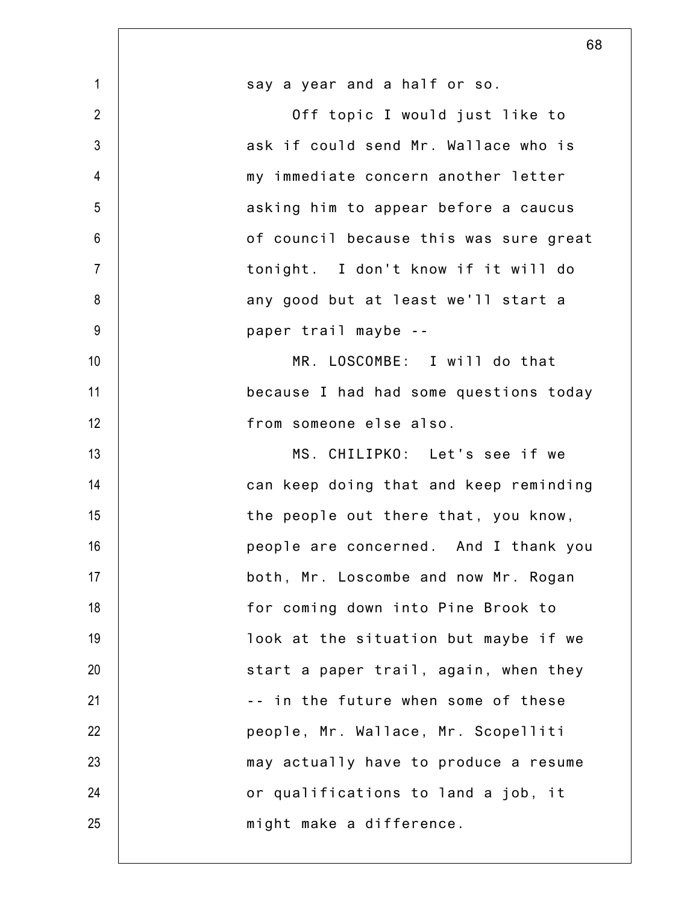say a year and a half or so.

Off topic I would just like to ask if could send Mr. Wallace who is my immediate concern another letter asking him to appear before a caucus of council because this was sure great tonight. I don't know if it will do any good but at least we'll start a paper trail maybe --

MR. LOSCOMBE: I will do that because I had had some questions today from someone else also.

MS. CHILIPKO: Let's see if we can keep doing that and keep reminding the people out there that, you know, people are concerned. And I thank you both, Mr. Loscombe and now Mr. Rogan for coming down into Pine Brook to look at the situation but maybe if we start a paper trail, again, when they -- in the future when some of these people, Mr. Wallace, Mr. Scopelliti may actually have to produce a resume or qualifications to land a job, it might make a difference.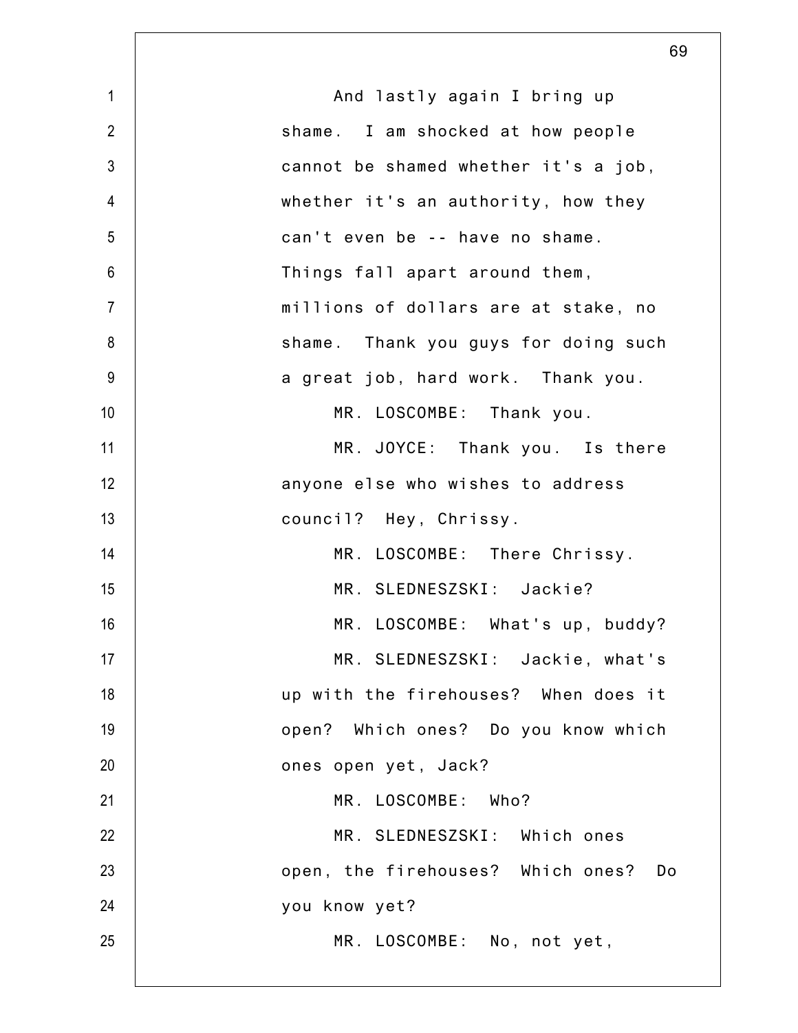And lastly again I bring up shame. I am shocked at how people cannot be shamed whether it's a job, whether it's an authority, how they can't even be -- have no shame. Things fall apart around them, millions of dollars are at stake, no shame. Thank you guys for doing such a great job, hard work. Thank you.

MR. LOSCOMBE: Thank you.

MR. JOYCE: Thank you. Is there anyone else who wishes to address council? Hey, Chrissy.

MR. LOSCOMBE: There Chrissy.

MR. SLEDNESZSKI: Jackie?

MR. LOSCOMBE: What's up, buddy?

MR. SLEDNESZSKI: Jackie, what's up with the firehouses? When does it open? Which ones? Do you know which ones open yet, Jack?

MR. LOSCOMBE: Who?

MR. SLEDNESZSKI: Which ones open, the firehouses? Which ones? Do you know yet?

MR. LOSCOMBE: No, not yet,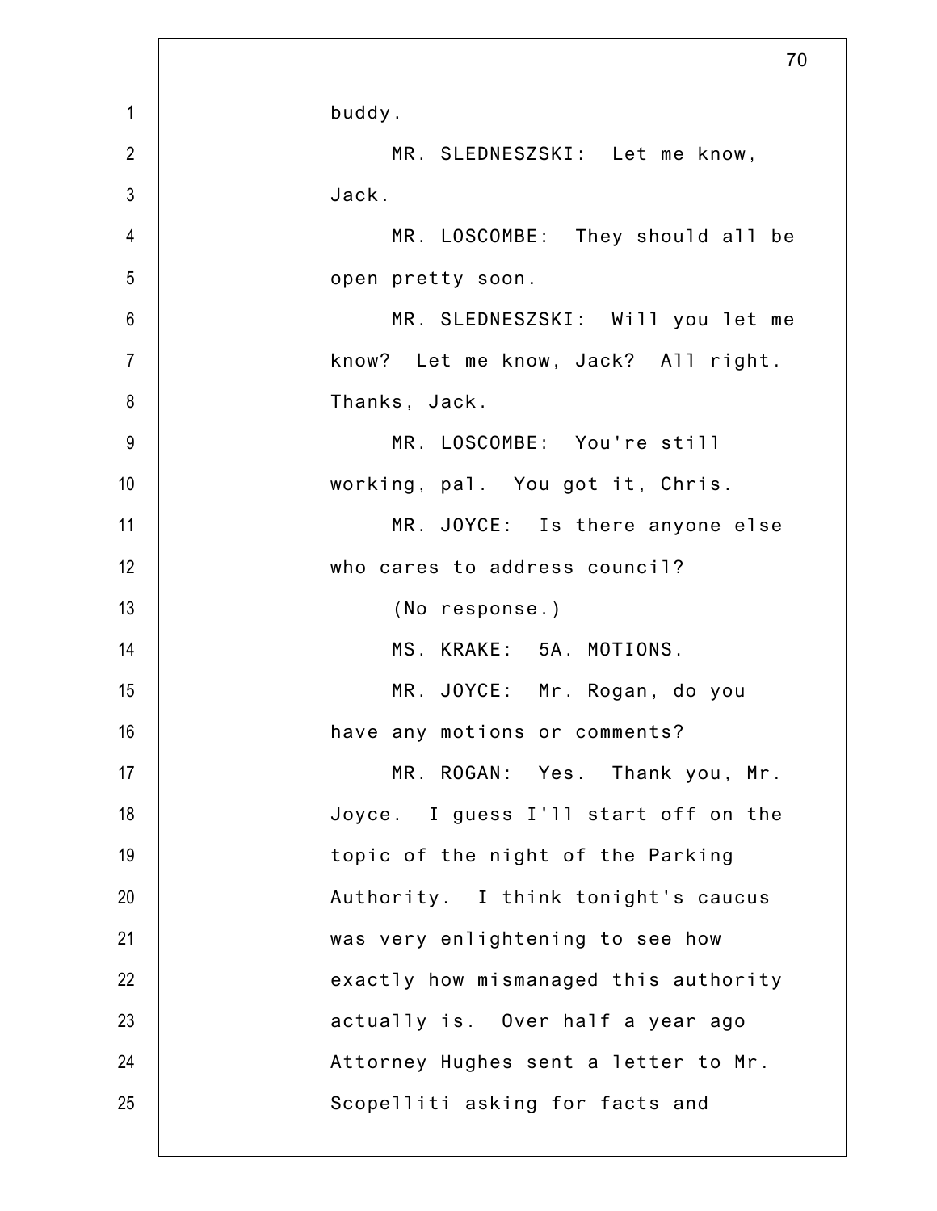buddy.

MR. SLEDNESZSKI: Let me know, Jack.

MR. LOSCOMBE: They should all be open pretty soon.

MR. SLEDNESZSKI: Will you let me know? Let me know, Jack? All right. Thanks, Jack.

MR. LOSCOMBE: You're still working, pal. You got it, Chris.

MR. JOYCE: Is there anyone else who cares to address council?

(No response.)

MS. KRAKE: 5A. MOTIONS.

MR. JOYCE: Mr. Rogan, do you have any motions or comments?

MR. ROGAN: Yes. Thank you, Mr. Joyce. I guess I'll start off on the topic of the night of the Parking Authority. I think tonight's caucus was very enlightening to see how exactly how mismanaged this authority actually is. Over half a year ago Attorney Hughes sent a letter to Mr. Scopelliti asking for facts and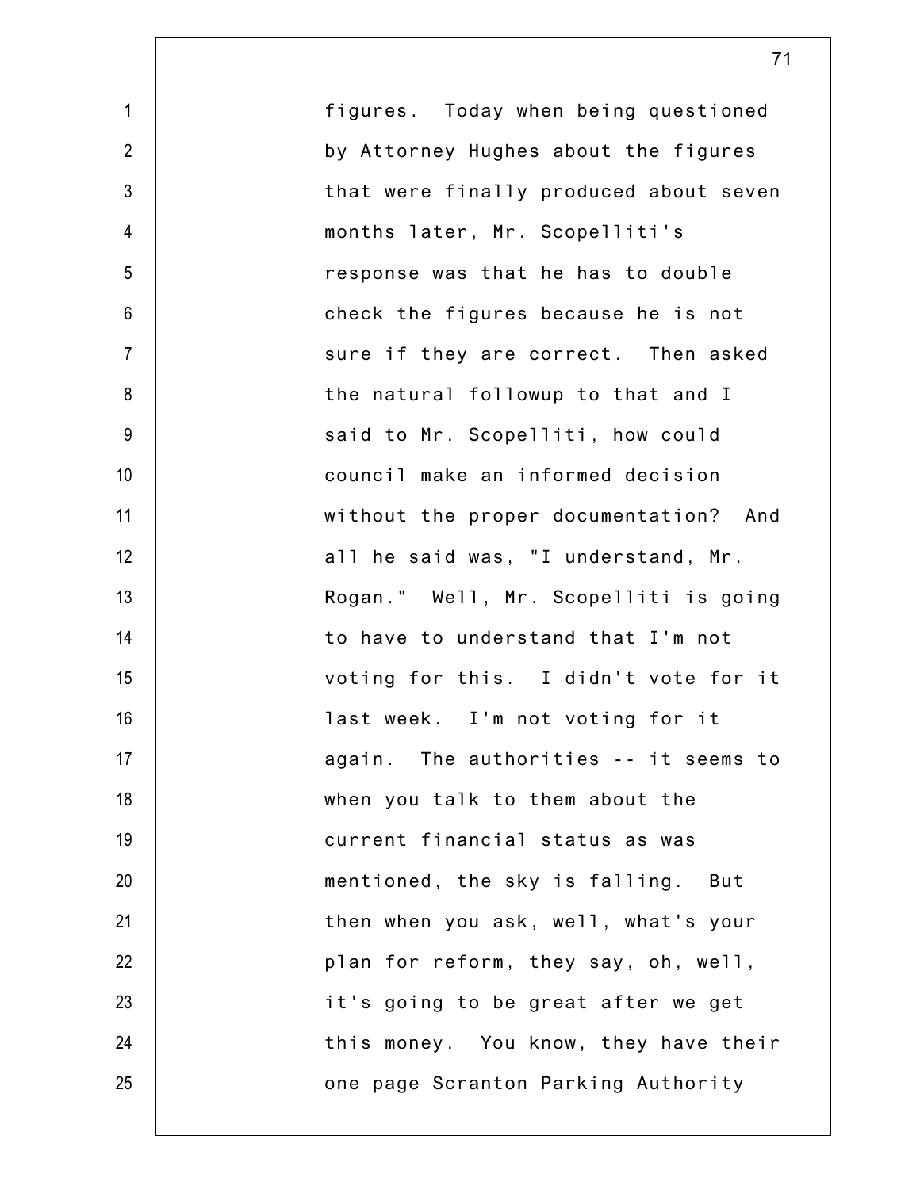figures. Today when being questioned by Attorney Hughes about the figures that were finally produced about seven months later, Mr. Scopelliti's response was that he has to double check the figures because he is not sure if they are correct. Then asked the natural followup to that and I said to Mr. Scopelliti, how could council make an informed decision without the proper documentation? And all he said was, "I understand, Mr. Rogan." Well, Mr. Scopelliti is going to have to understand that I'm not voting for this. I didn't vote for it last week. I'm not voting for it again. The authorities -- it seems to when you talk to them about the current financial status as was mentioned, the sky is falling. But then when you ask, well, what's your plan for reform, they say, oh, well, it's going to be great after we get this money. You know, they have their one page Scranton Parking Authority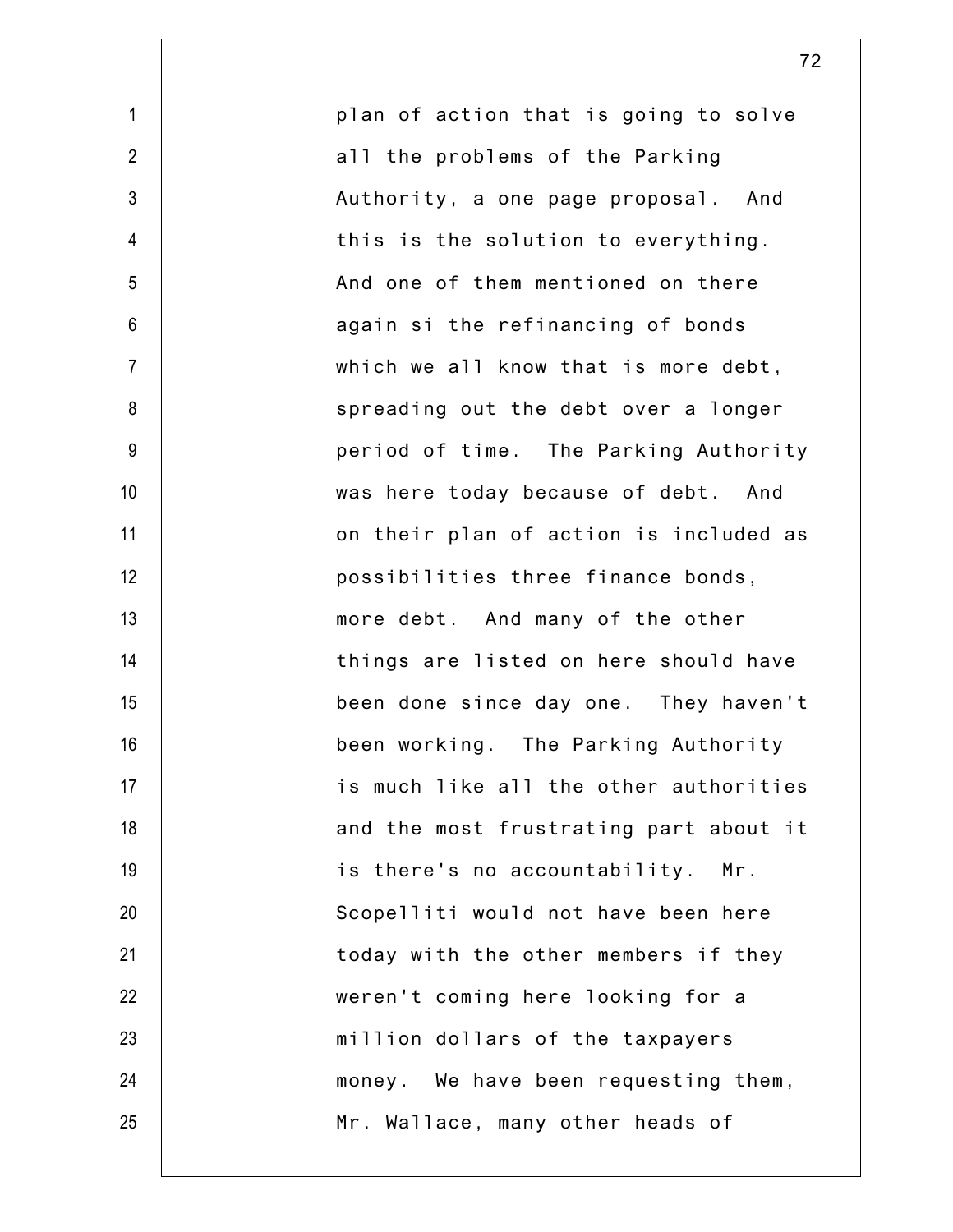plan of action that is going to solve all the problems of the Parking Authority, a one page proposal. And this is the solution to everything. And one of them mentioned on there again si the refinancing of bonds which we all know that is more debt, spreading out the debt over a longer period of time. The Parking Authority was here today because of debt. And on their plan of action is included as possibilities three finance bonds, more debt. And many of the other things are listed on here should have been done since day one. They haven't been working. The Parking Authority is much like all the other authorities and the most frustrating part about it is there's no accountability. Mr. Scopelliti would not have been here today with the other members if they weren't coming here looking for a million dollars of the taxpayers money. We have been requesting them, Mr. Wallace, many other heads of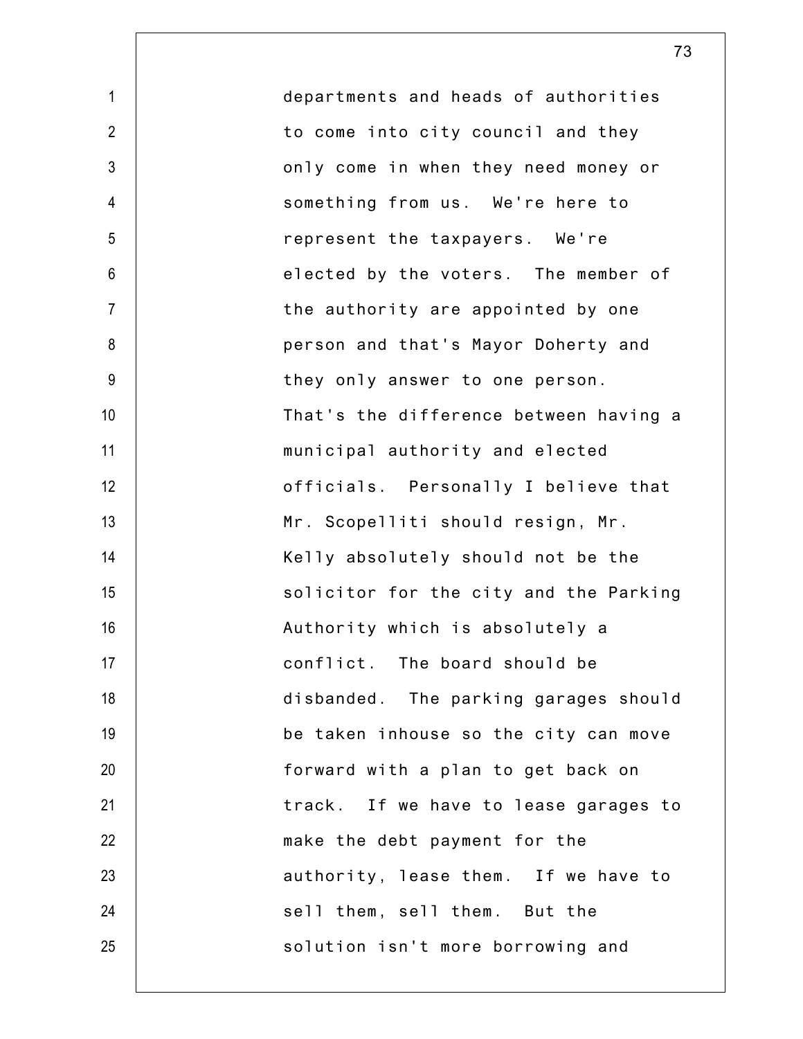departments and heads of authorities to come into city council and they only come in when they need money or something from us. We're here to represent the taxpayers. We're elected by the voters. The member of the authority are appointed by one person and that's Mayor Doherty and they only answer to one person. That's the difference between having a municipal authority and elected officials. Personally I believe that Mr. Scopelliti should resign, Mr. Kelly absolutely should not be the solicitor for the city and the Parking Authority which is absolutely a conflict. The board should be disbanded. The parking garages should be taken inhouse so the city can move forward with a plan to get back on track. If we have to lease garages to make the debt payment for the authority, lease them. If we have to sell them, sell them. But the solution isn't more borrowing and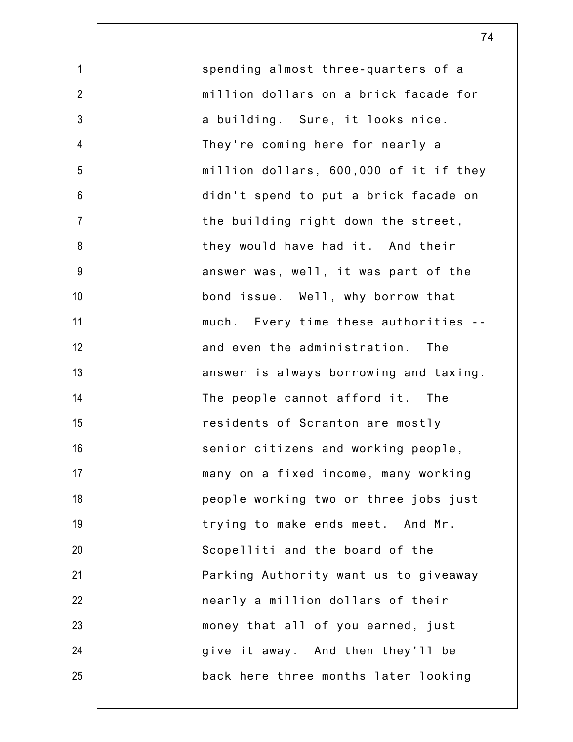spending almost three-quarters of a million dollars on a brick facade for a building. Sure, it looks nice. They're coming here for nearly a million dollars, 600,000 of it if they didn't spend to put a brick facade on the building right down the street, they would have had it. And their answer was, well, it was part of the bond issue. Well, why borrow that much. Every time these authorities -- and even the administration. The answer is always borrowing and taxing. The people cannot afford it. The residents of Scranton are mostly senior citizens and working people, many on a fixed income, many working people working two or three jobs just trying to make ends meet. And Mr. Scopelliti and the board of the Parking Authority want us to giveaway nearly a million dollars of their money that all of you earned, just give it away. And then they'll be back here three months later looking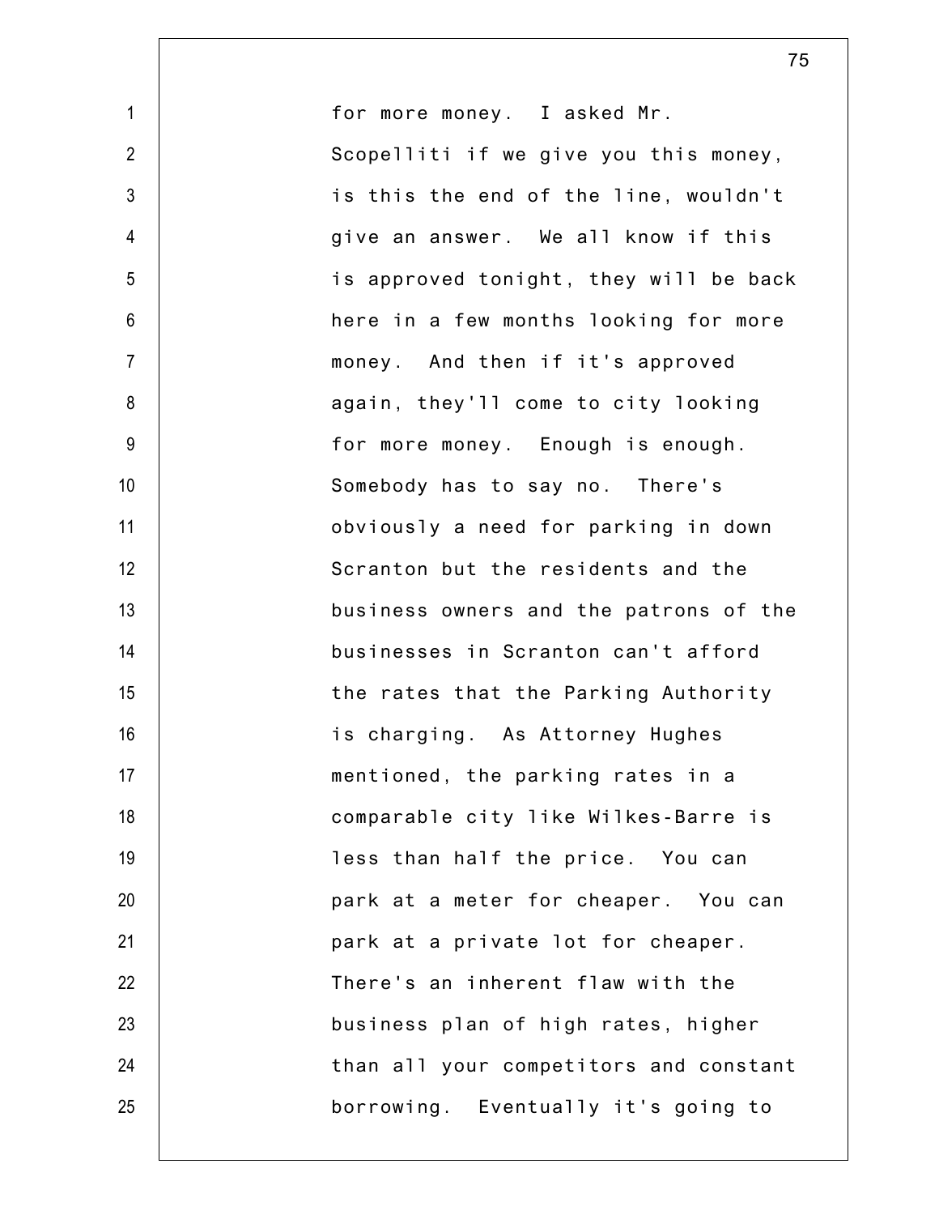for more money. I asked Mr. Scopelliti if we give you this money, is this the end of the line, wouldn't give an answer. We all know if this is approved tonight, they will be back here in a few months looking for more money. And then if it's approved again, they'll come to city looking for more money. Enough is enough. Somebody has to say no. There's obviously a need for parking in down Scranton but the residents and the business owners and the patrons of the businesses in Scranton can't afford the rates that the Parking Authority is charging. As Attorney Hughes mentioned, the parking rates in a comparable city like Wilkes-Barre is less than half the price. You can park at a meter for cheaper. You can park at a private lot for cheaper. There's an inherent flaw with the business plan of high rates, higher than all your competitors and constant borrowing. Eventually it's going to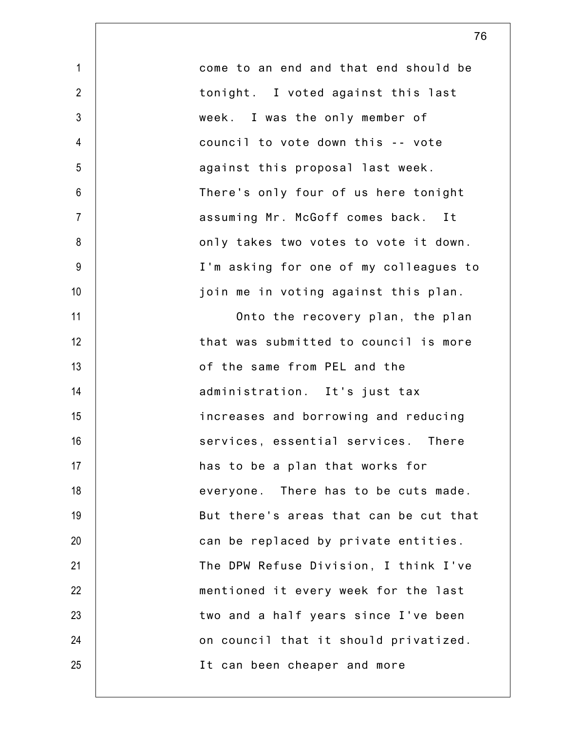come to an end and that end should be tonight. I voted against this last week. I was the only member of council to vote down this -- vote against this proposal last week. There's only four of us here tonight assuming Mr. McGoff comes back. It only takes two votes to vote it down. I'm asking for one of my colleagues to join me in voting against this plan.

Onto the recovery plan, the plan that was submitted to council is more of the same from PEL and the administration. It's just tax increases and borrowing and reducing services, essential services. There has to be a plan that works for everyone. There has to be cuts made. But there's areas that can be cut that can be replaced by private entities. The DPW Refuse Division, I think I've mentioned it every week for the last two and a half years since I've been on council that it should privatized. It can been cheaper and more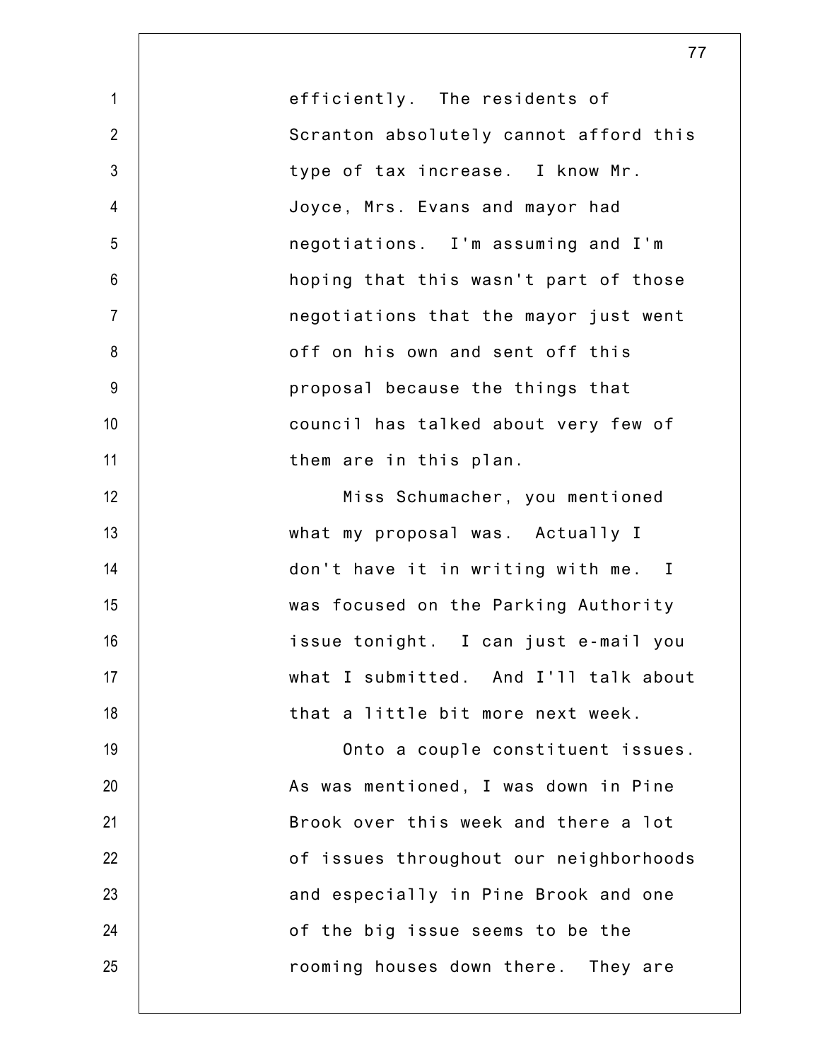efficiently. The residents of Scranton absolutely cannot afford this type of tax increase. I know Mr. Joyce, Mrs. Evans and mayor had negotiations. I'm assuming and I'm hoping that this wasn't part of those negotiations that the mayor just went off on his own and sent off this proposal because the things that council has talked about very few of them are in this plan.

Miss Schumacher, you mentioned what my proposal was. Actually I don't have it in writing with me. I was focused on the Parking Authority issue tonight. I can just e-mail you what I submitted. And I'll talk about that a little bit more next week.

Onto a couple constituent issues. As was mentioned, I was down in Pine Brook over this week and there a lot of issues throughout our neighborhoods and especially in Pine Brook and one of the big issue seems to be the rooming houses down there. They are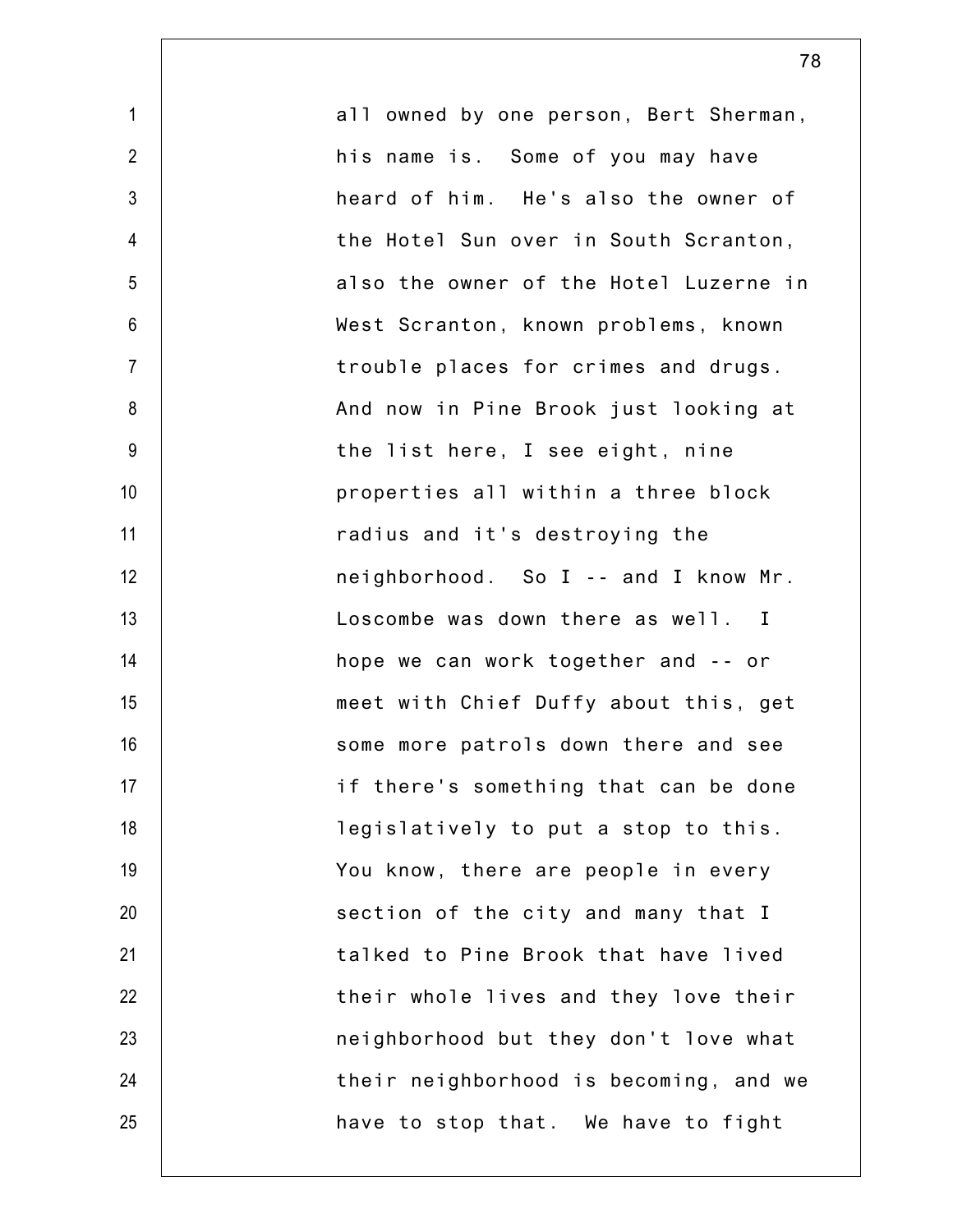all owned by one person, Bert Sherman, his name is. Some of you may have heard of him. He's also the owner of the Hotel Sun over in South Scranton, also the owner of the Hotel Luzerne in West Scranton, known problems, known trouble places for crimes and drugs. And now in Pine Brook just looking at the list here, I see eight, nine properties all within a three block radius and it's destroying the neighborhood. So I -- and I know Mr. Loscombe was down there as well. I hope we can work together and -- or meet with Chief Duffy about this, get some more patrols down there and see if there's something that can be done legislatively to put a stop to this. You know, there are people in every section of the city and many that I talked to Pine Brook that have lived their whole lives and they love their neighborhood but they don't love what their neighborhood is becoming, and we have to stop that. We have to fight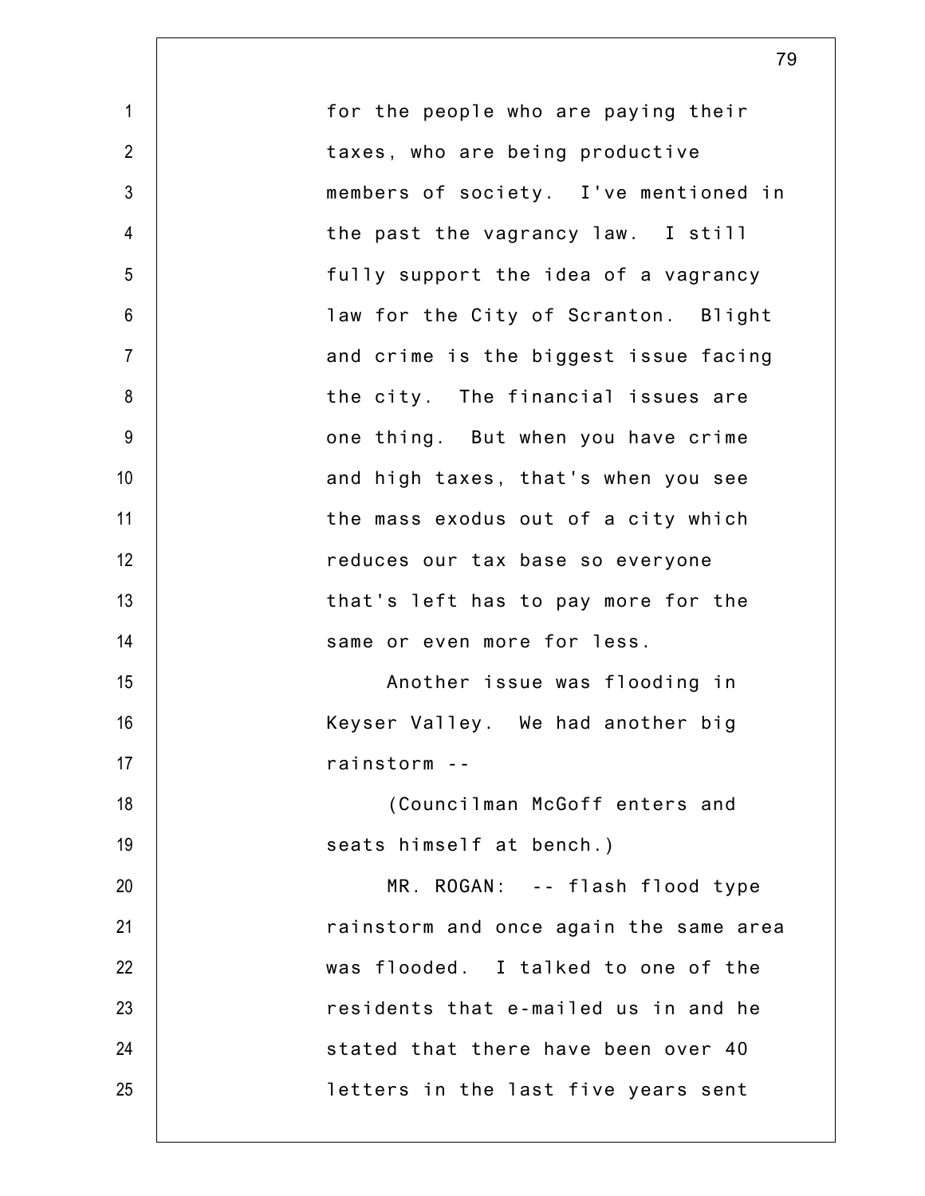for the people who are paying their taxes, who are being productive members of society. I've mentioned in the past the vagrancy law. I still fully support the idea of a vagrancy law for the City of Scranton. Blight and crime is the biggest issue facing the city. The financial issues are one thing. But when you have crime and high taxes, that's when you see the mass exodus out of a city which reduces our tax base so everyone that's left has to pay more for the same or even more for less.

Another issue was flooding in Keyser Valley. We had another big rainstorm --

(Councilman McGoff enters and seats himself at bench.)

MR. ROGAN: -- flash flood type rainstorm and once again the same area was flooded. I talked to one of the residents that e-mailed us in and he stated that there have been over 40 letters in the last five years sent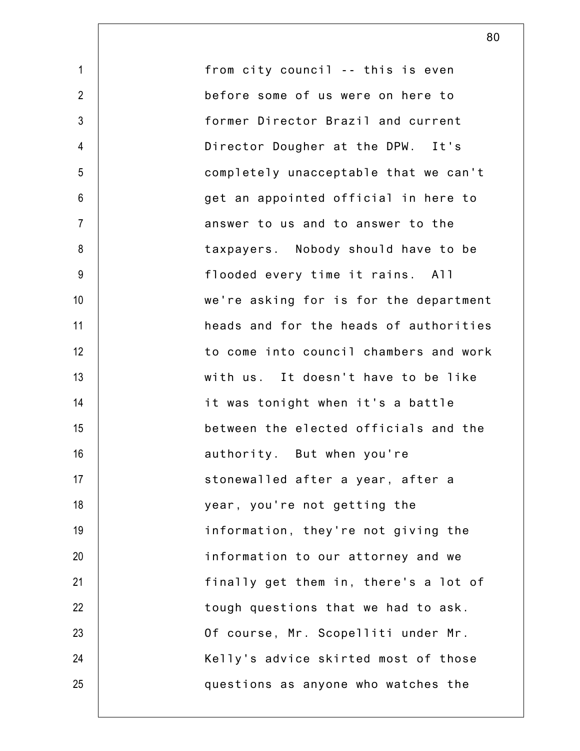from city council -- this is even before some of us were on here to former Director Brazil and current Director Dougher at the DPW. It's completely unacceptable that we can't get an appointed official in here to answer to us and to answer to the taxpayers. Nobody should have to be flooded every time it rains. All we're asking for is for the department heads and for the heads of authorities to come into council chambers and work with us. It doesn't have to be like it was tonight when it's a battle between the elected officials and the authority. But when you're stonewalled after a year, after a year, you're not getting the information, they're not giving the information to our attorney and we finally get them in, there's a lot of tough questions that we had to ask. Of course, Mr. Scopelliti under Mr. Kelly's advice skirted most of those questions as anyone who watches the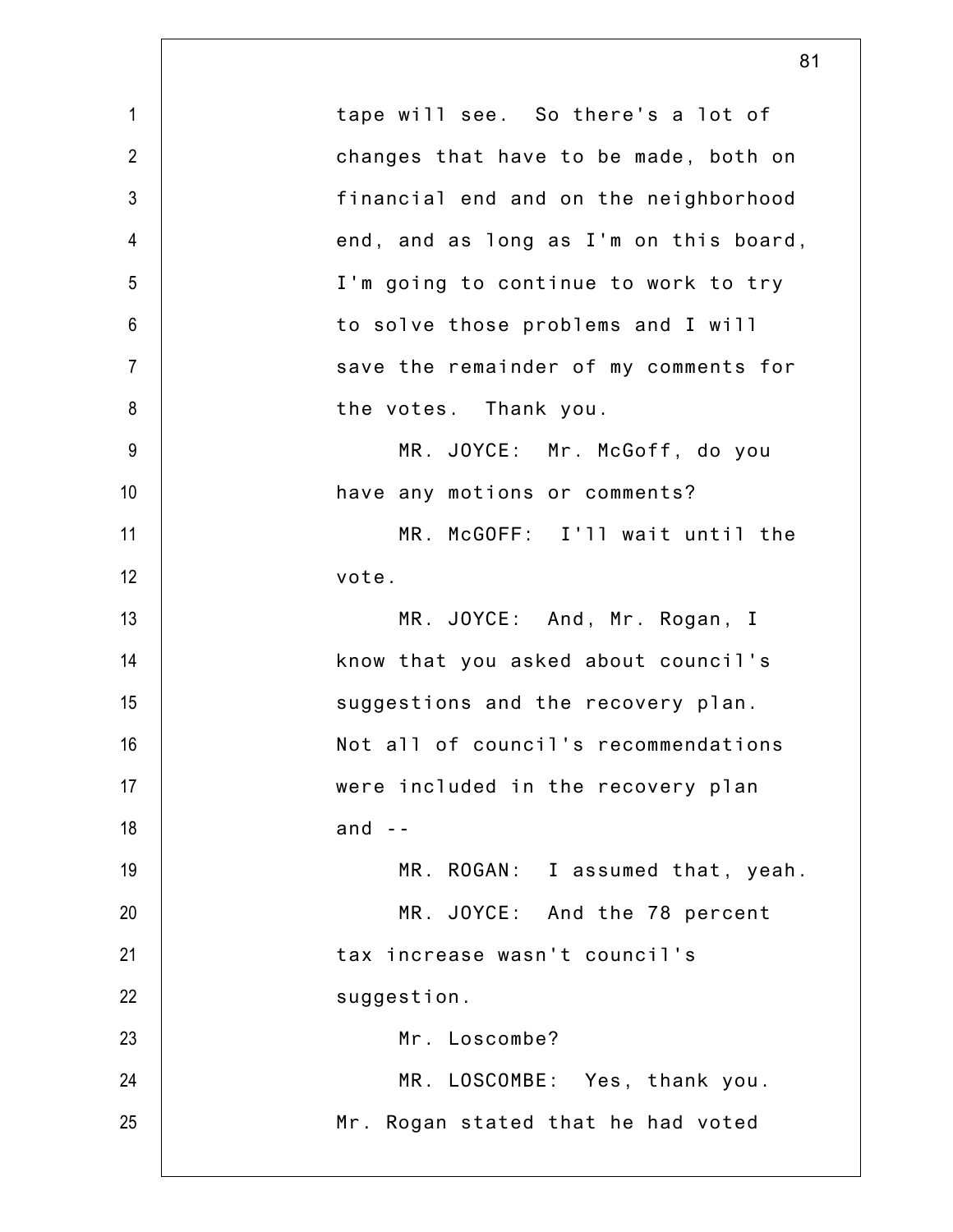tape will see. So there's a lot of changes that have to be made, both on financial end and on the neighborhood end, and as long as I'm on this board, I'm going to continue to work to try to solve those problems and I will save the remainder of my comments for the votes. Thank you.

MR. JOYCE: Mr. McGoff, do you have any motions or comments?

MR. McGOFF: I'll wait until the vote.

MR. JOYCE: And, Mr. Rogan, I know that you asked about council's suggestions and the recovery plan. Not all of council's recommendations were included in the recovery plan and --

MR. ROGAN: I assumed that, yeah.

MR. JOYCE: And the 78 percent tax increase wasn't council's suggestion.

Mr. Loscombe?

MR. LOSCOMBE: Yes, thank you. Mr. Rogan stated that he had voted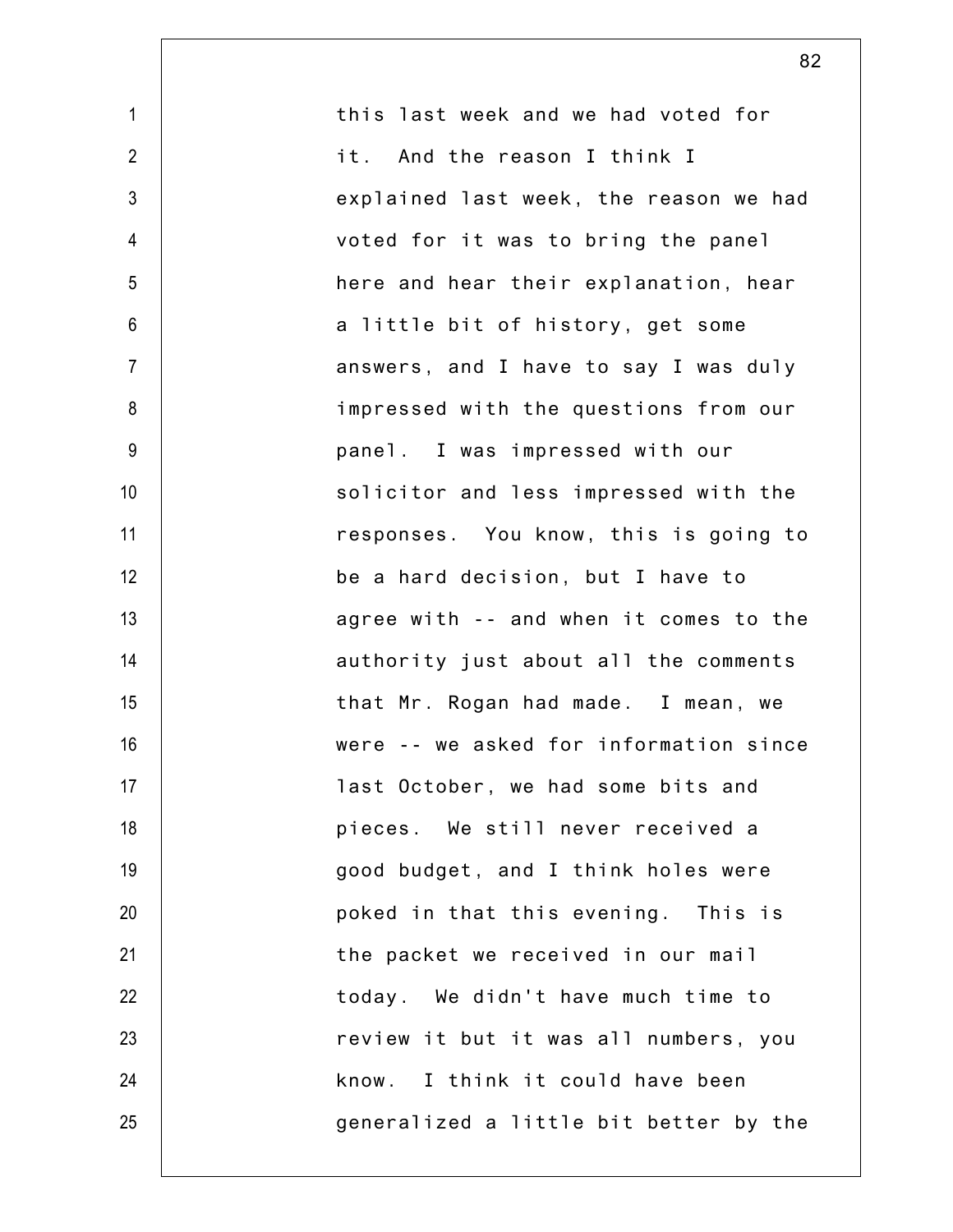this last week and we had voted for it. And the reason I think I explained last week, the reason we had voted for it was to bring the panel here and hear their explanation, hear a little bit of history, get some answers, and I have to say I was duly impressed with the questions from our panel. I was impressed with our solicitor and less impressed with the responses. You know, this is going to be a hard decision, but I have to agree with -- and when it comes to the authority just about all the comments that Mr. Rogan had made. I mean, we were -- we asked for information since last October, we had some bits and pieces. We still never received a good budget, and I think holes were poked in that this evening. This is the packet we received in our mail today. We didn't have much time to review it but it was all numbers, you know. I think it could have been generalized a little bit better by the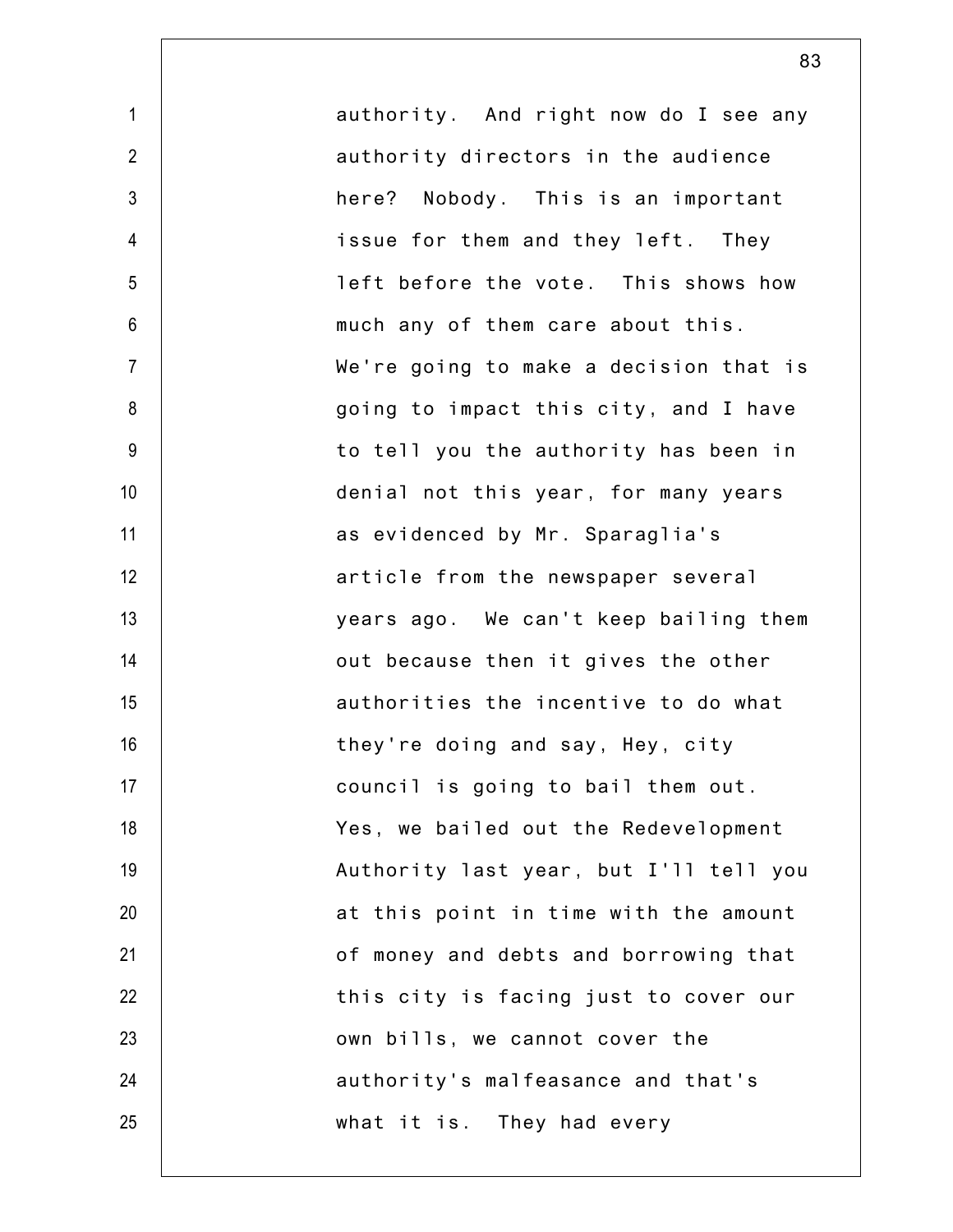authority. And right now do I see any authority directors in the audience here? Nobody. This is an important issue for them and they left. They left before the vote. This shows how much any of them care about this. We're going to make a decision that is going to impact this city, and I have to tell you the authority has been in denial not this year, for many years as evidenced by Mr. Sparaglia's article from the newspaper several years ago. We can't keep bailing them out because then it gives the other authorities the incentive to do what they're doing and say, Hey, city council is going to bail them out. Yes, we bailed out the Redevelopment Authority last year, but I'll tell you at this point in time with the amount of money and debts and borrowing that this city is facing just to cover our own bills, we cannot cover the authority's malfeasance and that's what it is. They had every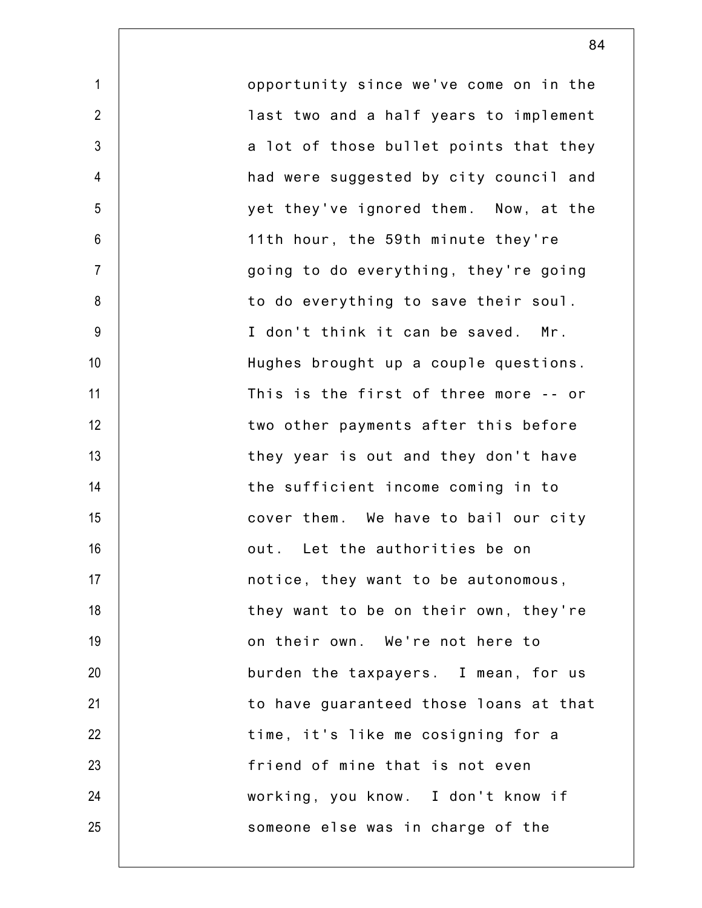opportunity since we've come on in the last two and a half years to implement a lot of those bullet points that they had were suggested by city council and yet they've ignored them. Now, at the 11th hour, the 59th minute they're going to do everything, they're going to do everything to save their soul. I don't think it can be saved. Mr. Hughes brought up a couple questions. This is the first of three more -- or two other payments after this before they year is out and they don't have the sufficient income coming in to cover them. We have to bail our city out. Let the authorities be on notice, they want to be autonomous, they want to be on their own, they're on their own. We're not here to burden the taxpayers. I mean, for us to have guaranteed those loans at that time, it's like me cosigning for a friend of mine that is not even working, you know. I don't know if someone else was in charge of the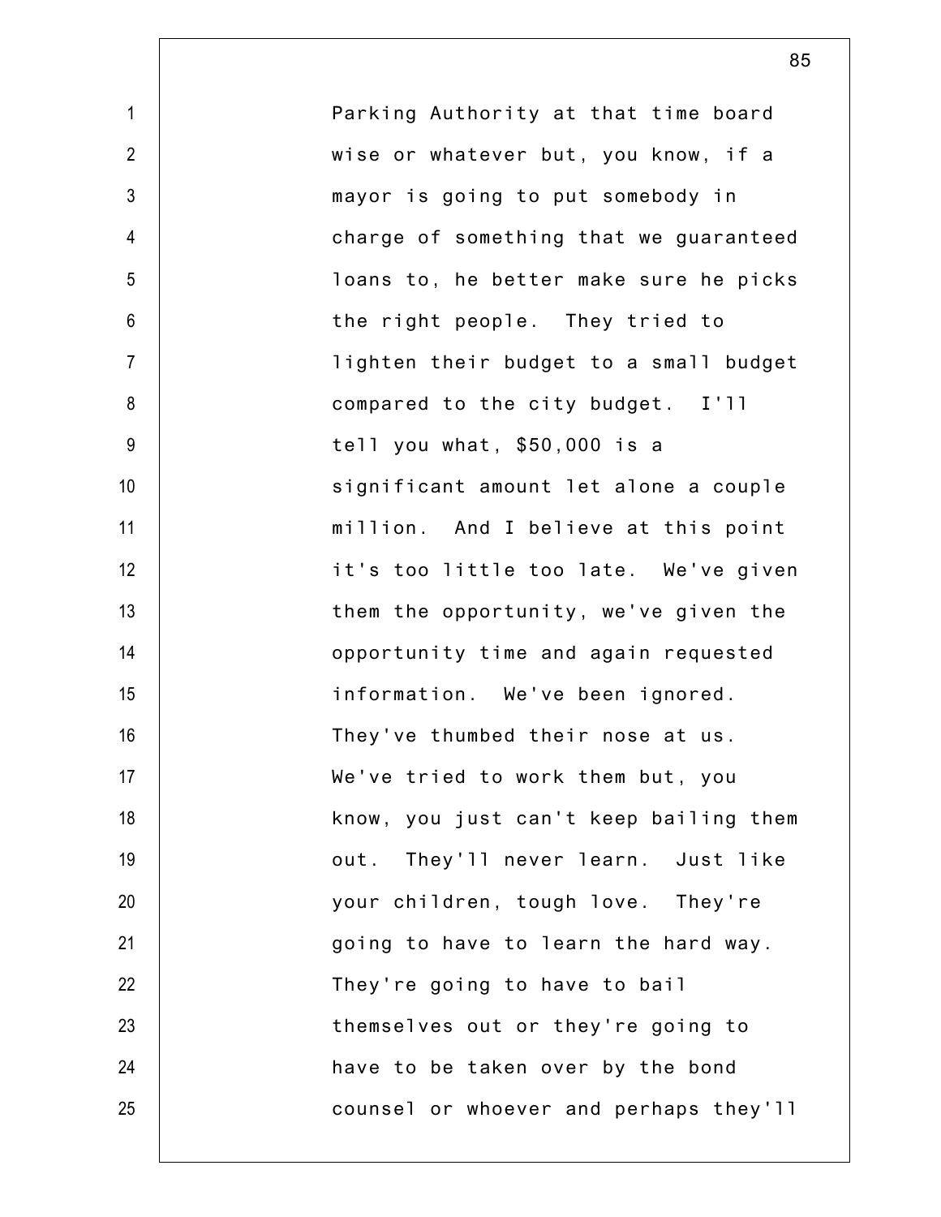Parking Authority at that time board wise or whatever but, you know, if a mayor is going to put somebody in charge of something that we guaranteed loans to, he better make sure he picks the right people. They tried to lighten their budget to a small budget compared to the city budget. I'll tell you what, $50,000 is a significant amount let alone a couple million. And I believe at this point it's too little too late. We've given them the opportunity, we've given the opportunity time and again requested information. We've been ignored. They've thumbed their nose at us. We've tried to work them but, you know, you just can't keep bailing them out. They'll never learn. Just like your children, tough love. They're going to have to learn the hard way. They're going to have to bail themselves out or they're going to have to be taken over by the bond counsel or whoever and perhaps they'll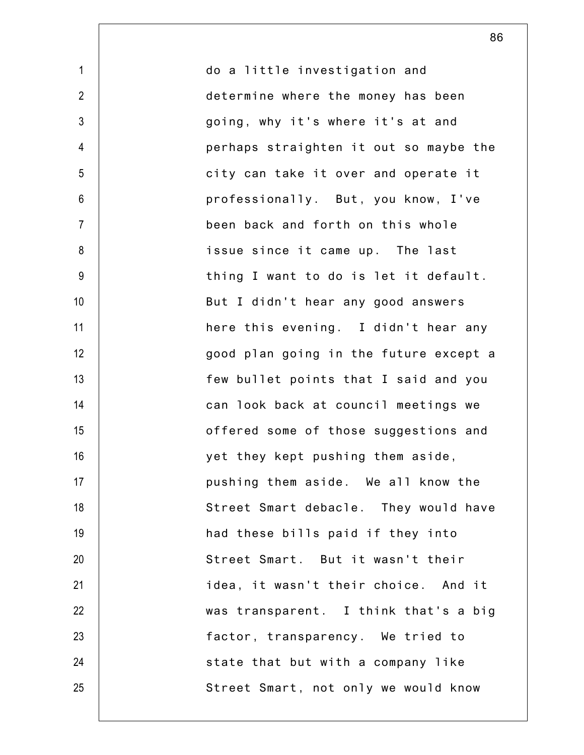do a little investigation and determine where the money has been going, why it's where it's at and perhaps straighten it out so maybe the city can take it over and operate it professionally. But, you know, I've been back and forth on this whole issue since it came up. The last thing I want to do is let it default. But I didn't hear any good answers here this evening. I didn't hear any good plan going in the future except a few bullet points that I said and you can look back at council meetings we offered some of those suggestions and yet they kept pushing them aside, pushing them aside. We all know the Street Smart debacle. They would have had these bills paid if they into Street Smart. But it wasn't their idea, it wasn't their choice. And it was transparent. I think that's a big factor, transparency. We tried to state that but with a company like Street Smart, not only we would know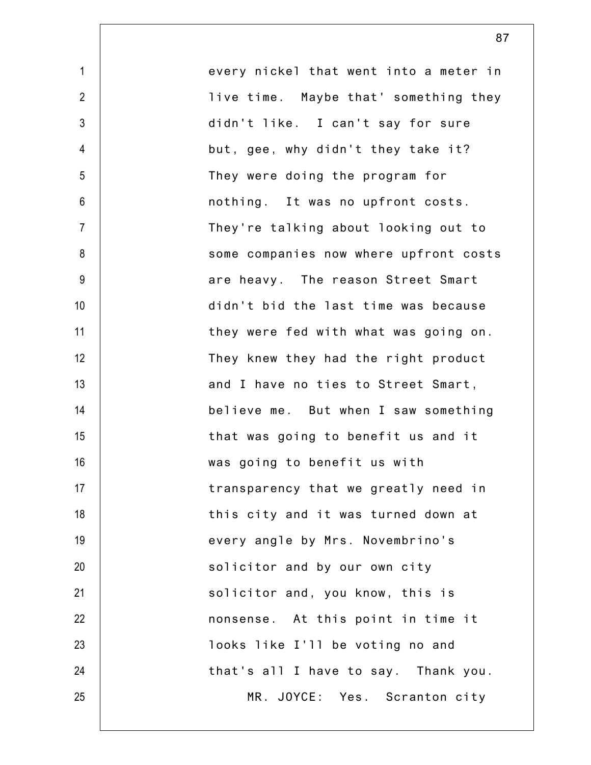every nickel that went into a meter in live time. Maybe that' something they didn't like. I can't say for sure but, gee, why didn't they take it? They were doing the program for nothing. It was no upfront costs. They're talking about looking out to some companies now where upfront costs are heavy. The reason Street Smart didn't bid the last time was because they were fed with what was going on. They knew they had the right product and I have no ties to Street Smart, believe me. But when I saw something that was going to benefit us and it was going to benefit us with transparency that we greatly need in this city and it was turned down at every angle by Mrs. Novembrino's solicitor and by our own city solicitor and, you know, this is nonsense. At this point in time it looks like I'll be voting no and that's all I have to say. Thank you.

MR. JOYCE: Yes. Scranton city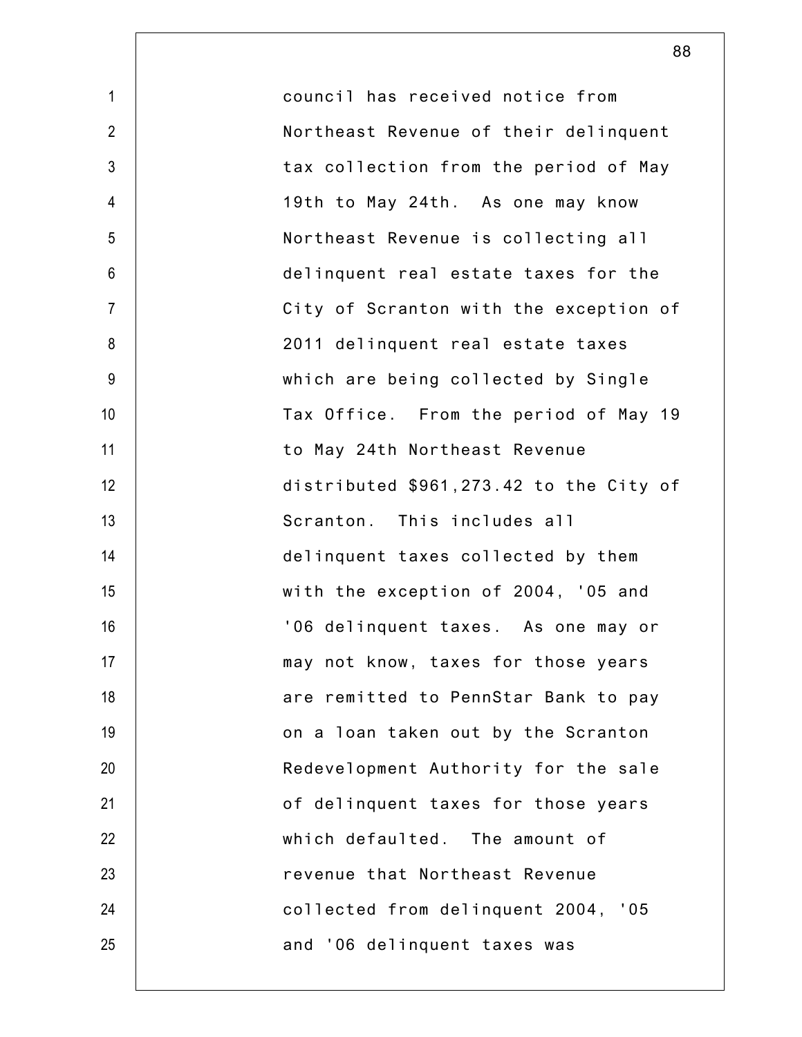council has received notice from Northeast Revenue of their delinquent tax collection from the period of May 19th to May 24th. As one may know Northeast Revenue is collecting all delinquent real estate taxes for the City of Scranton with the exception of 2011 delinquent real estate taxes which are being collected by Single Tax Office. From the period of May 19 to May 24th Northeast Revenue distributed $961,273.42 to the City of Scranton. This includes all delinquent taxes collected by them with the exception of 2004, '05 and '06 delinquent taxes. As one may or may not know, taxes for those years are remitted to PennStar Bank to pay on a loan taken out by the Scranton Redevelopment Authority for the sale of delinquent taxes for those years which defaulted. The amount of revenue that Northeast Revenue collected from delinquent 2004, '05 and '06 delinquent taxes was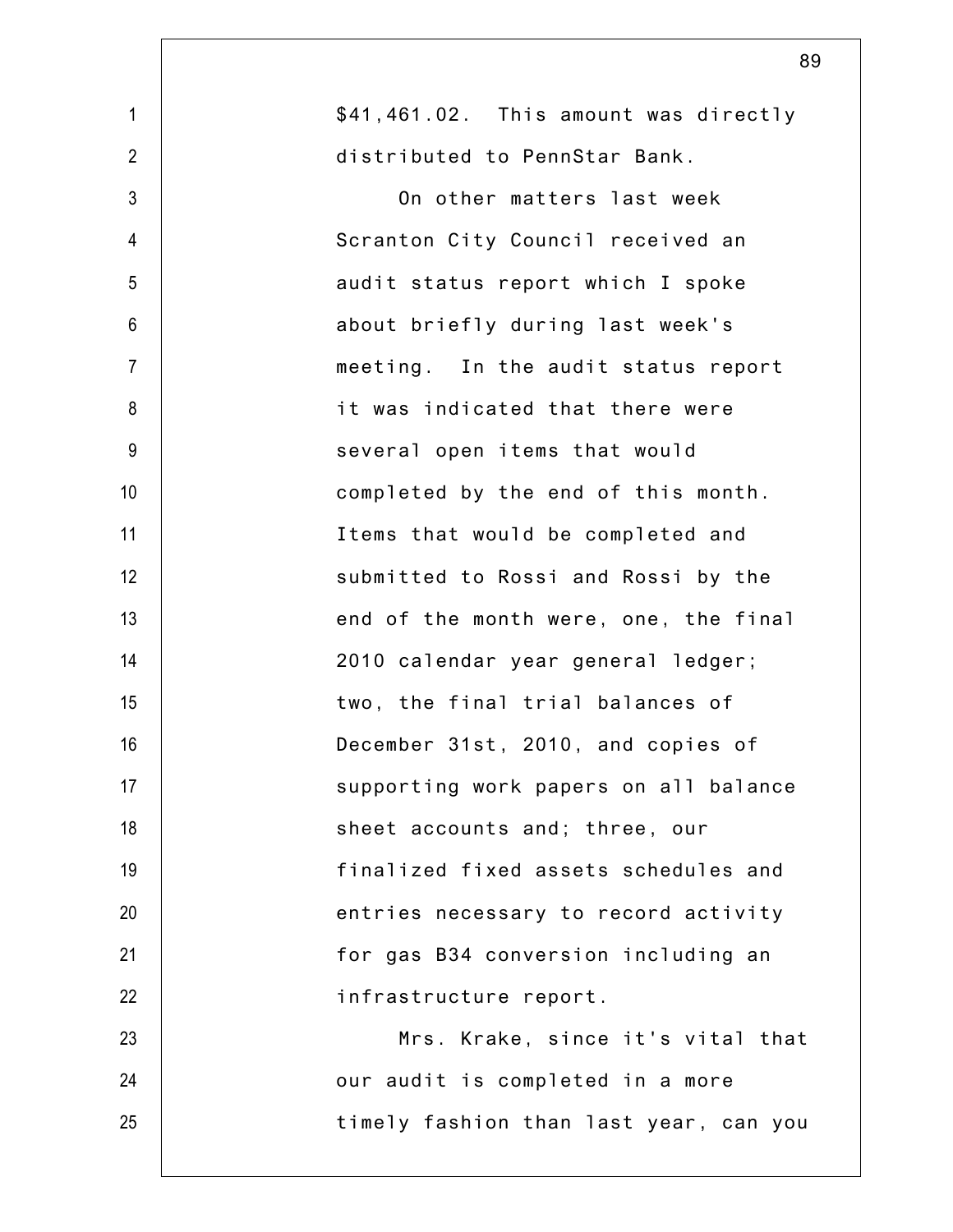$41,461.02. This amount was directly distributed to PennStar Bank.

On other matters last week Scranton City Council received an audit status report which I spoke about briefly during last week's meeting. In the audit status report it was indicated that there were several open items that would completed by the end of this month. Items that would be completed and submitted to Rossi and Rossi by the end of the month were, one, the final 2010 calendar year general ledger; two, the final trial balances of December 31st, 2010, and copies of supporting work papers on all balance sheet accounts and; three, our finalized fixed assets schedules and entries necessary to record activity for gas B34 conversion including an infrastructure report.

Mrs. Krake, since it's vital that our audit is completed in a more timely fashion than last year, can you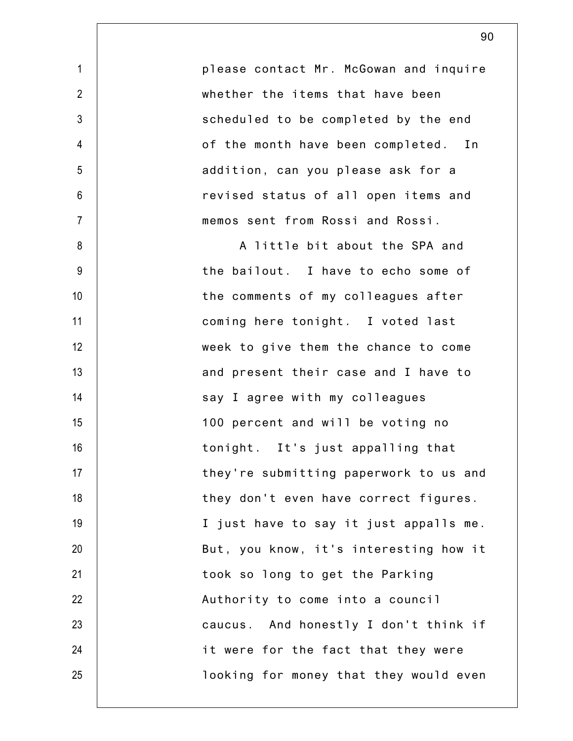please contact Mr. McGowan and inquire whether the items that have been scheduled to be completed by the end of the month have been completed. In addition, can you please ask for a revised status of all open items and memos sent from Rossi and Rossi.

A little bit about the SPA and the bailout. I have to echo some of the comments of my colleagues after coming here tonight. I voted last week to give them the chance to come and present their case and I have to say I agree with my colleagues 100 percent and will be voting no tonight. It's just appalling that they're submitting paperwork to us and they don't even have correct figures. I just have to say it just appalls me. But, you know, it's interesting how it took so long to get the Parking Authority to come into a council caucus. And honestly I don't think if it were for the fact that they were looking for money that they would even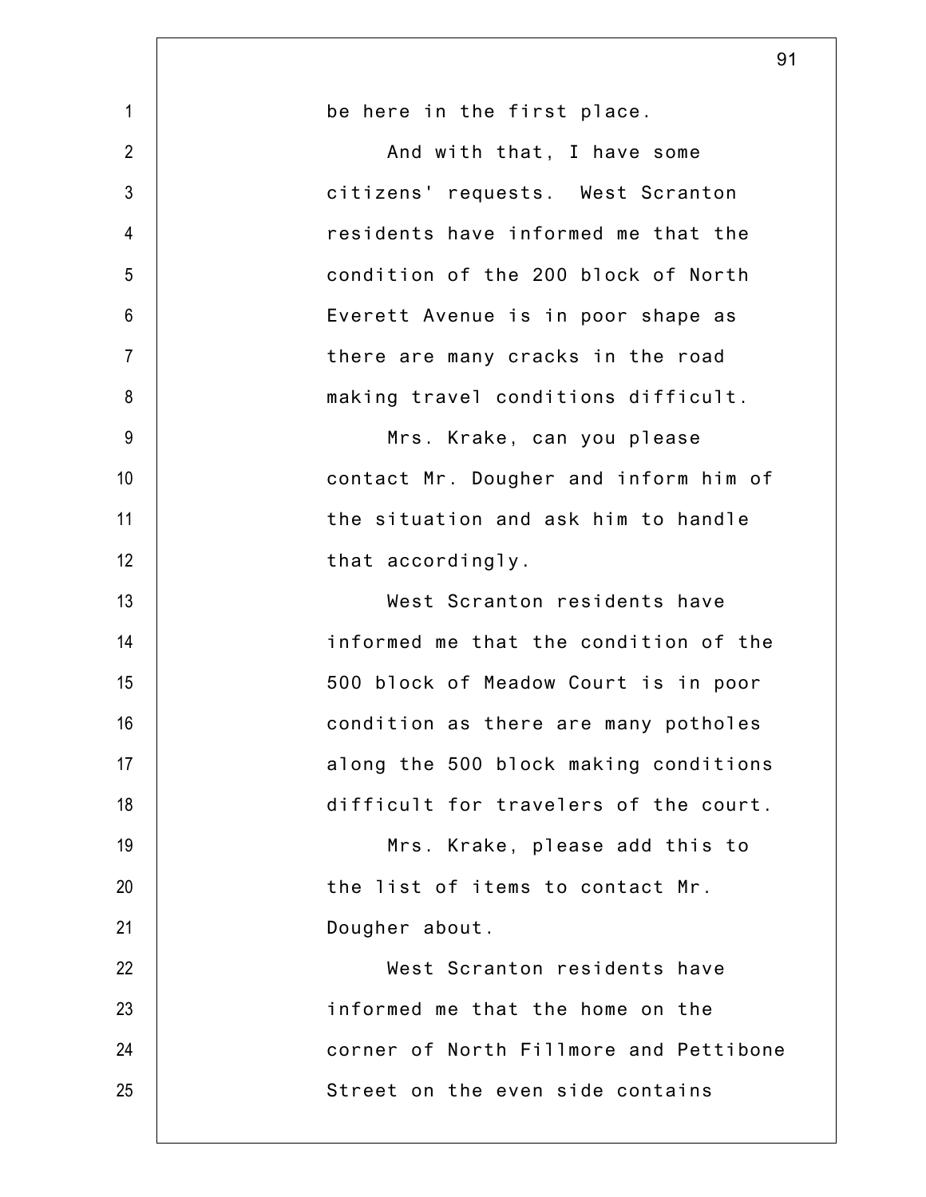be here in the first place.

And with that, I have some citizens' requests. West Scranton residents have informed me that the condition of the 200 block of North Everett Avenue is in poor shape as there are many cracks in the road making travel conditions difficult.

Mrs. Krake, can you please contact Mr. Dougher and inform him of the situation and ask him to handle that accordingly.

West Scranton residents have informed me that the condition of the 500 block of Meadow Court is in poor condition as there are many potholes along the 500 block making conditions difficult for travelers of the court.

Mrs. Krake, please add this to the list of items to contact Mr. Dougher about.

West Scranton residents have informed me that the home on the corner of North Fillmore and Pettibone Street on the even side contains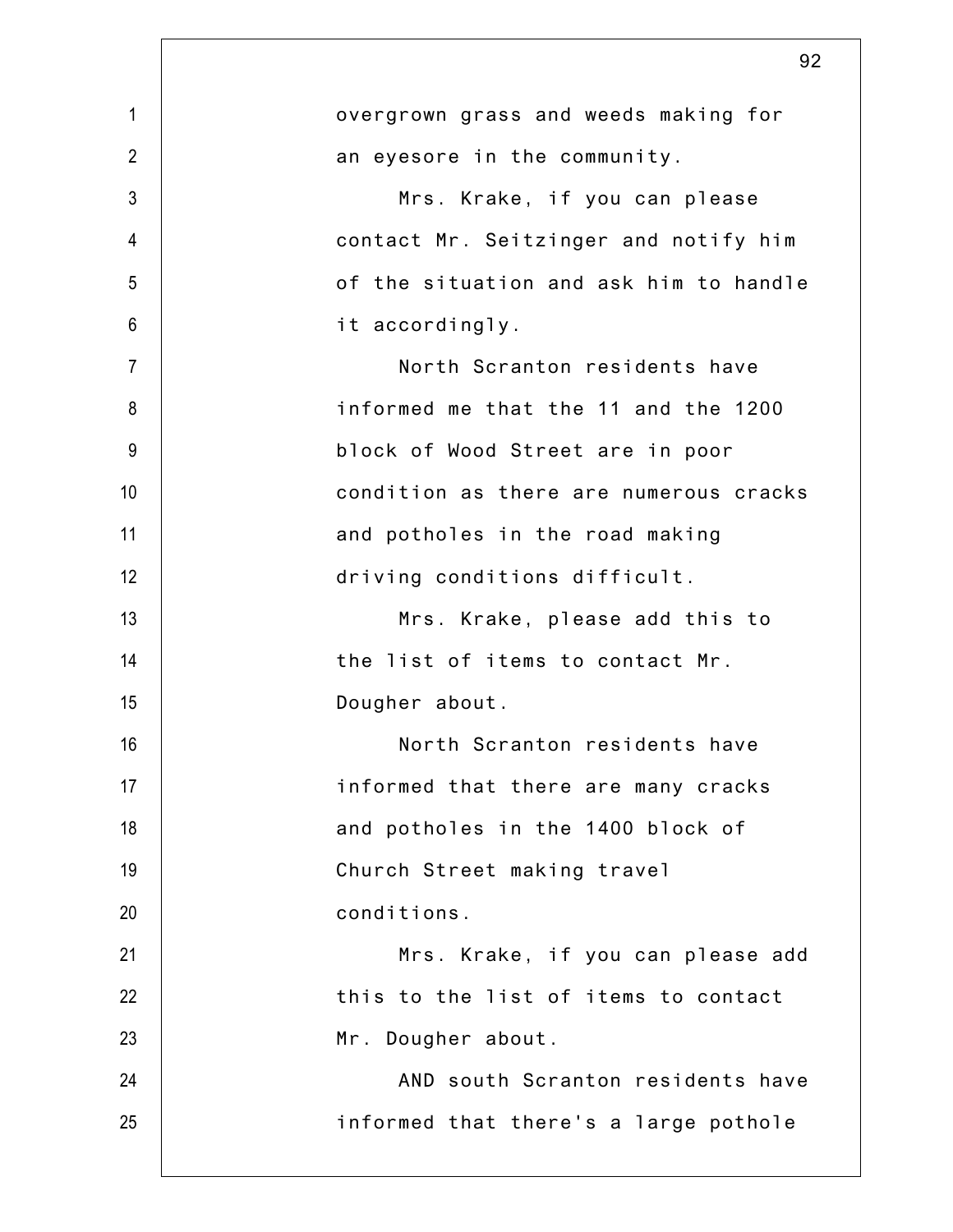overgrown grass and weeds making for an eyesore in the community.

Mrs. Krake, if you can please contact Mr. Seitzinger and notify him of the situation and ask him to handle it accordingly.

North Scranton residents have informed me that the 11 and the 1200 block of Wood Street are in poor condition as there are numerous cracks and potholes in the road making driving conditions difficult.

Mrs. Krake, please add this to the list of items to contact Mr. Dougher about.

North Scranton residents have informed that there are many cracks and potholes in the 1400 block of Church Street making travel conditions.

Mrs. Krake, if you can please add this to the list of items to contact Mr. Dougher about.

AND south Scranton residents have informed that there's a large pothole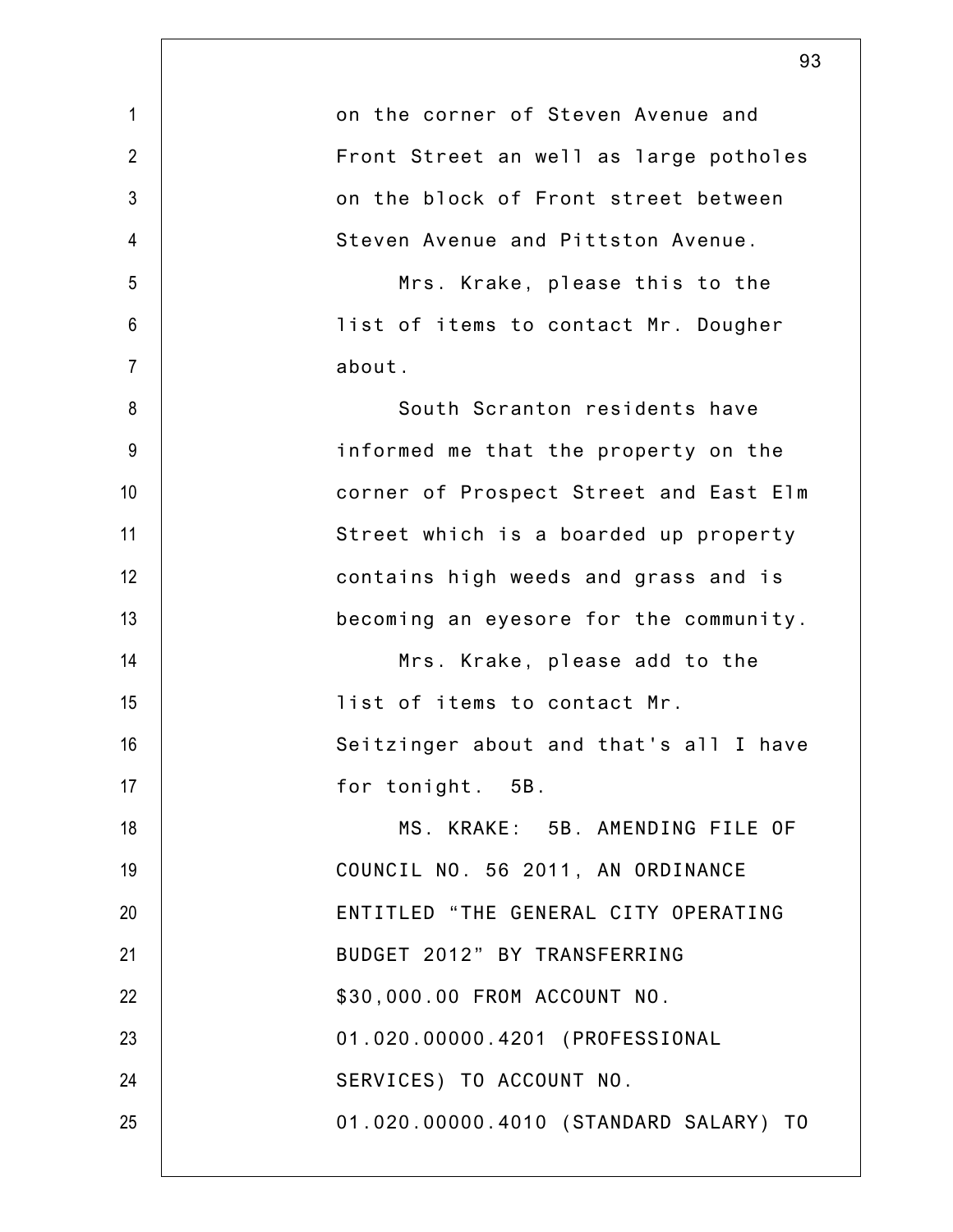on the corner of Steven Avenue and Front Street an well as large potholes on the block of Front street between Steven Avenue and Pittston Avenue.

Mrs. Krake, please this to the list of items to contact Mr. Dougher about.

South Scranton residents have informed me that the property on the corner of Prospect Street and East Elm Street which is a boarded up property contains high weeds and grass and is becoming an eyesore for the community.

Mrs. Krake, please add to the list of items to contact Mr. Seitzinger about and that's all I have for tonight. 5B.

MS. KRAKE: 5B. AMENDING FILE OF COUNCIL NO. 56 2011, AN ORDINANCE ENTITLED "THE GENERAL CITY OPERATING BUDGET 2012" BY TRANSFERRING $30,000.00 FROM ACCOUNT NO. 01.020.00000.4201 (PROFESSIONAL SERVICES) TO ACCOUNT NO. 01.020.00000.4010 (STANDARD SALARY) TO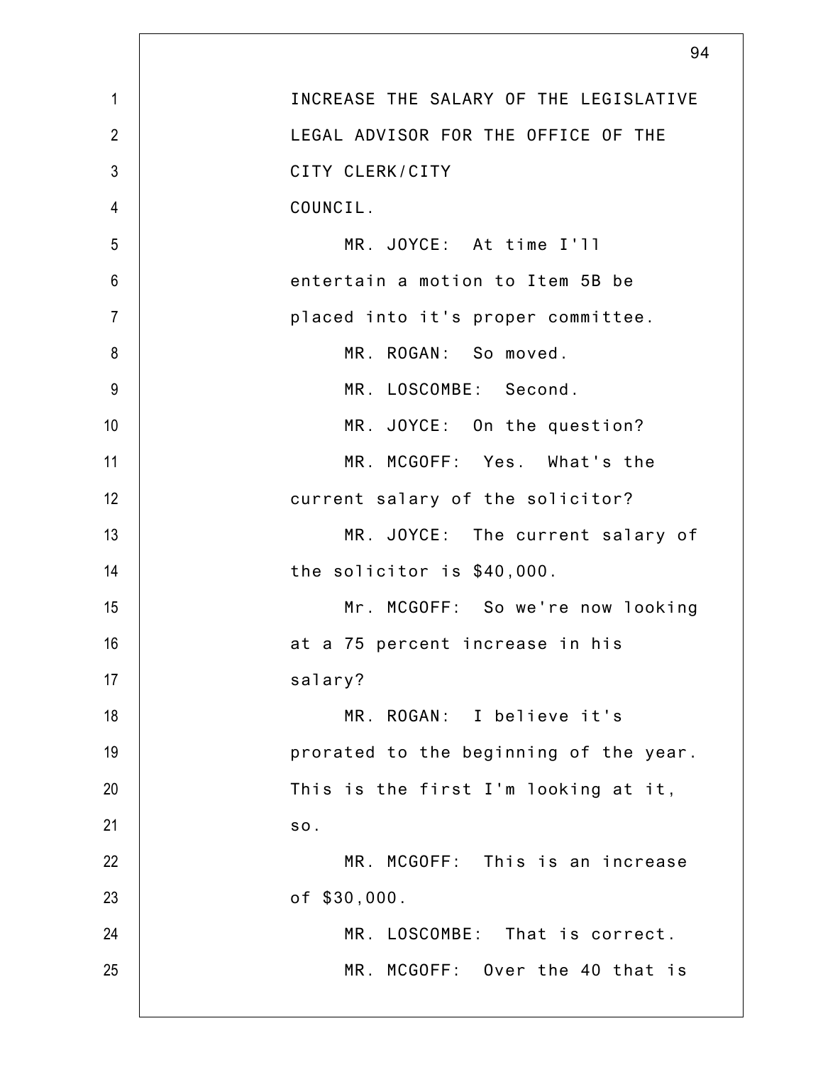INCREASE THE SALARY OF THE LEGISLATIVE LEGAL ADVISOR FOR THE OFFICE OF THE CITY CLERK/CITY COUNCIL.

MR. JOYCE: At time I'll entertain a motion to Item 5B be placed into it's proper committee.

MR. ROGAN: So moved.

MR. LOSCOMBE: Second.

MR. JOYCE: On the question?

MR. MCGOFF: Yes. What's the current salary of the solicitor?

MR. JOYCE: The current salary of the solicitor is $40,000.

Mr. MCGOFF: So we're now looking at a 75 percent increase in his salary?

MR. ROGAN: I believe it's prorated to the beginning of the year. This is the first I'm looking at it, so.

MR. MCGOFF: This is an increase of $30,000.

MR. LOSCOMBE: That is correct.

MR. MCGOFF: Over the 40 that is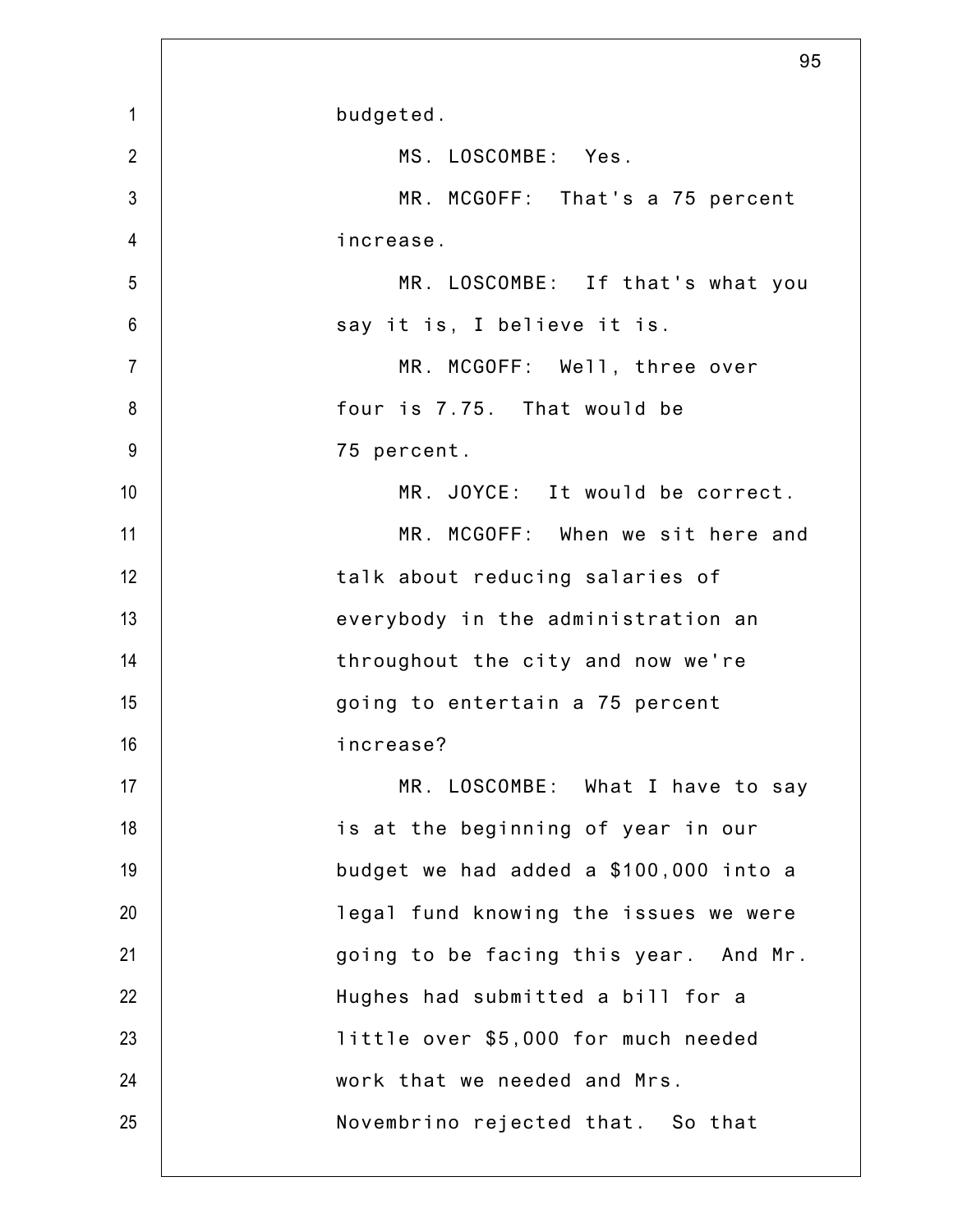budgeted.

MS. LOSCOMBE: Yes.

MR. MCGOFF: That's a 75 percent increase.

MR. LOSCOMBE: If that's what you say it is, I believe it is.

MR. MCGOFF: Well, three over four is 7.75. That would be 75 percent.

MR. JOYCE: It would be correct.

MR. MCGOFF: When we sit here and talk about reducing salaries of everybody in the administration an throughout the city and now we're going to entertain a 75 percent increase?

MR. LOSCOMBE: What I have to say is at the beginning of year in our budget we had added a $100,000 into a legal fund knowing the issues we were going to be facing this year. And Mr. Hughes had submitted a bill for a little over $5,000 for much needed work that we needed and Mrs. Novembrino rejected that. So that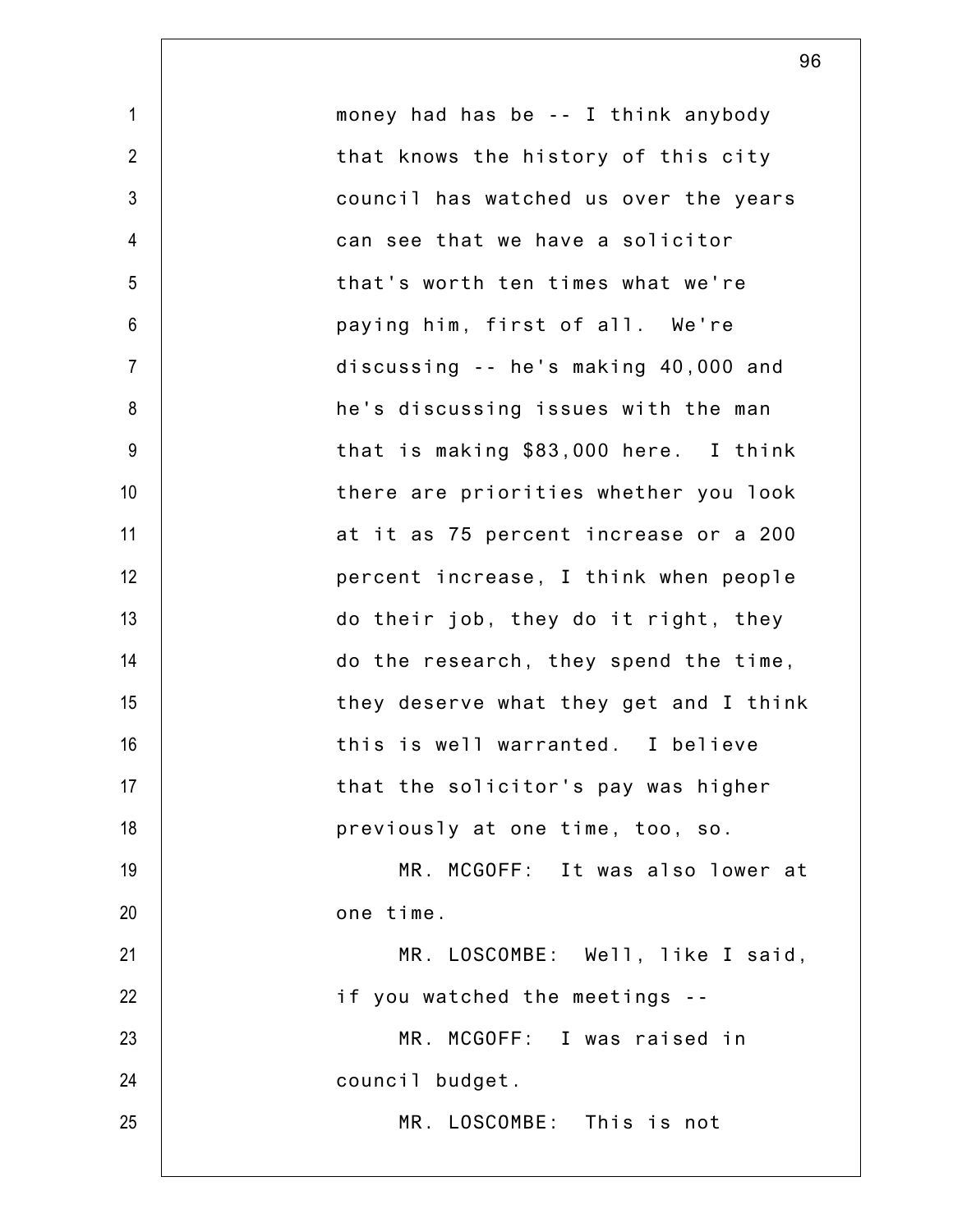money had has be -- I think anybody that knows the history of this city council has watched us over the years can see that we have a solicitor that's worth ten times what we're paying him, first of all. We're discussing -- he's making 40,000 and he's discussing issues with the man that is making $83,000 here. I think there are priorities whether you look at it as 75 percent increase or a 200 percent increase, I think when people do their job, they do it right, they do the research, they spend the time, they deserve what they get and I think this is well warranted. I believe that the solicitor's pay was higher previously at one time, too, so.

MR. MCGOFF: It was also lower at one time.

MR. LOSCOMBE: Well, like I said, if you watched the meetings --

MR. MCGOFF: I was raised in council budget.

MR. LOSCOMBE: This is not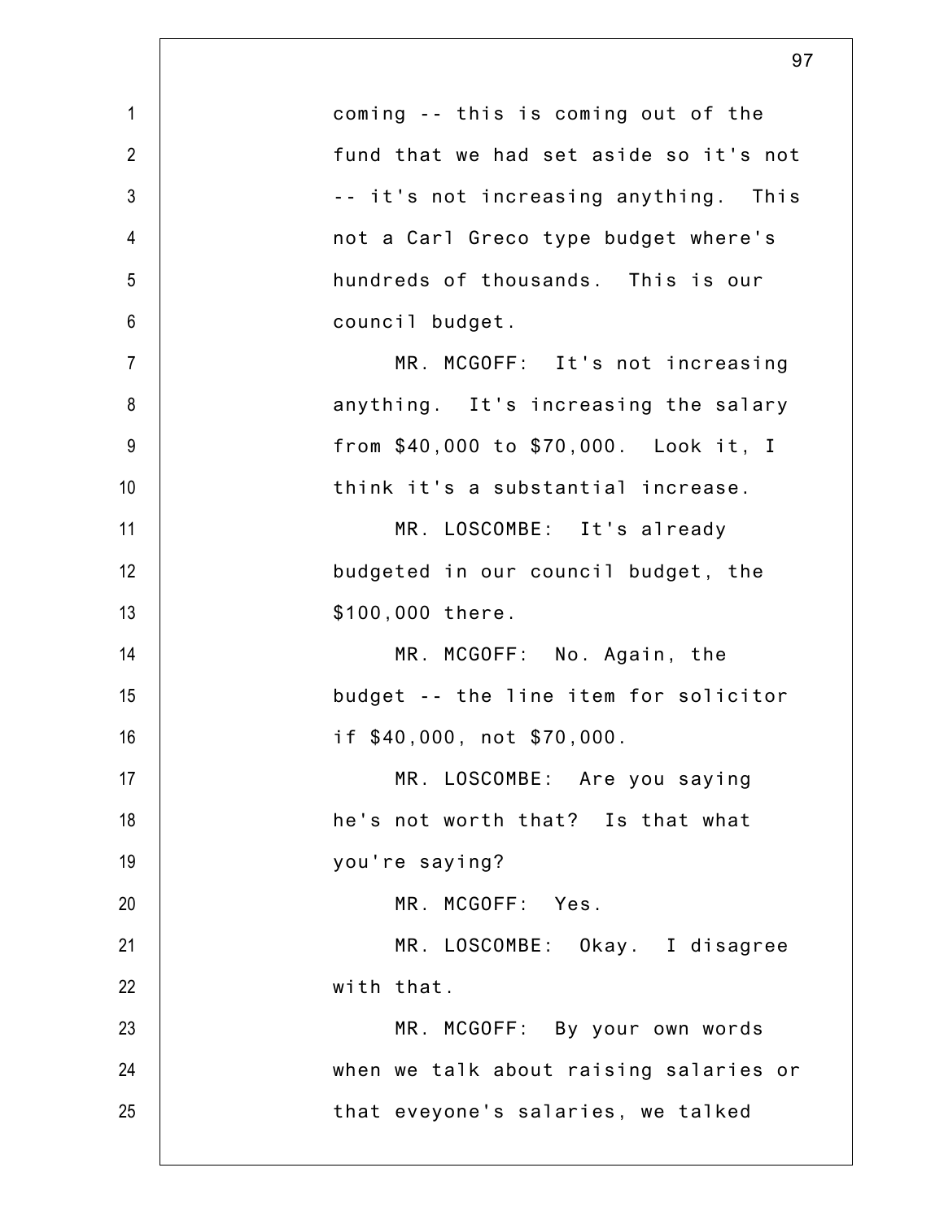coming -- this is coming out of the fund that we had set aside so it's not -- it's not increasing anything. This not a Carl Greco type budget where's hundreds of thousands. This is our council budget.

MR. MCGOFF: It's not increasing anything. It's increasing the salary from $40,000 to $70,000. Look it, I think it's a substantial increase.

MR. LOSCOMBE: It's already budgeted in our council budget, the $100,000 there.

MR. MCGOFF: No. Again, the budget -- the line item for solicitor if $40,000, not $70,000.

MR. LOSCOMBE: Are you saying he's not worth that? Is that what you're saying?

MR. MCGOFF: Yes.

MR. LOSCOMBE: Okay. I disagree with that.

MR. MCGOFF: By your own words when we talk about raising salaries or that eveyone's salaries, we talked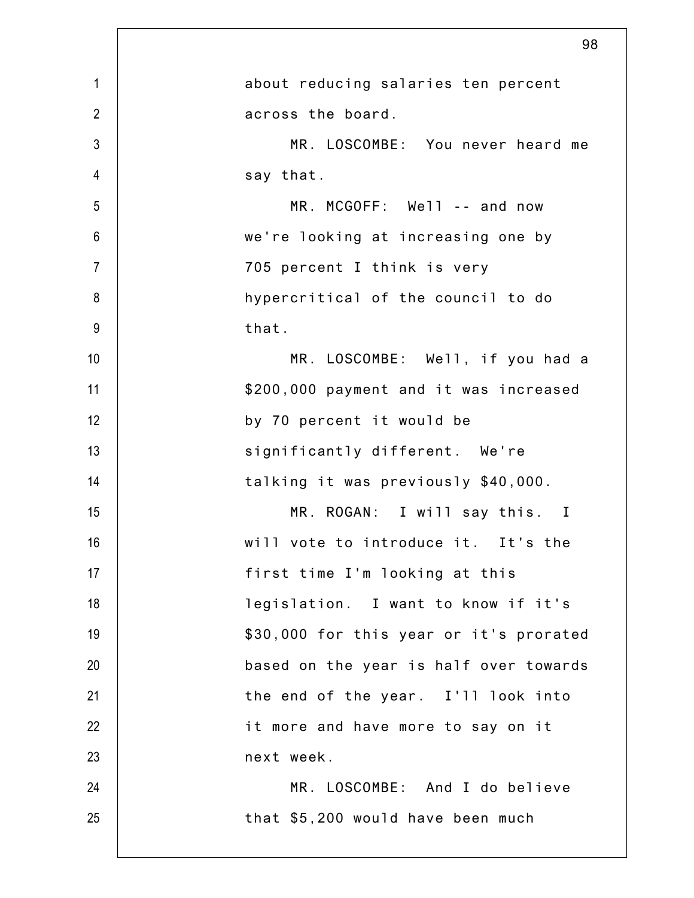about reducing salaries ten percent across the board.

MR. LOSCOMBE: You never heard me say that.

MR. MCGOFF: Well -- and now we're looking at increasing one by 705 percent I think is very hypercritical of the council to do that.

MR. LOSCOMBE: Well, if you had a $200,000 payment and it was increased by 70 percent it would be significantly different. We're talking it was previously $40,000.

MR. ROGAN: I will say this. I will vote to introduce it. It's the first time I'm looking at this legislation. I want to know if it's $30,000 for this year or it's prorated based on the year is half over towards the end of the year. I'll look into it more and have more to say on it next week.

MR. LOSCOMBE: And I do believe that $5,200 would have been much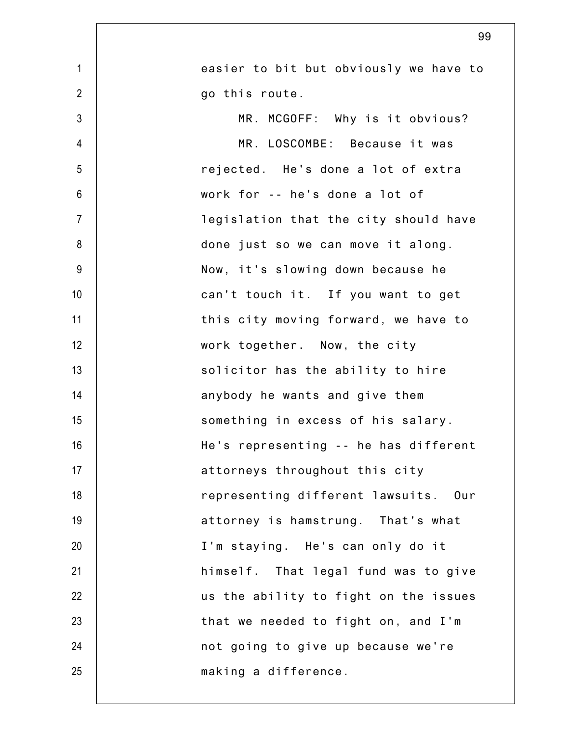easier to bit but obviously we have to go this route.

MR. MCGOFF: Why is it obvious?

MR. LOSCOMBE: Because it was rejected. He's done a lot of extra work for -- he's done a lot of legislation that the city should have done just so we can move it along. Now, it's slowing down because he can't touch it. If you want to get this city moving forward, we have to work together. Now, the city solicitor has the ability to hire anybody he wants and give them something in excess of his salary. He's representing -- he has different attorneys throughout this city representing different lawsuits. Our attorney is hamstrung. That's what I'm staying. He's can only do it himself. That legal fund was to give us the ability to fight on the issues that we needed to fight on, and I'm not going to give up because we're making a difference.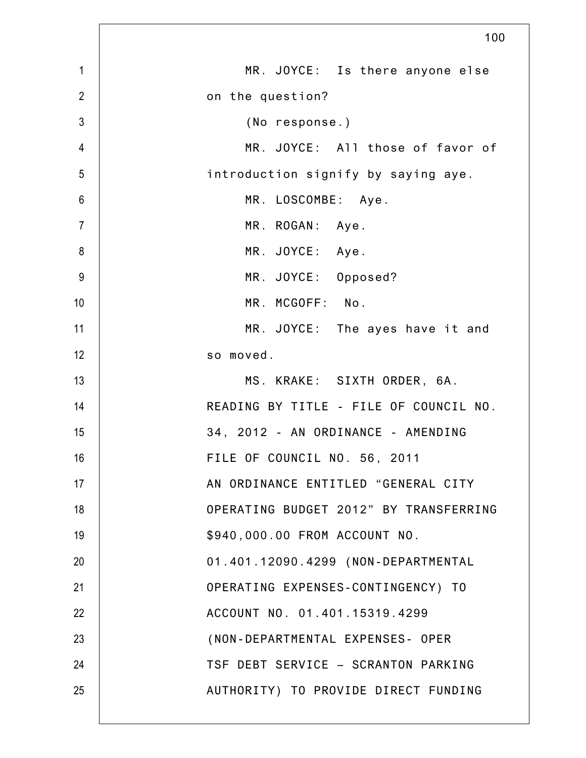MR. JOYCE: Is there anyone else on the question?

(No response.)

MR. JOYCE: All those of favor of introduction signify by saying aye.

MR. LOSCOMBE: Aye.

MR. ROGAN: Aye.

MR. JOYCE: Aye.

MR. JOYCE: Opposed?

MR. MCGOFF: No.

MR. JOYCE: The ayes have it and so moved.

MS. KRAKE: SIXTH ORDER, 6A. READING BY TITLE - FILE OF COUNCIL NO. 34, 2012 - AN ORDINANCE - AMENDING FILE OF COUNCIL NO. 56, 2011 AN ORDINANCE ENTITLED “GENERAL CITY OPERATING BUDGET 2012” BY TRANSFERRING $940,000.00 FROM ACCOUNT NO. 01.401.12090.4299 (NON-DEPARTMENTAL OPERATING EXPENSES-CONTINGENCY) TO ACCOUNT NO. 01.401.15319.4299 (NON-DEPARTMENTAL EXPENSES- OPER TSF DEBT SERVICE – SCRANTON PARKING AUTHORITY) TO PROVIDE DIRECT FUNDING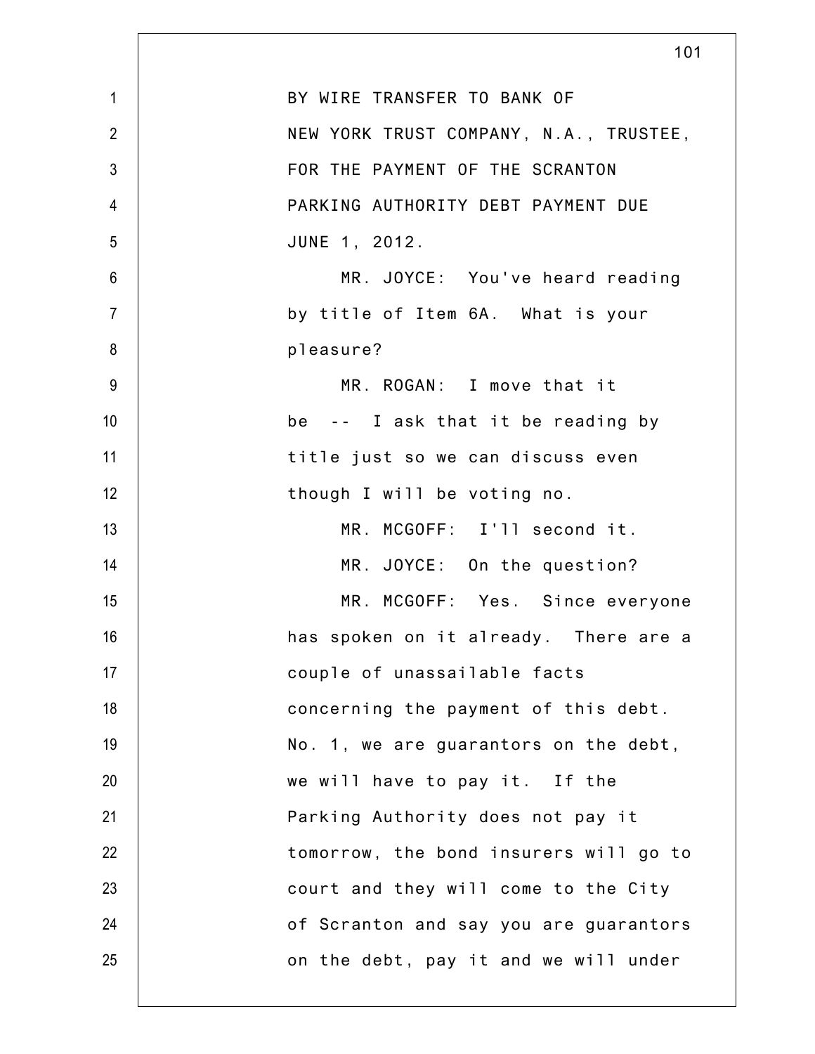BY WIRE TRANSFER TO BANK OF NEW YORK TRUST COMPANY, N.A., TRUSTEE, FOR THE PAYMENT OF THE SCRANTON PARKING AUTHORITY DEBT PAYMENT DUE JUNE 1, 2012.

MR. JOYCE: You've heard reading by title of Item 6A. What is your pleasure?

MR. ROGAN: I move that it be -- I ask that it be reading by title just so we can discuss even though I will be voting no.

MR. MCGOFF: I'll second it.

MR. JOYCE: On the question?

MR. MCGOFF: Yes. Since everyone has spoken on it already. There are a couple of unassailable facts concerning the payment of this debt. No. 1, we are guarantors on the debt, we will have to pay it. If the Parking Authority does not pay it tomorrow, the bond insurers will go to court and they will come to the City of Scranton and say you are guarantors on the debt, pay it and we will under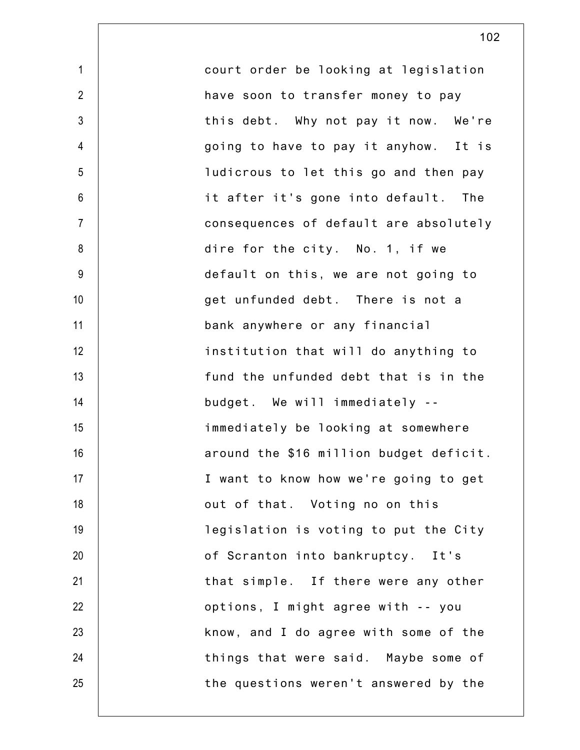court order be looking at legislation have soon to transfer money to pay this debt. Why not pay it now. We're going to have to pay it anyhow. It is ludicrous to let this go and then pay it after it's gone into default. The consequences of default are absolutely dire for the city. No. 1, if we default on this, we are not going to get unfunded debt. There is not a bank anywhere or any financial institution that will do anything to fund the unfunded debt that is in the budget. We will immediately -- immediately be looking at somewhere around the $16 million budget deficit. I want to know how we're going to get out of that. Voting no on this legislation is voting to put the City of Scranton into bankruptcy. It's that simple. If there were any other options, I might agree with -- you know, and I do agree with some of the things that were said. Maybe some of the questions weren't answered by the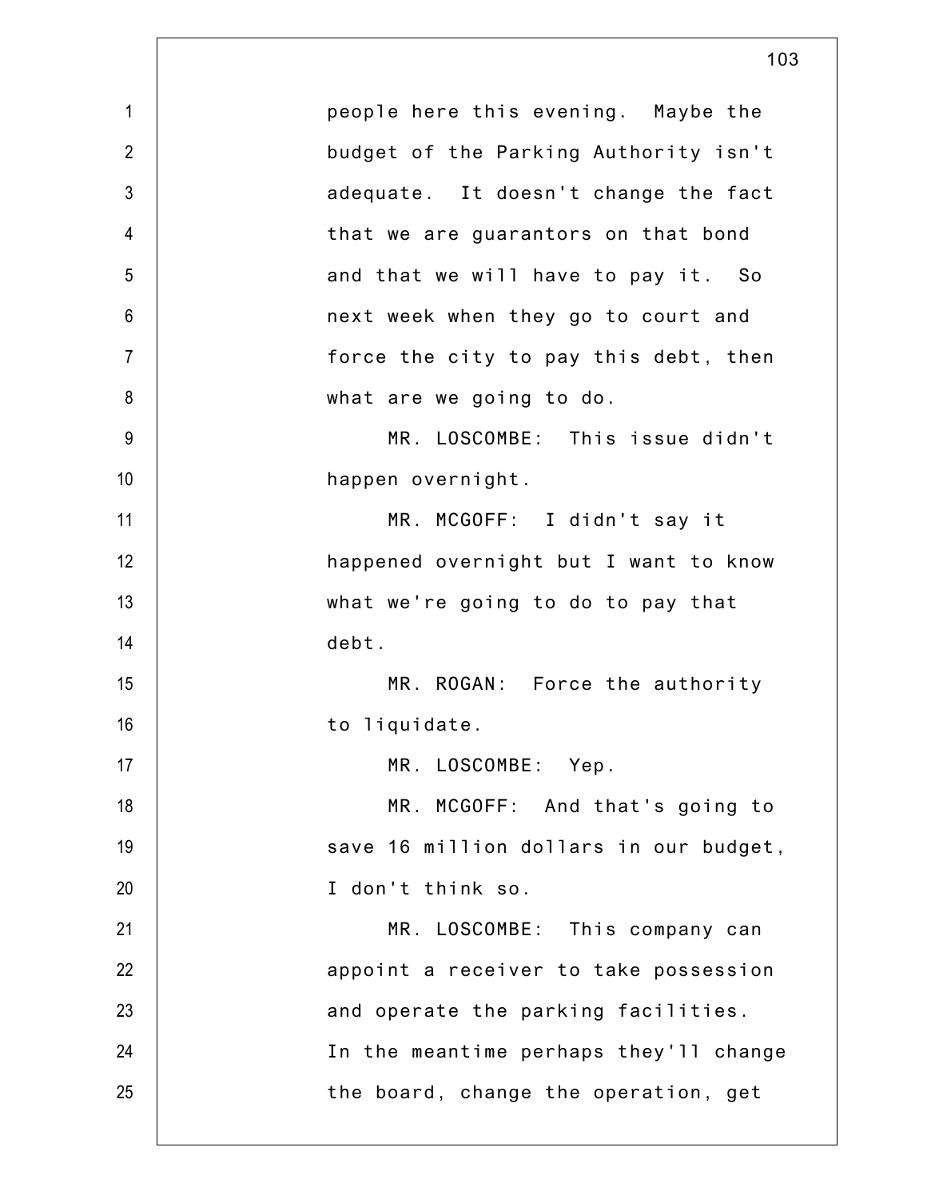people here this evening. Maybe the budget of the Parking Authority isn't adequate. It doesn't change the fact that we are guarantors on that bond and that we will have to pay it. So next week when they go to court and force the city to pay this debt, then what are we going to do.

MR. LOSCOMBE: This issue didn't happen overnight.

MR. MCGOFF: I didn't say it happened overnight but I want to know what we're going to do to pay that debt.

MR. ROGAN: Force the authority to liquidate.

MR. LOSCOMBE: Yep.

MR. MCGOFF: And that's going to save 16 million dollars in our budget, I don't think so.

MR. LOSCOMBE: This company can appoint a receiver to take possession and operate the parking facilities. In the meantime perhaps they'll change the board, change the operation, get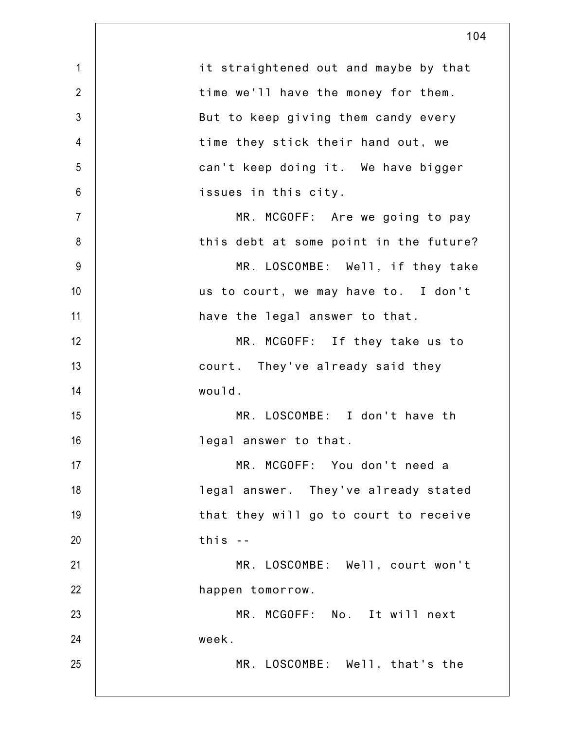it straightened out and maybe by that time we'll have the money for them. But to keep giving them candy every time they stick their hand out, we can't keep doing it. We have bigger issues in this city.

MR. MCGOFF: Are we going to pay this debt at some point in the future?

MR. LOSCOMBE: Well, if they take us to court, we may have to. I don't have the legal answer to that.

MR. MCGOFF: If they take us to court. They've already said they would.

MR. LOSCOMBE: I don't have th legal answer to that.

MR. MCGOFF: You don't need a legal answer. They've already stated that they will go to court to receive this --

MR. LOSCOMBE: Well, court won't happen tomorrow.

MR. MCGOFF: No. It will next week.

MR. LOSCOMBE: Well, that's the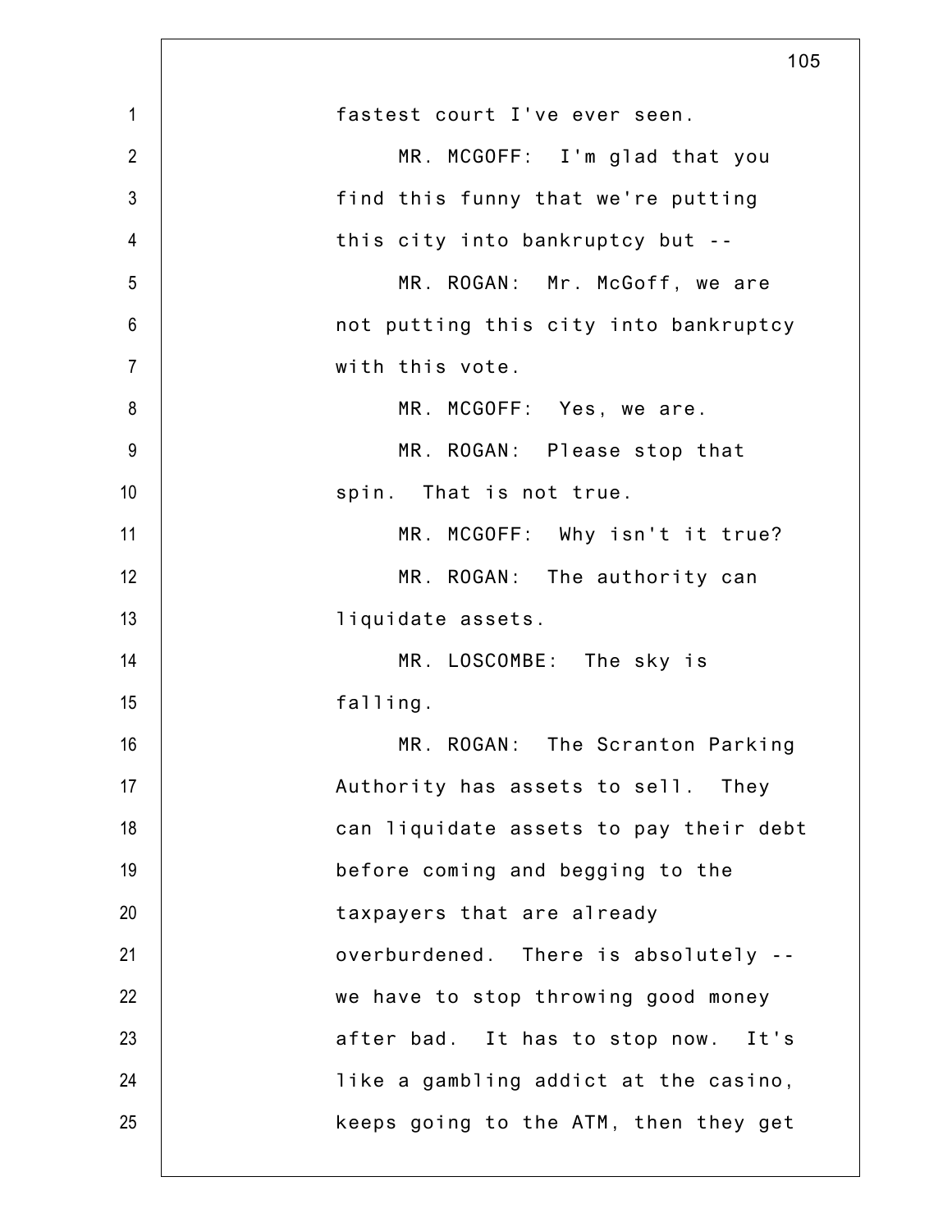fastest court I've ever seen.

MR. MCGOFF: I'm glad that you find this funny that we're putting this city into bankruptcy but --

MR. ROGAN: Mr. McGoff, we are not putting this city into bankruptcy with this vote.

MR. MCGOFF: Yes, we are.

MR. ROGAN: Please stop that spin. That is not true.

MR. MCGOFF: Why isn't it true?

MR. ROGAN: The authority can liquidate assets.

MR. LOSCOMBE: The sky is falling.

MR. ROGAN: The Scranton Parking Authority has assets to sell. They can liquidate assets to pay their debt before coming and begging to the taxpayers that are already overburdened. There is absolutely -- we have to stop throwing good money after bad. It has to stop now. It's like a gambling addict at the casino, keeps going to the ATM, then they get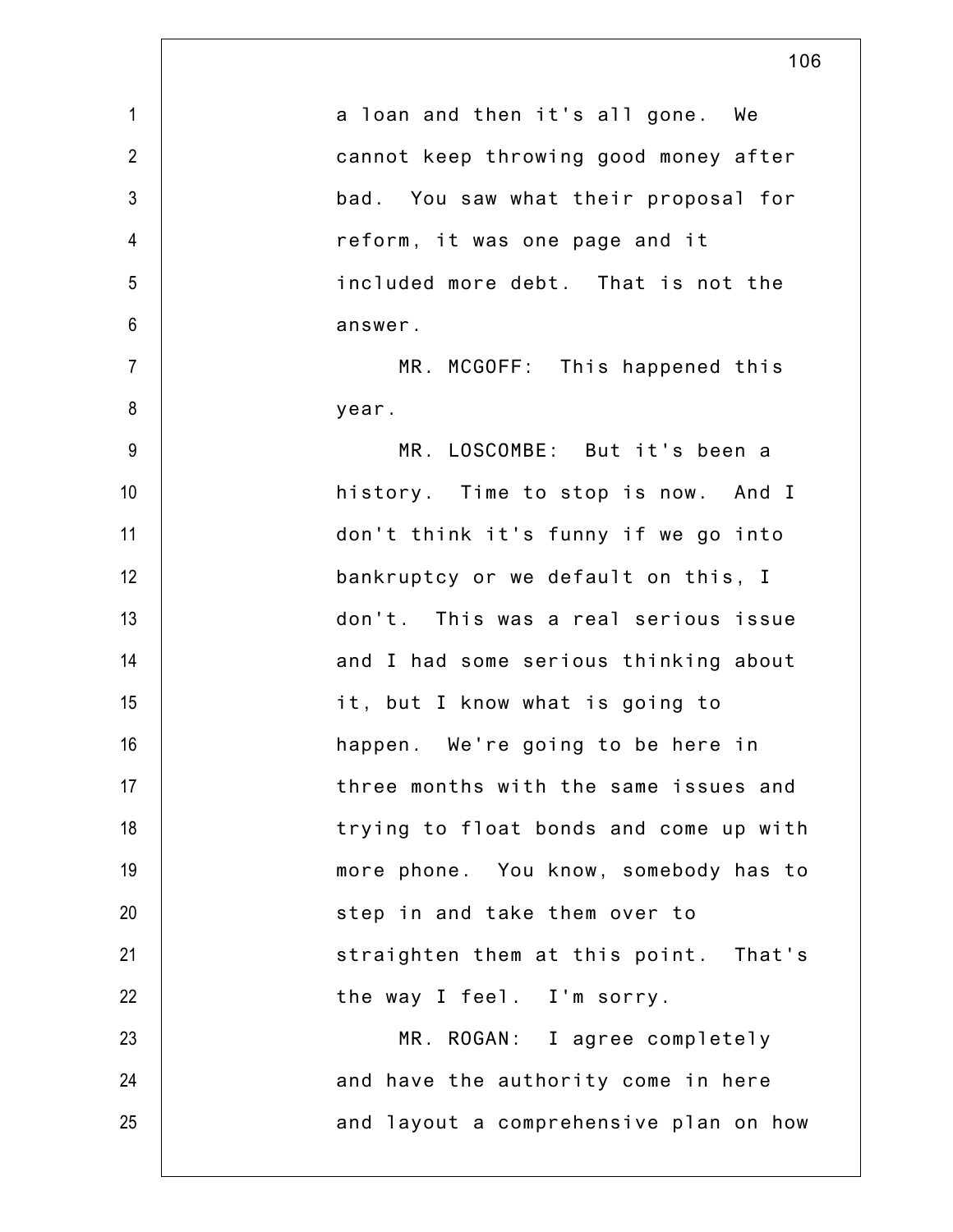a loan and then it's all gone. We cannot keep throwing good money after bad. You saw what their proposal for reform, it was one page and it included more debt. That is not the answer.

MR. MCGOFF: This happened this year.

MR. LOSCOMBE: But it's been a history. Time to stop is now. And I don't think it's funny if we go into bankruptcy or we default on this, I don't. This was a real serious issue and I had some serious thinking about it, but I know what is going to happen. We're going to be here in three months with the same issues and trying to float bonds and come up with more phone. You know, somebody has to step in and take them over to straighten them at this point. That's the way I feel. I'm sorry.

MR. ROGAN: I agree completely and have the authority come in here and layout a comprehensive plan on how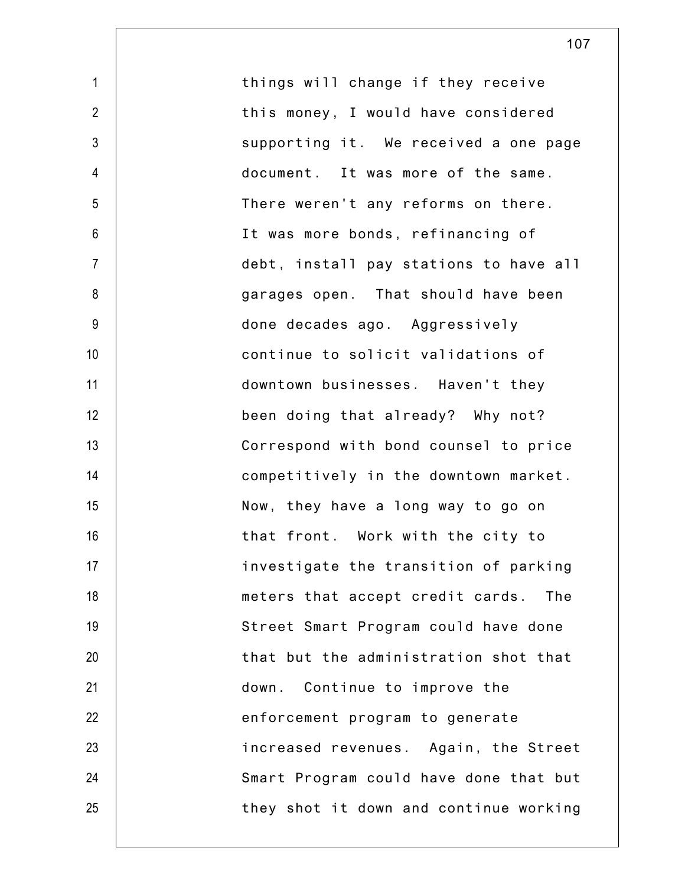things will change if they receive this money, I would have considered supporting it. We received a one page document. It was more of the same. There weren't any reforms on there. It was more bonds, refinancing of debt, install pay stations to have all garages open. That should have been done decades ago. Aggressively continue to solicit validations of downtown businesses. Haven't they been doing that already? Why not? Correspond with bond counsel to price competitively in the downtown market. Now, they have a long way to go on that front. Work with the city to investigate the transition of parking meters that accept credit cards. The Street Smart Program could have done that but the administration shot that down. Continue to improve the enforcement program to generate increased revenues. Again, the Street Smart Program could have done that but they shot it down and continue working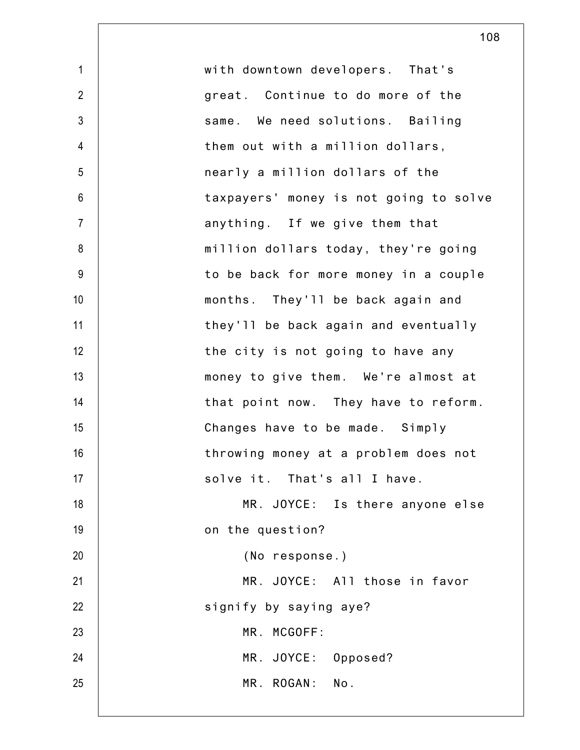with downtown developers. That's great. Continue to do more of the same. We need solutions. Bailing them out with a million dollars, nearly a million dollars of the taxpayers' money is not going to solve anything. If we give them that million dollars today, they're going to be back for more money in a couple months. They'll be back again and they'll be back again and eventually the city is not going to have any money to give them. We're almost at that point now. They have to reform. Changes have to be made. Simply throwing money at a problem does not solve it. That's all I have.

MR. JOYCE: Is there anyone else on the question?

(No response.)

MR. JOYCE: All those in favor signify by saying aye?

MR. MCGOFF:

MR. JOYCE: Opposed?

MR. ROGAN: No.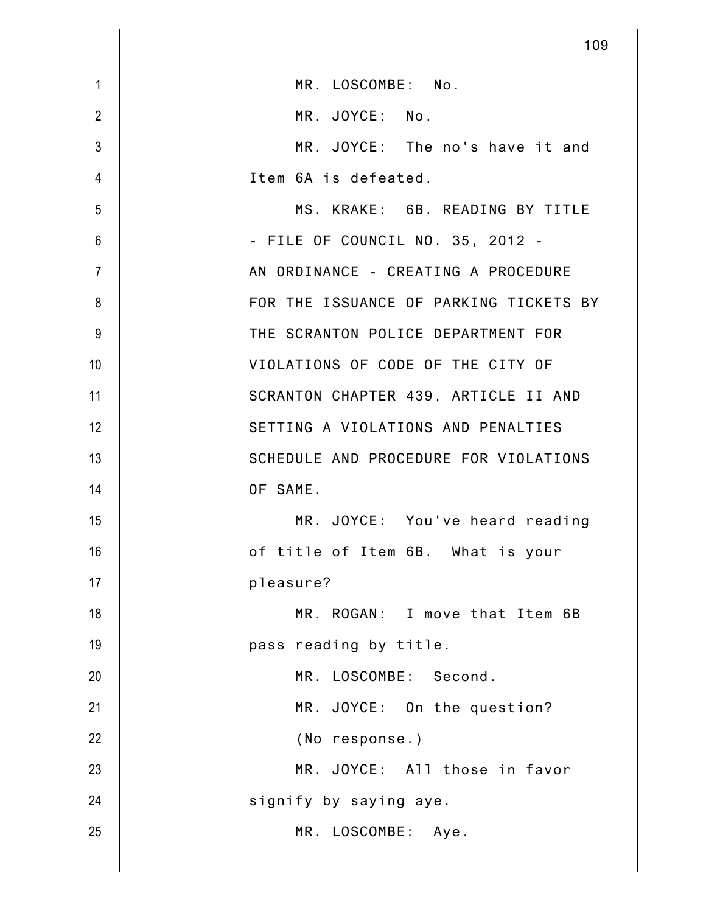MR. LOSCOMBE: No.

MR. JOYCE: No.

MR. JOYCE: The no's have it and Item 6A is defeated.

MS. KRAKE: 6B. READING BY TITLE - FILE OF COUNCIL NO. 35, 2012 - AN ORDINANCE - CREATING A PROCEDURE FOR THE ISSUANCE OF PARKING TICKETS BY THE SCRANTON POLICE DEPARTMENT FOR VIOLATIONS OF CODE OF THE CITY OF SCRANTON CHAPTER 439, ARTICLE II AND SETTING A VIOLATIONS AND PENALTIES SCHEDULE AND PROCEDURE FOR VIOLATIONS OF SAME.

MR. JOYCE: You've heard reading of title of Item 6B. What is your pleasure?

MR. ROGAN: I move that Item 6B pass reading by title.

MR. LOSCOMBE: Second.

MR. JOYCE: On the question?

(No response.)

MR. JOYCE: All those in favor signify by saying aye.

MR. LOSCOMBE: Aye.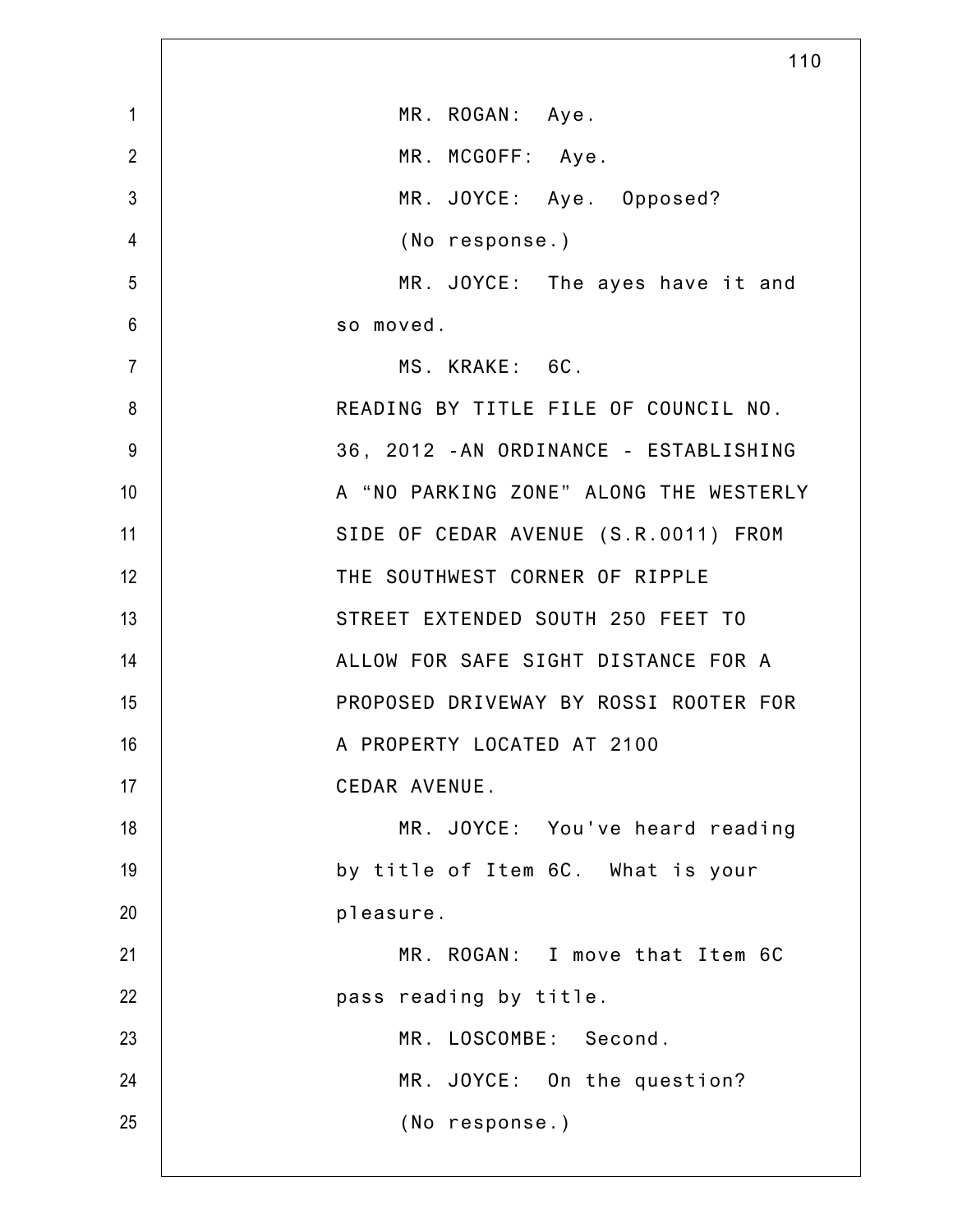MR. ROGAN: Aye.

MR. MCGOFF: Aye.

MR. JOYCE: Aye. Opposed?

(No response.)

MR. JOYCE: The ayes have it and so moved.

MS. KRAKE: 6C.

READING BY TITLE FILE OF COUNCIL NO. 36, 2012 -AN ORDINANCE - ESTABLISHING A “NO PARKING ZONE” ALONG THE WESTERLY SIDE OF CEDAR AVENUE (S.R.0011) FROM THE SOUTHWEST CORNER OF RIPPLE STREET EXTENDED SOUTH 250 FEET TO ALLOW FOR SAFE SIGHT DISTANCE FOR A PROPOSED DRIVEWAY BY ROSSI ROOTER FOR A PROPERTY LOCATED AT 2100 CEDAR AVENUE.

MR. JOYCE: You've heard reading by title of Item 6C. What is your pleasure.

MR. ROGAN: I move that Item 6C pass reading by title.

MR. LOSCOMBE: Second.

MR. JOYCE: On the question?

(No response.)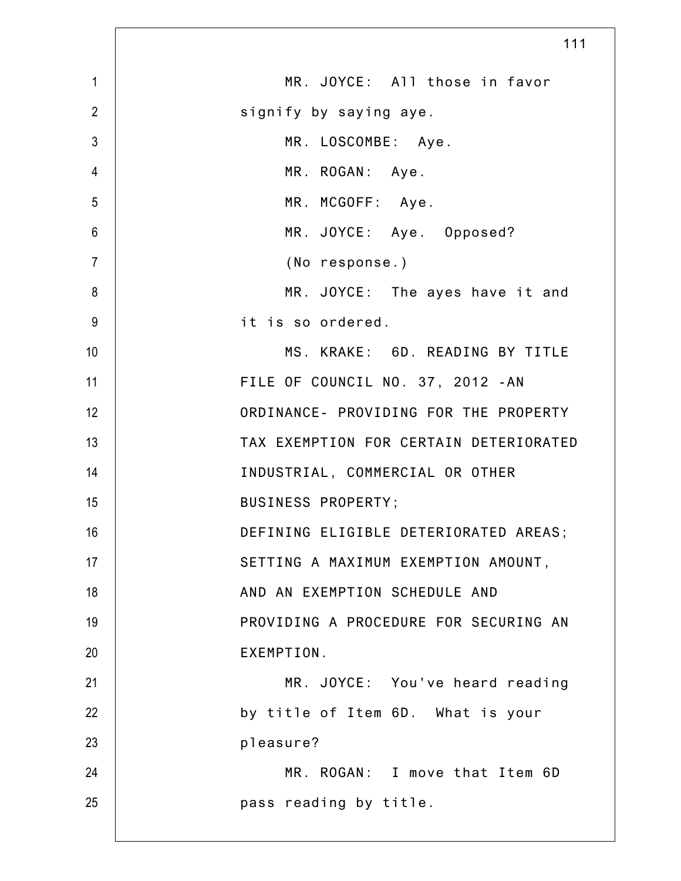MR. JOYCE: All those in favor signify by saying aye.

MR. LOSCOMBE: Aye.

MR. ROGAN: Aye.

MR. MCGOFF: Aye.

MR. JOYCE: Aye. Opposed?

(No response.)

MR. JOYCE: The ayes have it and it is so ordered.

MS. KRAKE: 6D. READING BY TITLE FILE OF COUNCIL NO. 37, 2012 -AN ORDINANCE- PROVIDING FOR THE PROPERTY TAX EXEMPTION FOR CERTAIN DETERIORATED INDUSTRIAL, COMMERCIAL OR OTHER BUSINESS PROPERTY; DEFINING ELIGIBLE DETERIORATED AREAS; SETTING A MAXIMUM EXEMPTION AMOUNT, AND AN EXEMPTION SCHEDULE AND PROVIDING A PROCEDURE FOR SECURING AN EXEMPTION.

MR. JOYCE: You've heard reading by title of Item 6D. What is your pleasure?

MR. ROGAN: I move that Item 6D pass reading by title.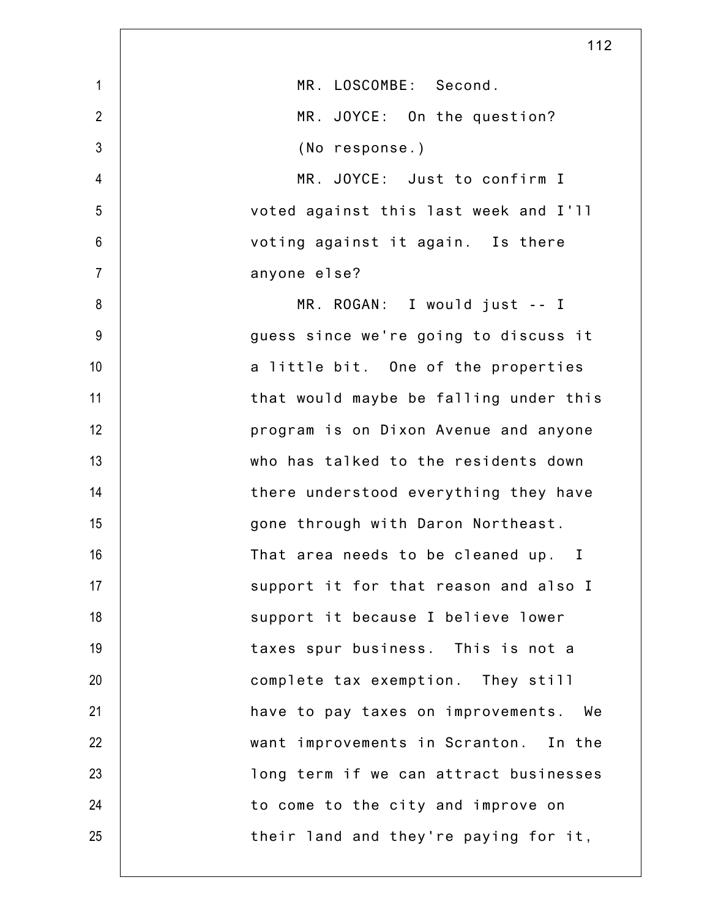MR. LOSCOMBE: Second.

MR. JOYCE: On the question?

(No response.)

MR. JOYCE: Just to confirm I voted against this last week and I'll voting against it again. Is there anyone else?

MR. ROGAN: I would just -- I guess since we're going to discuss it a little bit. One of the properties that would maybe be falling under this program is on Dixon Avenue and anyone who has talked to the residents down there understood everything they have gone through with Daron Northeast. That area needs to be cleaned up. I support it for that reason and also I support it because I believe lower taxes spur business. This is not a complete tax exemption. They still have to pay taxes on improvements. We want improvements in Scranton. In the long term if we can attract businesses to come to the city and improve on their land and they're paying for it,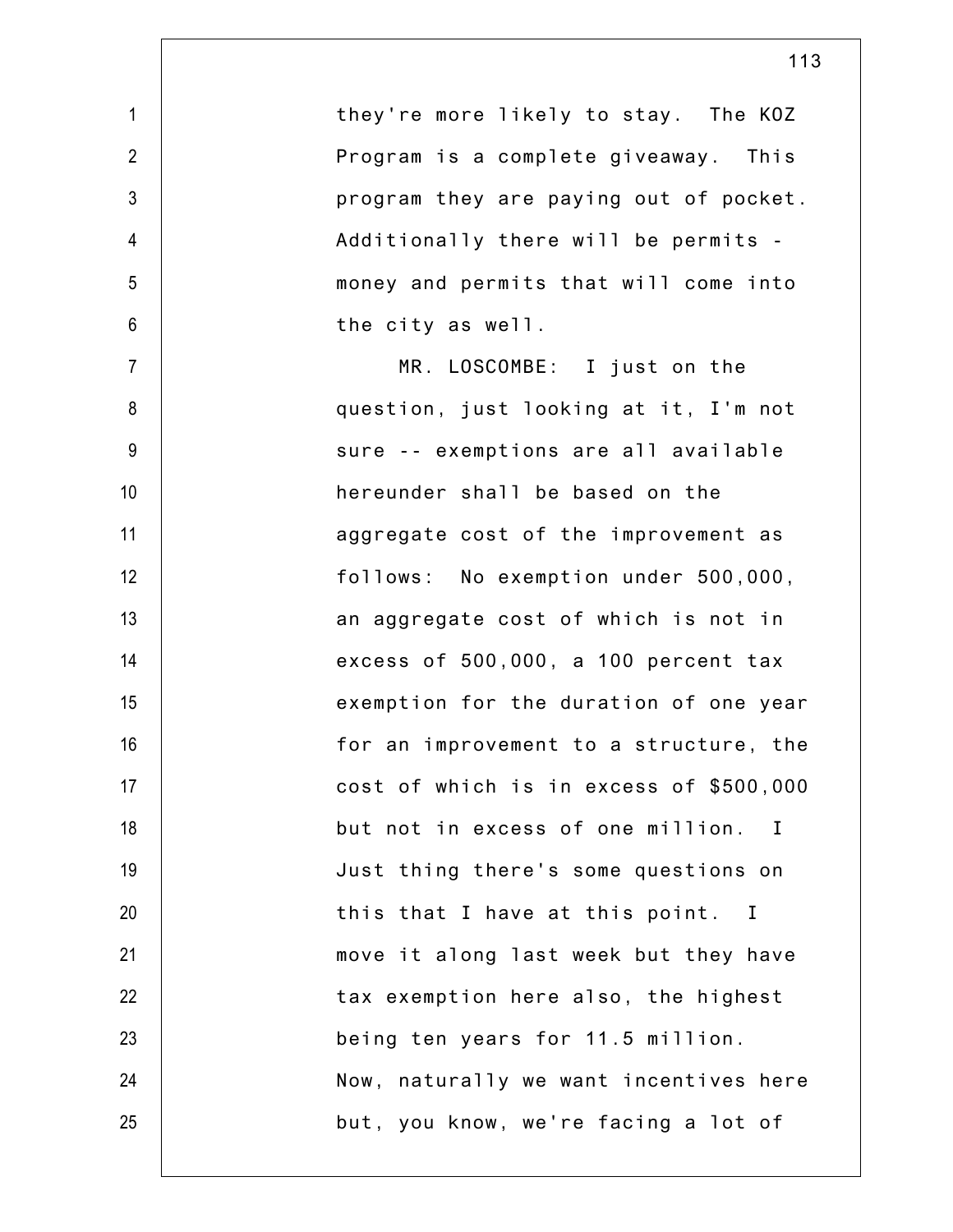they're more likely to stay. The KOZ Program is a complete giveaway. This program they are paying out of pocket. Additionally there will be permits - money and permits that will come into the city as well.

MR. LOSCOMBE: I just on the question, just looking at it, I'm not sure -- exemptions are all available hereunder shall be based on the aggregate cost of the improvement as follows: No exemption under 500,000, an aggregate cost of which is not in excess of 500,000, a 100 percent tax exemption for the duration of one year for an improvement to a structure, the cost of which is in excess of $500,000 but not in excess of one million. I Just thing there's some questions on this that I have at this point. I move it along last week but they have tax exemption here also, the highest being ten years for 11.5 million. Now, naturally we want incentives here but, you know, we're facing a lot of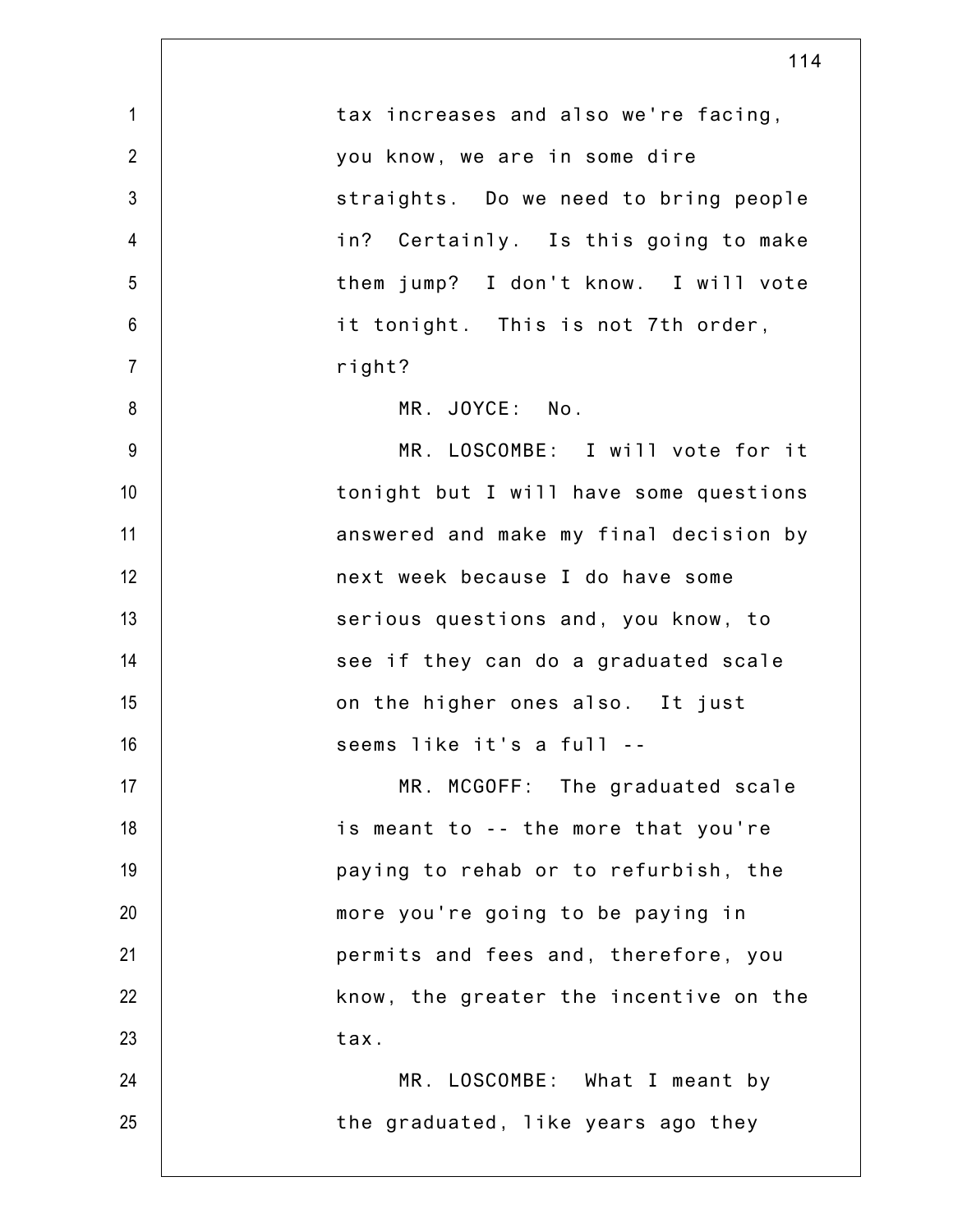tax increases and also we're facing, you know, we are in some dire straights. Do we need to bring people in? Certainly. Is this going to make them jump? I don't know. I will vote it tonight. This is not 7th order, right?

MR. JOYCE: No.

MR. LOSCOMBE: I will vote for it tonight but I will have some questions answered and make my final decision by next week because I do have some serious questions and, you know, to see if they can do a graduated scale on the higher ones also. It just seems like it's a full --

MR. MCGOFF: The graduated scale is meant to -- the more that you're paying to rehab or to refurbish, the more you're going to be paying in permits and fees and, therefore, you know, the greater the incentive on the tax.

MR. LOSCOMBE: What I meant by the graduated, like years ago they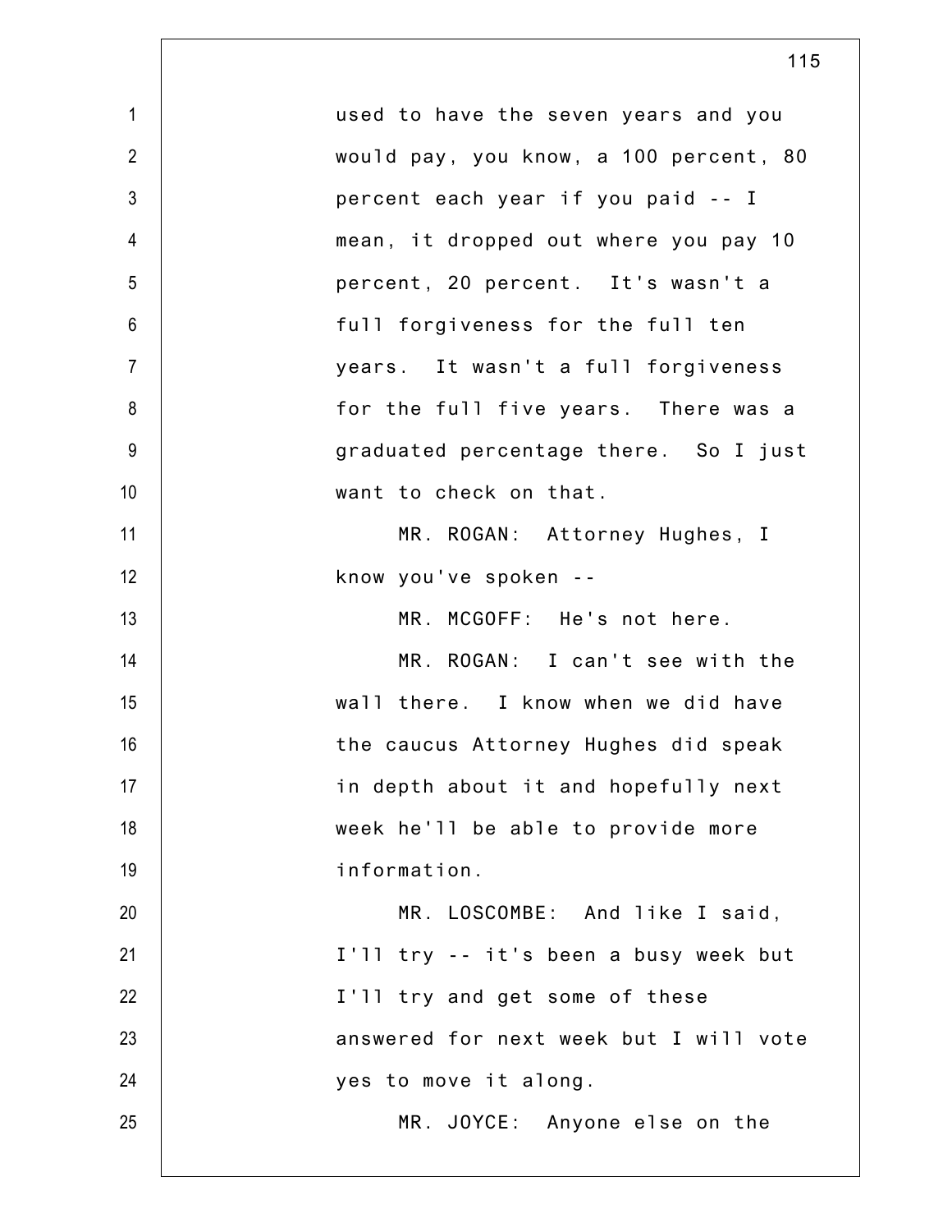used to have the seven years and you would pay, you know, a 100 percent, 80 percent each year if you paid -- I mean, it dropped out where you pay 10 percent, 20 percent. It's wasn't a full forgiveness for the full ten years. It wasn't a full forgiveness for the full five years. There was a graduated percentage there. So I just want to check on that.

MR. ROGAN: Attorney Hughes, I know you've spoken --

MR. MCGOFF: He's not here.

MR. ROGAN: I can't see with the wall there. I know when we did have the caucus Attorney Hughes did speak in depth about it and hopefully next week he'll be able to provide more information.

MR. LOSCOMBE: And like I said, I'll try -- it's been a busy week but I'll try and get some of these answered for next week but I will vote yes to move it along.

MR. JOYCE: Anyone else on the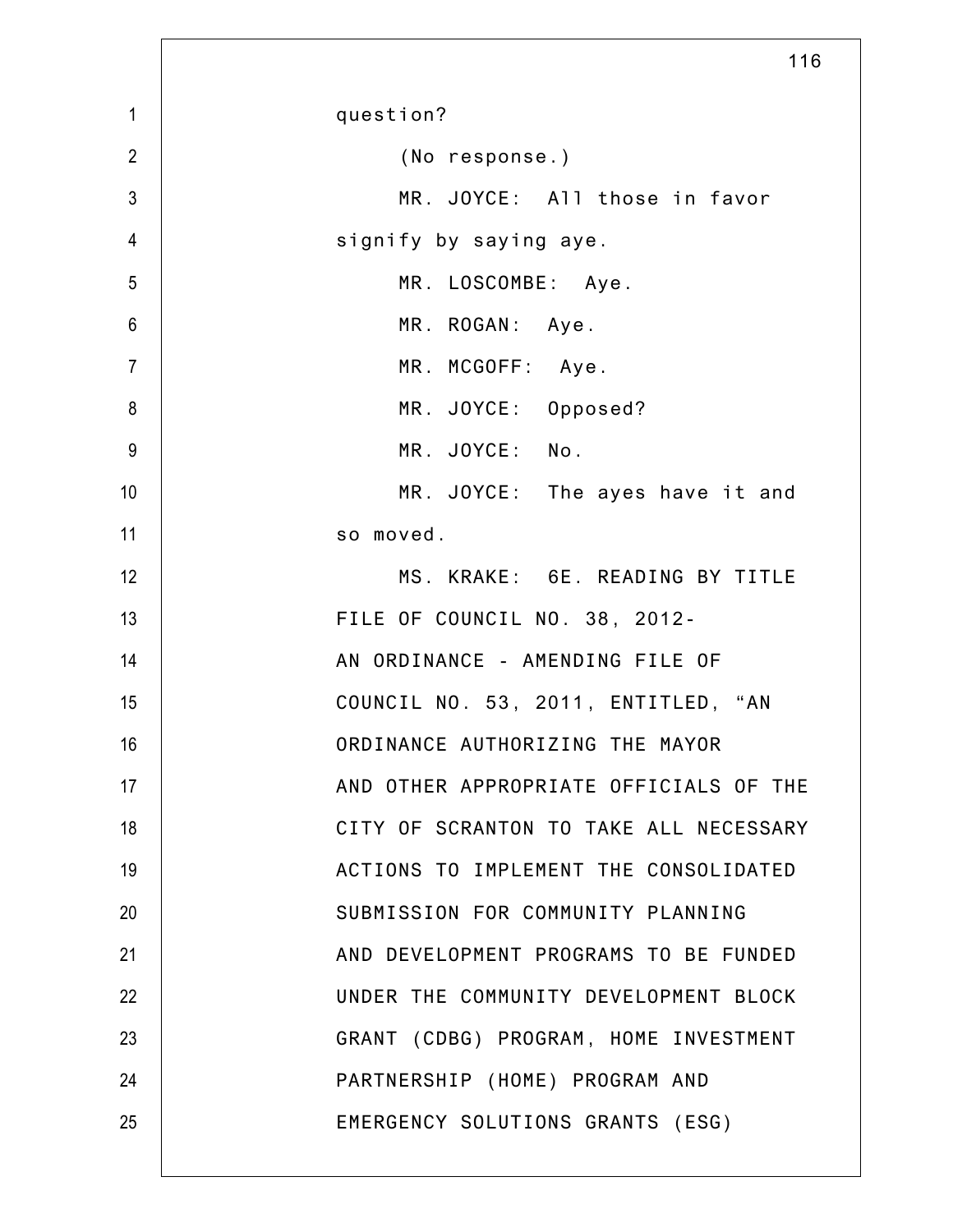question?

(No response.)

MR. JOYCE: All those in favor signify by saying aye.

MR. LOSCOMBE: Aye.

MR. ROGAN: Aye.

MR. MCGOFF: Aye.

MR. JOYCE: Opposed?

MR. JOYCE: No.

MR. JOYCE: The ayes have it and so moved.

MS. KRAKE: 6E. READING BY TITLE FILE OF COUNCIL NO. 38, 2012- AN ORDINANCE - AMENDING FILE OF COUNCIL NO. 53, 2011, ENTITLED, “AN ORDINANCE AUTHORIZING THE MAYOR AND OTHER APPROPRIATE OFFICIALS OF THE CITY OF SCRANTON TO TAKE ALL NECESSARY ACTIONS TO IMPLEMENT THE CONSOLIDATED SUBMISSION FOR COMMUNITY PLANNING AND DEVELOPMENT PROGRAMS TO BE FUNDED UNDER THE COMMUNITY DEVELOPMENT BLOCK GRANT (CDBG) PROGRAM, HOME INVESTMENT PARTNERSHIP (HOME) PROGRAM AND EMERGENCY SOLUTIONS GRANTS (ESG)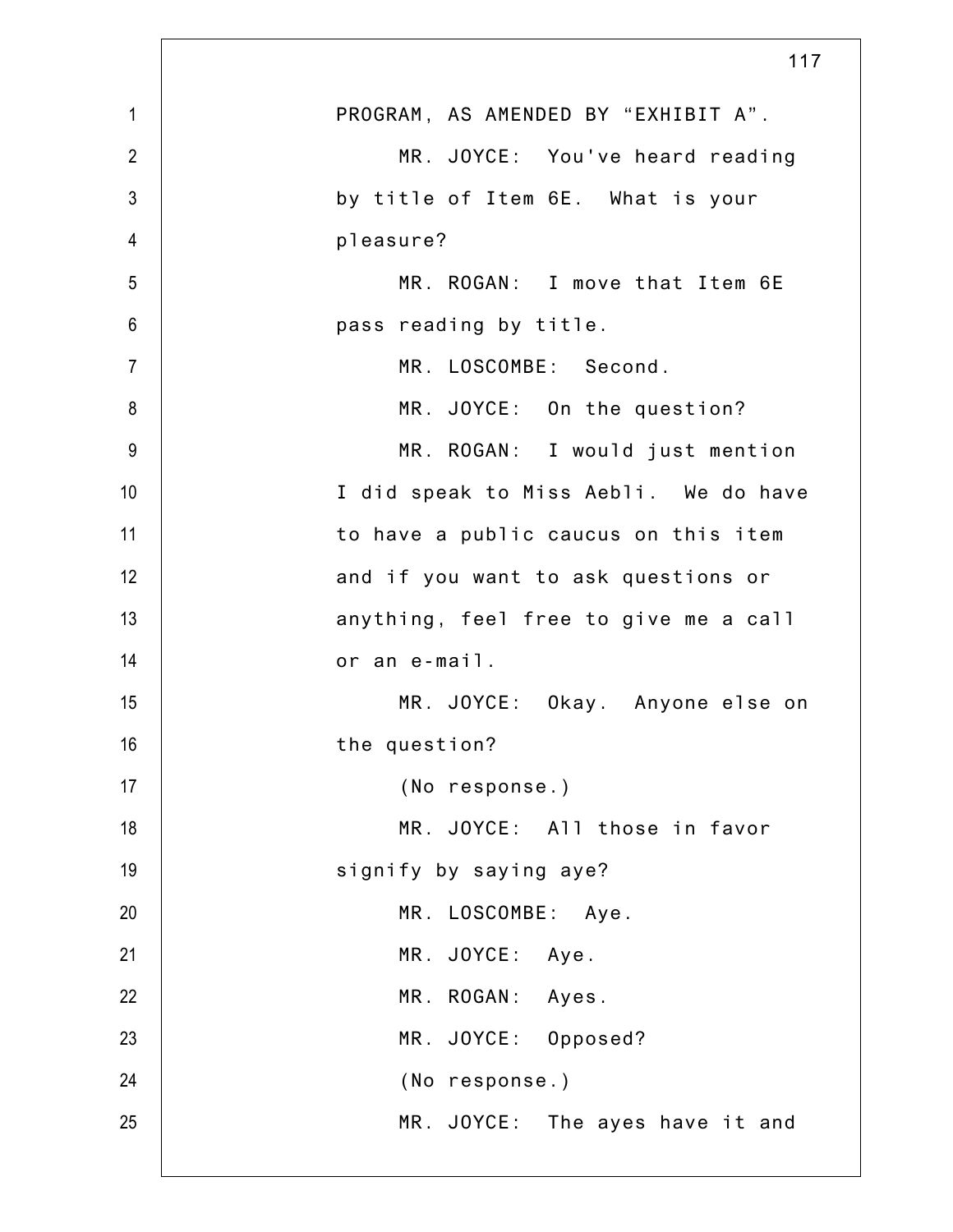PROGRAM, AS AMENDED BY “EXHIBIT A”.

MR. JOYCE: You've heard reading by title of Item 6E. What is your pleasure?

MR. ROGAN: I move that Item 6E pass reading by title.

MR. LOSCOMBE: Second.

MR. JOYCE: On the question?

MR. ROGAN: I would just mention I did speak to Miss Aebli. We do have to have a public caucus on this item and if you want to ask questions or anything, feel free to give me a call or an e-mail.

MR. JOYCE: Okay. Anyone else on the question?

(No response.)

MR. JOYCE: All those in favor signify by saying aye?

MR. LOSCOMBE: Aye.

MR. JOYCE: Aye.

MR. ROGAN: Ayes.

MR. JOYCE: Opposed?

(No response.)

MR. JOYCE: The ayes have it and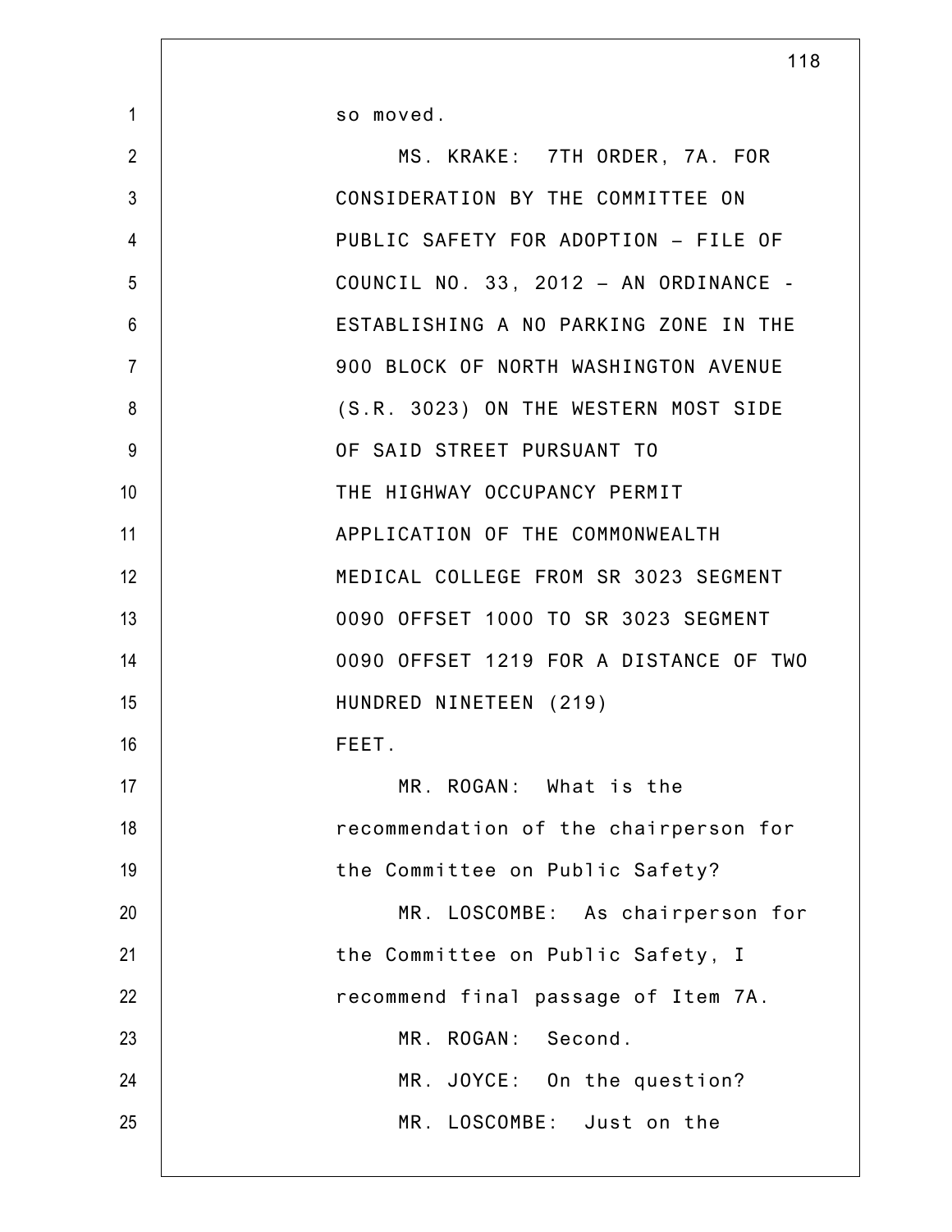so moved.

MS. KRAKE: 7TH ORDER, 7A. FOR CONSIDERATION BY THE COMMITTEE ON PUBLIC SAFETY FOR ADOPTION – FILE OF COUNCIL NO. 33, 2012 – AN ORDINANCE - ESTABLISHING A NO PARKING ZONE IN THE 900 BLOCK OF NORTH WASHINGTON AVENUE (S.R. 3023) ON THE WESTERN MOST SIDE OF SAID STREET PURSUANT TO THE HIGHWAY OCCUPANCY PERMIT APPLICATION OF THE COMMONWEALTH MEDICAL COLLEGE FROM SR 3023 SEGMENT 0090 OFFSET 1000 TO SR 3023 SEGMENT 0090 OFFSET 1219 FOR A DISTANCE OF TWO HUNDRED NINETEEN (219) FEET.

MR. ROGAN: What is the recommendation of the chairperson for the Committee on Public Safety?

MR. LOSCOMBE: As chairperson for the Committee on Public Safety, I recommend final passage of Item 7A.

MR. ROGAN: Second.

MR. JOYCE: On the question?

MR. LOSCOMBE: Just on the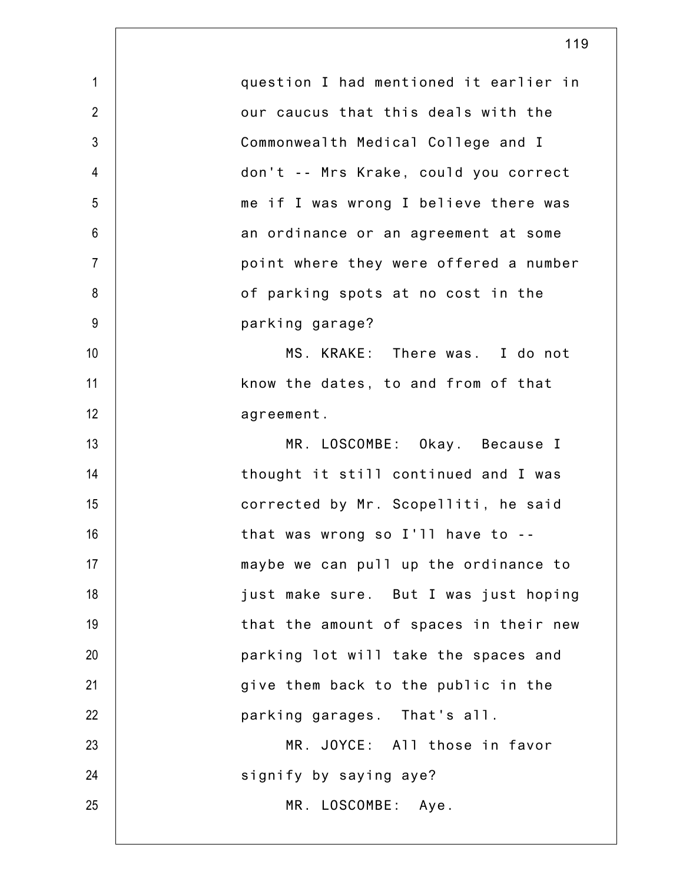question I had mentioned it earlier in our caucus that this deals with the Commonwealth Medical College and I don't -- Mrs Krake, could you correct me if I was wrong I believe there was an ordinance or an agreement at some point where they were offered a number of parking spots at no cost in the parking garage?

MS. KRAKE: There was. I do not know the dates, to and from of that agreement.

MR. LOSCOMBE: Okay. Because I thought it still continued and I was corrected by Mr. Scopelliti, he said that was wrong so I'll have to -- maybe we can pull up the ordinance to just make sure. But I was just hoping that the amount of spaces in their new parking lot will take the spaces and give them back to the public in the parking garages. That's all.

MR. JOYCE: All those in favor signify by saying aye?

MR. LOSCOMBE: Aye.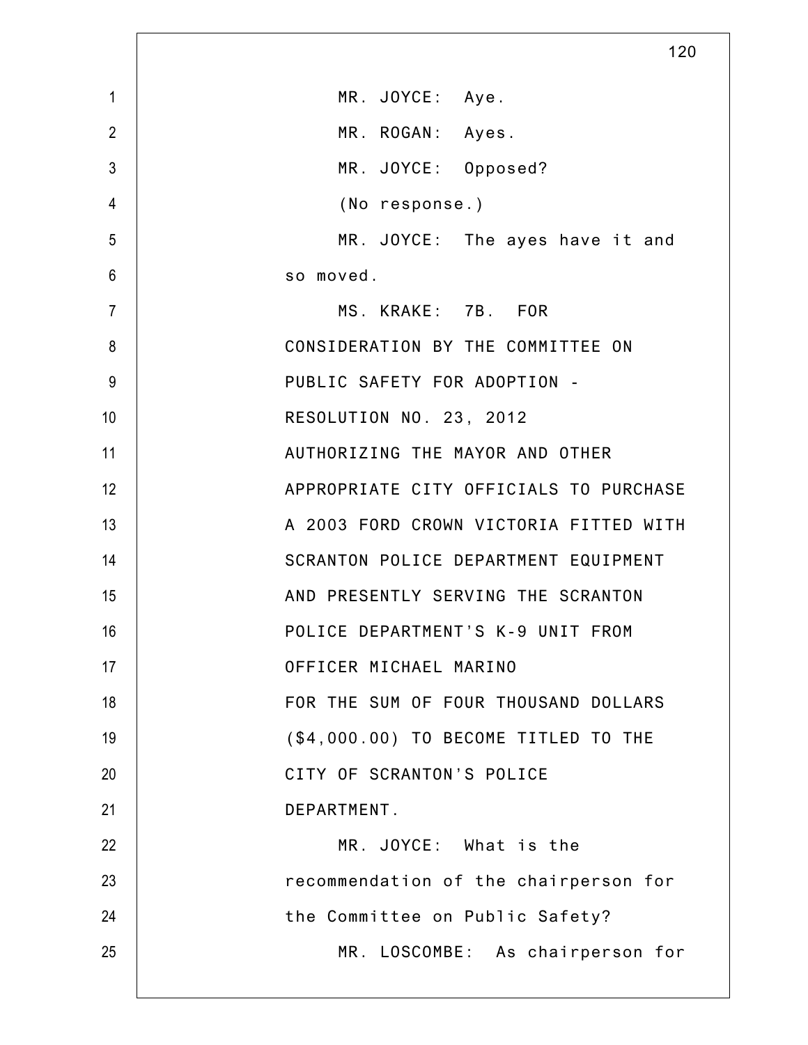MR. JOYCE: Aye.

MR. ROGAN: Ayes.

MR. JOYCE: Opposed?

(No response.)

MR. JOYCE: The ayes have it and so moved.

MS. KRAKE: 7B. FOR CONSIDERATION BY THE COMMITTEE ON PUBLIC SAFETY FOR ADOPTION - RESOLUTION NO. 23, 2012 AUTHORIZING THE MAYOR AND OTHER APPROPRIATE CITY OFFICIALS TO PURCHASE A 2003 FORD CROWN VICTORIA FITTED WITH SCRANTON POLICE DEPARTMENT EQUIPMENT AND PRESENTLY SERVING THE SCRANTON POLICE DEPARTMENT'S K-9 UNIT FROM OFFICER MICHAEL MARINO FOR THE SUM OF FOUR THOUSAND DOLLARS ($4,000.00) TO BECOME TITLED TO THE CITY OF SCRANTON'S POLICE DEPARTMENT.

MR. JOYCE: What is the recommendation of the chairperson for the Committee on Public Safety?

MR. LOSCOMBE: As chairperson for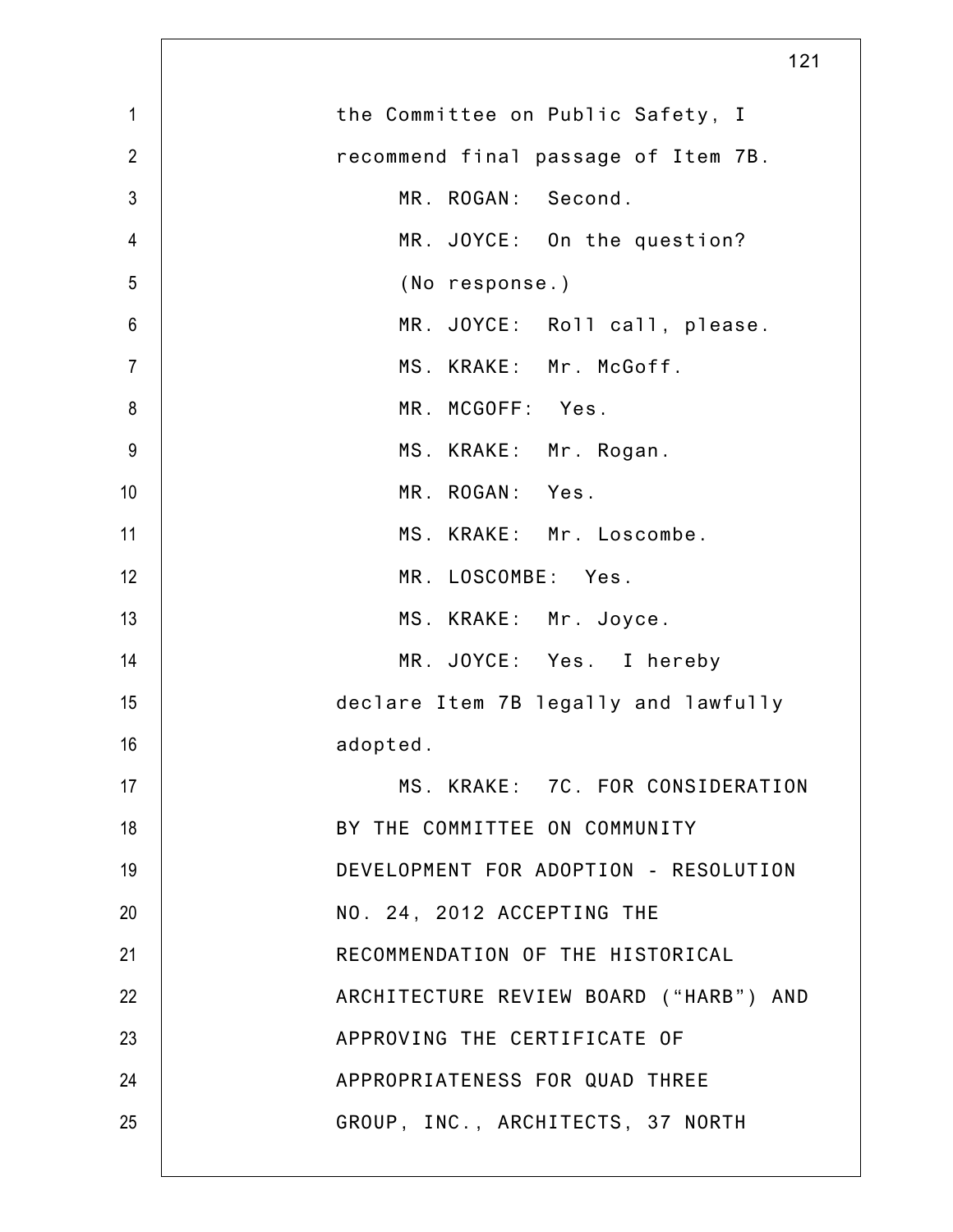the Committee on Public Safety, I recommend final passage of Item 7B.

MR. ROGAN: Second.

MR. JOYCE: On the question?

(No response.)

MR. JOYCE: Roll call, please.

MS. KRAKE: Mr. McGoff.

MR. MCGOFF: Yes.

MS. KRAKE: Mr. Rogan.

MR. ROGAN: Yes.

MS. KRAKE: Mr. Loscombe.

MR. LOSCOMBE: Yes.

MS. KRAKE: Mr. Joyce.

MR. JOYCE: Yes. I hereby declare Item 7B legally and lawfully adopted.

MS. KRAKE: 7C. FOR CONSIDERATION BY THE COMMITTEE ON COMMUNITY DEVELOPMENT FOR ADOPTION - RESOLUTION NO. 24, 2012 ACCEPTING THE RECOMMENDATION OF THE HISTORICAL ARCHITECTURE REVIEW BOARD ("HARB") AND APPROVING THE CERTIFICATE OF APPROPRIATENESS FOR QUAD THREE GROUP, INC., ARCHITECTS, 37 NORTH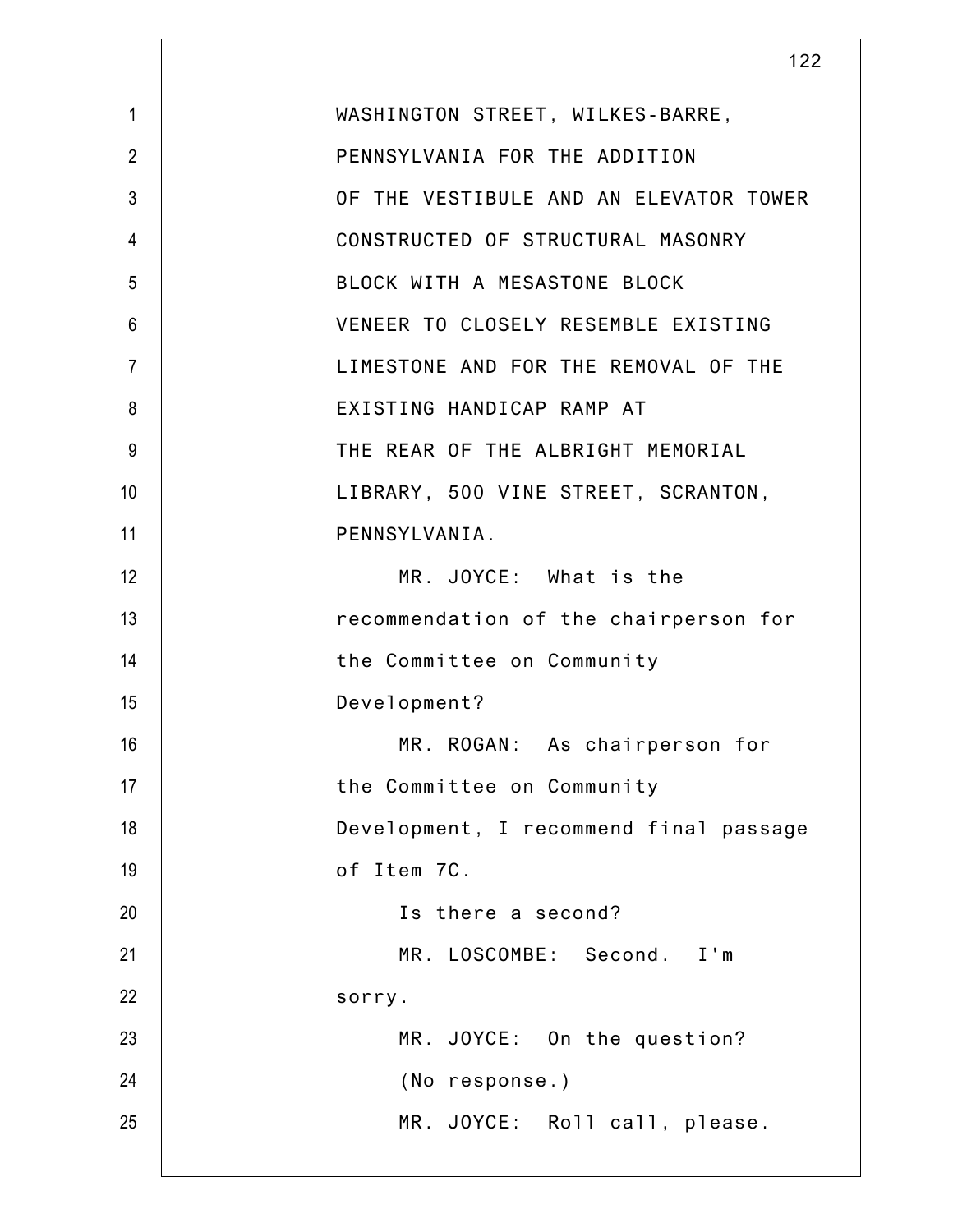WASHINGTON STREET, WILKES-BARRE, PENNSYLVANIA FOR THE ADDITION OF THE VESTIBULE AND AN ELEVATOR TOWER CONSTRUCTED OF STRUCTURAL MASONRY BLOCK WITH A MESASTONE BLOCK VENEER TO CLOSELY RESEMBLE EXISTING LIMESTONE AND FOR THE REMOVAL OF THE EXISTING HANDICAP RAMP AT THE REAR OF THE ALBRIGHT MEMORIAL LIBRARY, 500 VINE STREET, SCRANTON, PENNSYLVANIA.

MR. JOYCE: What is the recommendation of the chairperson for the Committee on Community Development?

MR. ROGAN: As chairperson for the Committee on Community Development, I recommend final passage of Item 7C.

Is there a second?

MR. LOSCOMBE: Second. I'm sorry.

MR. JOYCE: On the question?

(No response.)

MR. JOYCE: Roll call, please.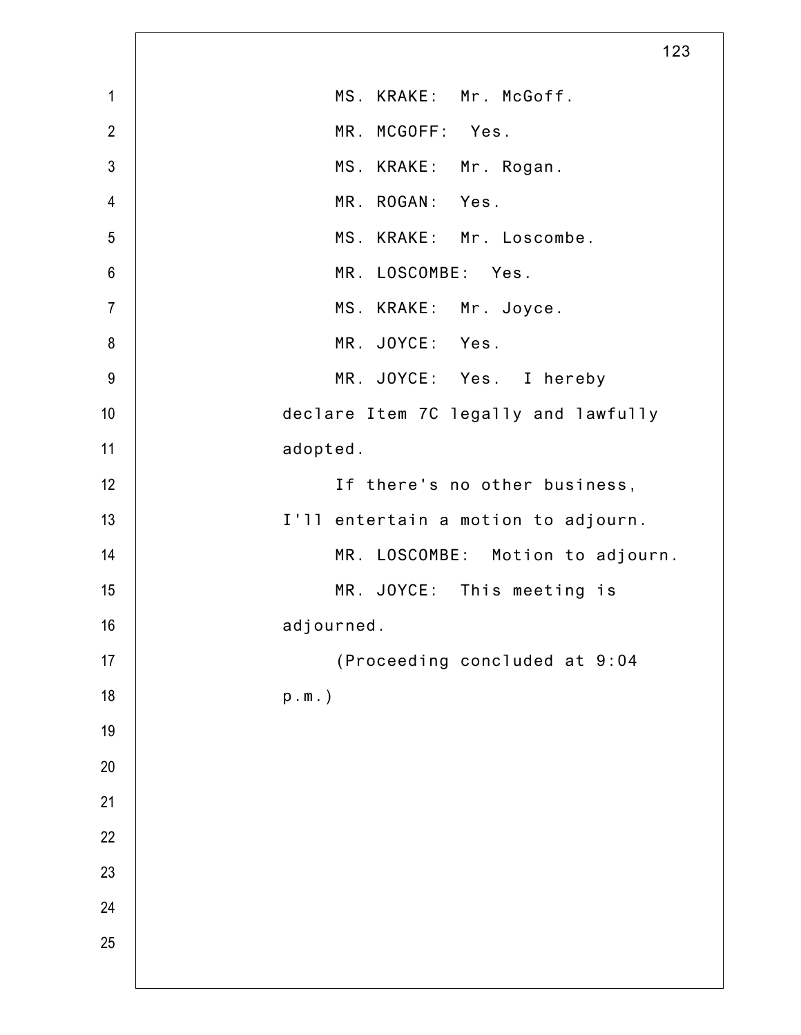MS. KRAKE: Mr. McGoff.

MR. MCGOFF: Yes.

MS. KRAKE: Mr. Rogan.

MR. ROGAN: Yes.

MS. KRAKE: Mr. Loscombe.

MR. LOSCOMBE: Yes.

MS. KRAKE: Mr. Joyce.

MR. JOYCE: Yes.

MR. JOYCE: Yes. I hereby declare Item 7C legally and lawfully adopted.

If there's no other business, I'll entertain a motion to adjourn.

MR. LOSCOMBE: Motion to adjourn.

MR. JOYCE: This meeting is adjourned.

(Proceeding concluded at 9:04 p.m.)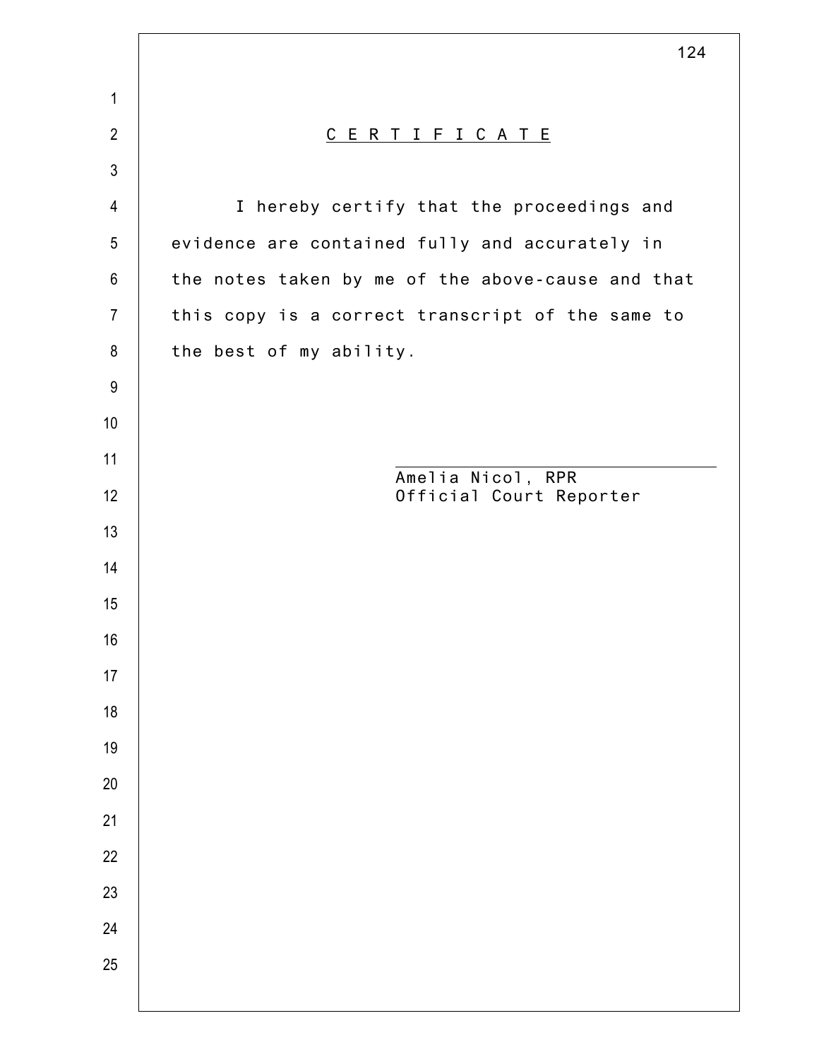## C E R T I F I C A T E

I hereby certify that the proceedings and evidence are contained fully and accurately in the notes taken by me of the above-cause and that this copy is a correct transcript of the same to the best of my ability.

\_\_\_\_\_\_\_\_\_\_\_\_\_\_\_\_\_\_\_\_\_\_\_\_\_\_\_\_\_\_

Amelia Nicol, RPR
Official Court Reporter